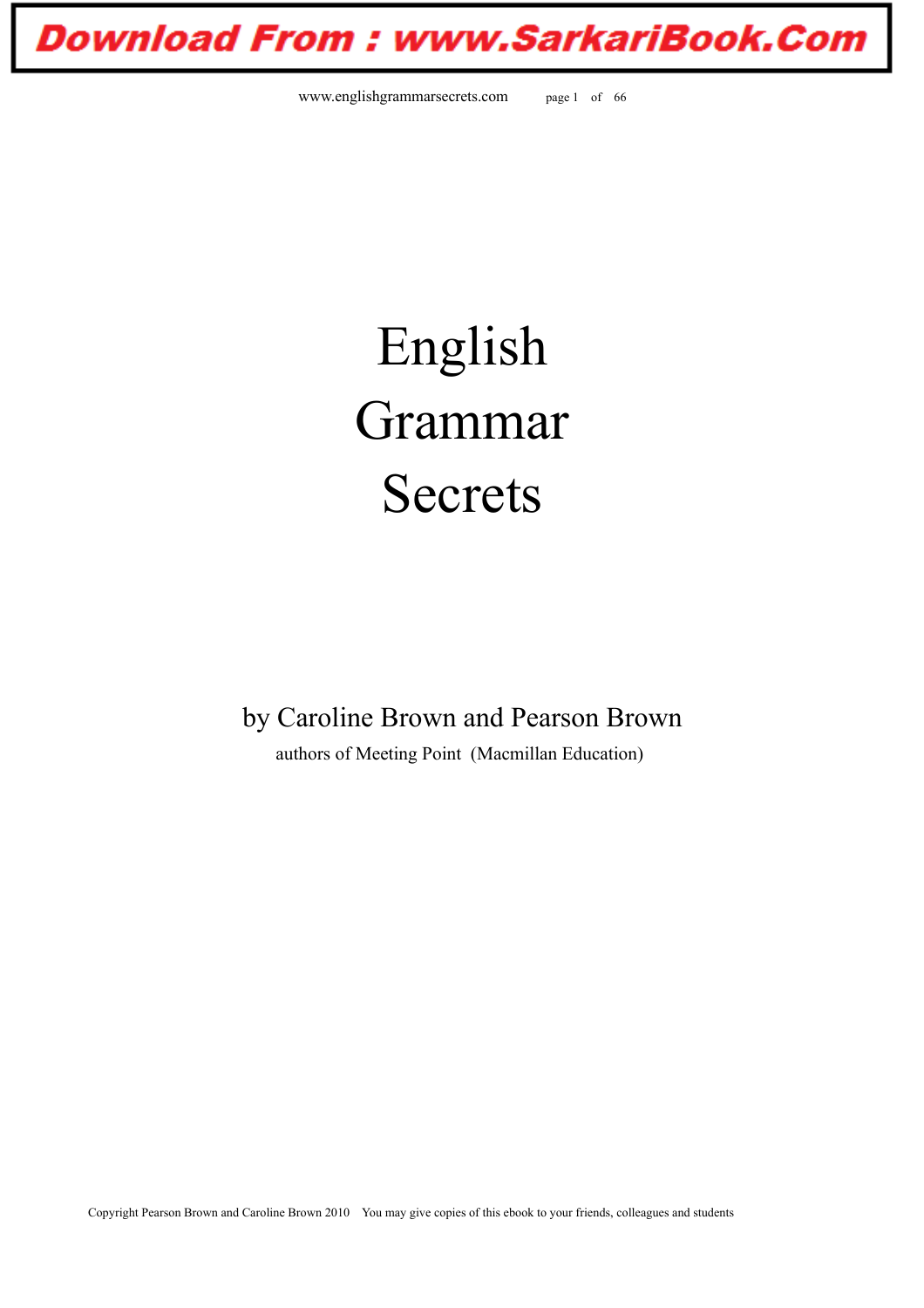Download From : www.SarkariBook.Com

# English Grammar Secrets

by Caroline Brown and Pearson Brown

authors of Meeting Point (Macmillan Education)

Copyright Pearson Brown and Caroline Brown 2010 You may give copies of this ebook to your friends, colleagues and students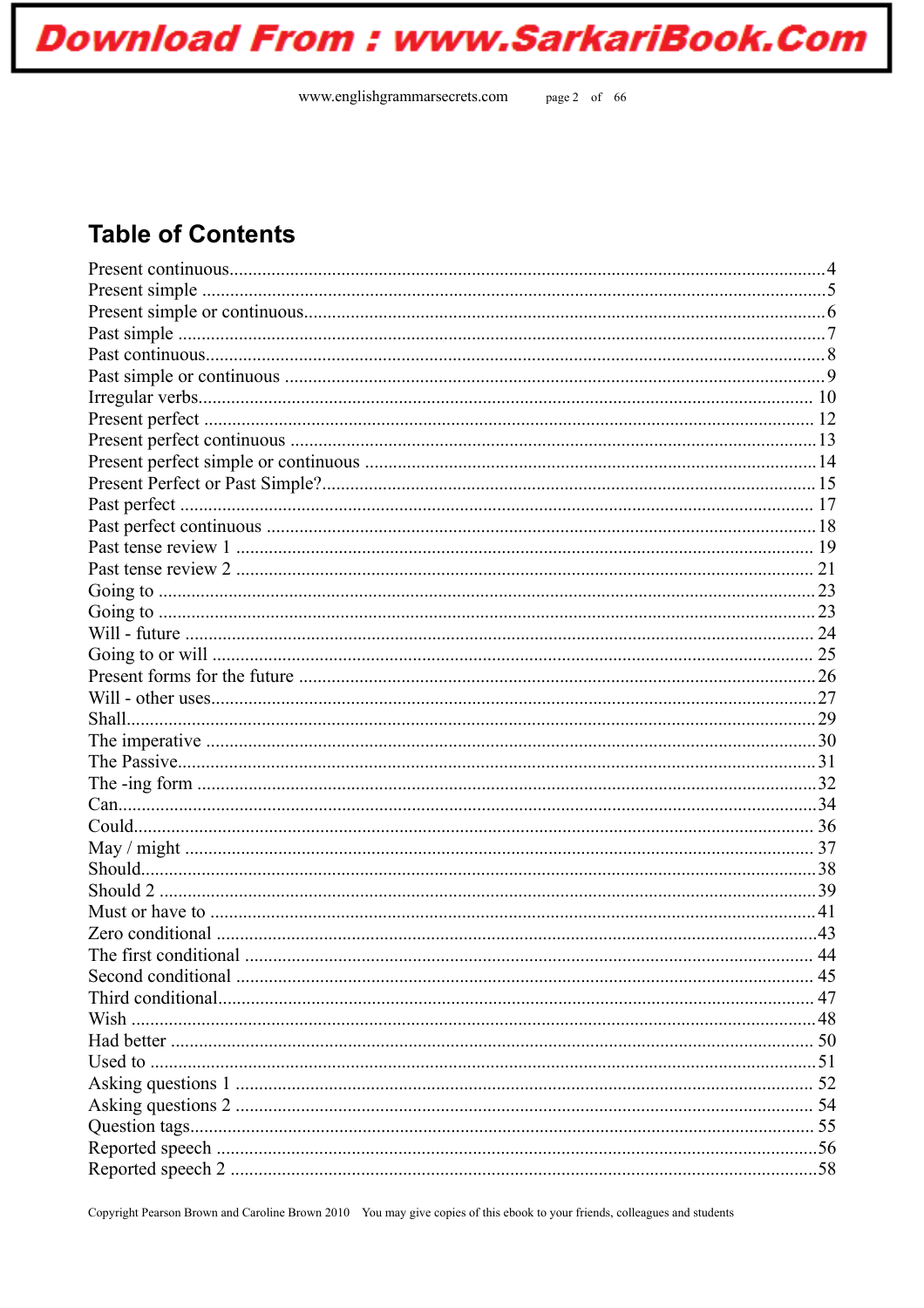## Table of Contents

Present continuous....4
Present simple ....5
Present simple or continuous....6
Past simple ....7
Past continuous....8
Past simple or continuous ....9
Irregular verbs.... 10
Present perfect .... 12
Present perfect continuous ....13
Present perfect simple or continuous ....14
Present Perfect or Past Simple?....15
Past perfect .... 17
Past perfect continuous ....18
Past tense review 1 .... 19
Past tense review 2 .... 21
Going to .... 23
Going to .... 23
Will - future .... 24
Going to or will .... 25
Present forms for the future ....26
Will - other uses....27
Shall....29
The imperative ....30
The Passive....31
The -ing form ....32
Can....34
Could.... 36
May / might .... 37
Should....38
Should 2 ....39
Must or have to ....41
Zero conditional ....43
The first conditional .... 44
Second conditional .... 45
Third conditional.... 47
Wish ....48
Had better .... 50
Used to ....51
Asking questions 1 .... 52
Asking questions 2 .... 54
Question tags.... 55
Reported speech ....56
Reported speech 2 ....58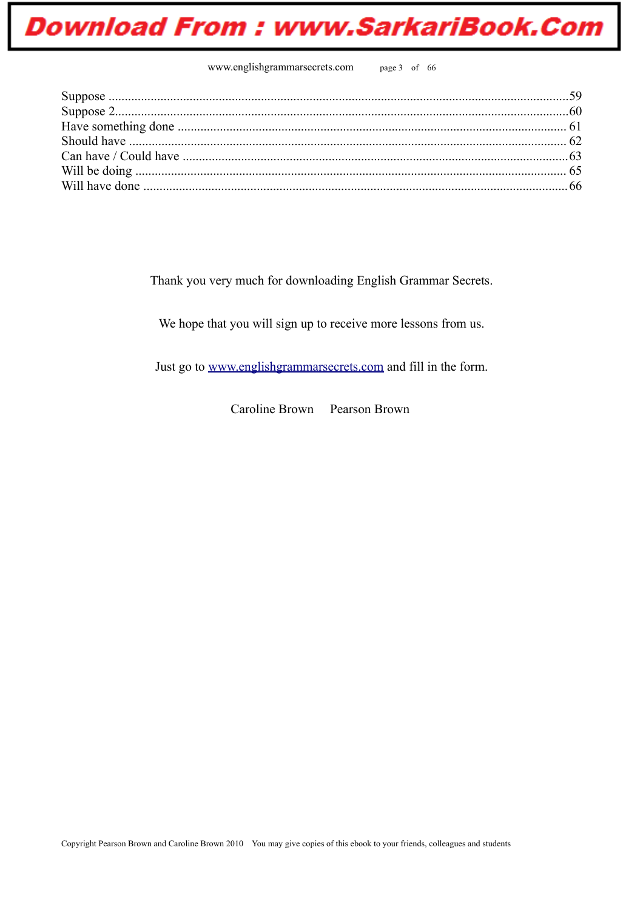Suppose ............................................................................................................................................59
Suppose 2..........................................................................................................................................60
Have something done ...................................................................................................................... 61
Should have ...................................................................................................................................... 62
Can have / Could have ......................................................................................................................63
Will be doing .................................................................................................................................... 65
Will have done .................................................................................................................................66

Thank you very much for downloading English Grammar Secrets.

We hope that you will sign up to receive more lessons from us.

Just go to [www.englishgrammarsecrets.com](http://www.englishgrammarsecrets.com) and fill in the form.

Caroline Brown Pearson Brown

Copyright Pearson Brown and Caroline Brown 2010 You may give copies of this ebook to your friends, colleagues and students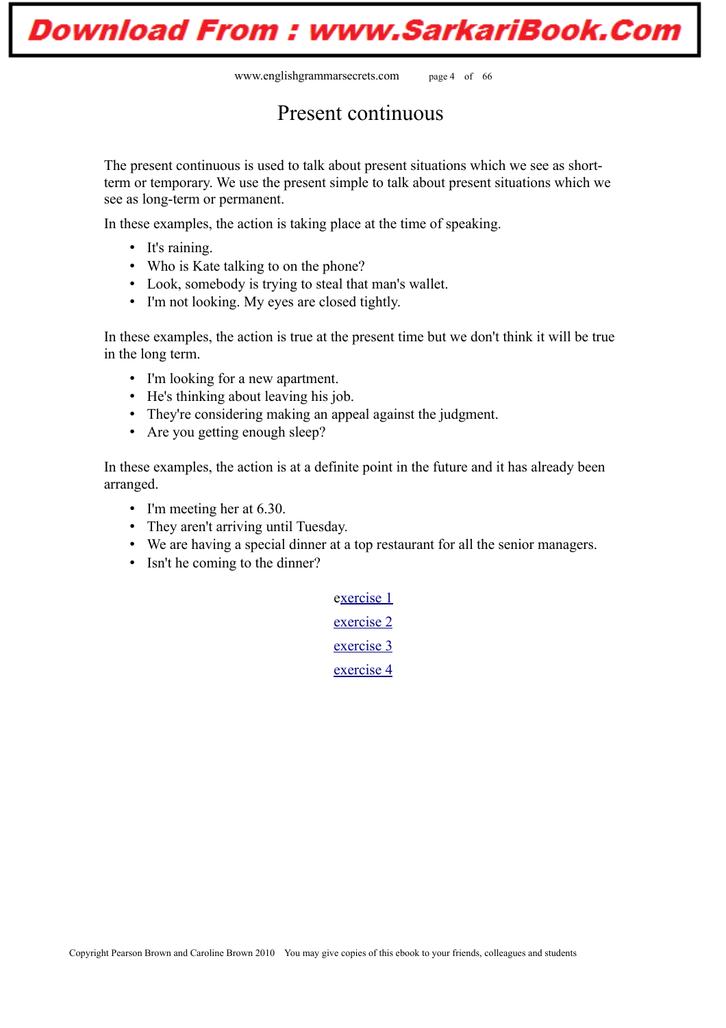# Present continuous

The present continuous is used to talk about present situations which we see as short-term or temporary. We use the present simple to talk about present situations which we see as long-term or permanent.

In these examples, the action is taking place at the time of speaking.

- It's raining.
- Who is Kate talking to on the phone?
- Look, somebody is trying to steal that man's wallet.
- I'm not looking. My eyes are closed tightly.

In these examples, the action is true at the present time but we don't think it will be true in the long term.

- I'm looking for a new apartment.
- He's thinking about leaving his job.
- They're considering making an appeal against the judgment.
- Are you getting enough sleep?

In these examples, the action is at a definite point in the future and it has already been arranged.

- I'm meeting her at 6.30.
- They aren't arriving until Tuesday.
- We are having a special dinner at a top restaurant for all the senior managers.
- Isn't he coming to the dinner?

exercise 1

exercise 2

exercise 3

exercise 4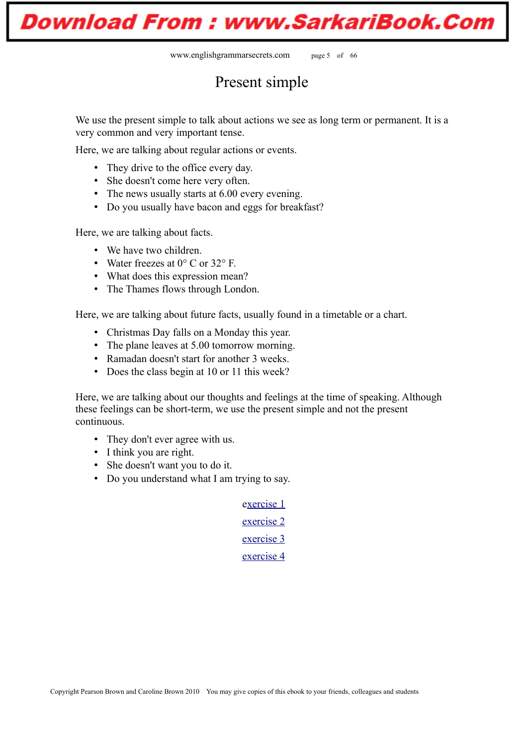# Present simple

We use the present simple to talk about actions we see as long term or permanent. It is a very common and very important tense.

Here, we are talking about regular actions or events.

- They drive to the office every day.
- She doesn't come here very often.
- The news usually starts at 6.00 every evening.
- Do you usually have bacon and eggs for breakfast?

Here, we are talking about facts.

- We have two children.
- Water freezes at 0° C or 32° F.
- What does this expression mean?
- The Thames flows through London.

Here, we are talking about future facts, usually found in a timetable or a chart.

- Christmas Day falls on a Monday this year.
- The plane leaves at 5.00 tomorrow morning.
- Ramadan doesn't start for another 3 weeks.
- Does the class begin at 10 or 11 this week?

Here, we are talking about our thoughts and feelings at the time of speaking. Although these feelings can be short-term, we use the present simple and not the present continuous.

- They don't ever agree with us.
- I think you are right.
- She doesn't want you to do it.
- Do you understand what I am trying to say.

exercise 1

exercise 2

exercise 3

exercise 4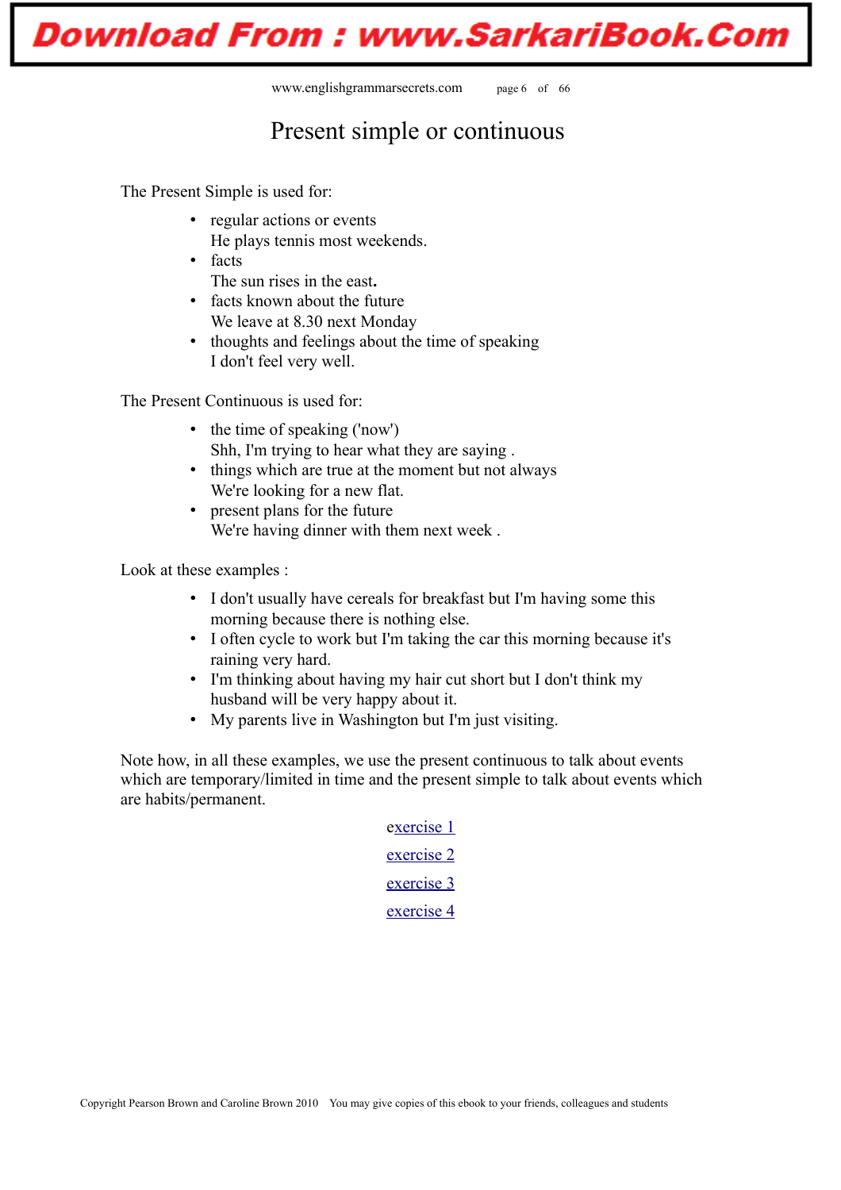# Present simple or continuous

The Present Simple is used for:

- regular actions or events
  He plays tennis most weekends.
- facts
  The sun rises in the east**.**
- facts known about the future
  We leave at 8.30 next Monday
- thoughts and feelings about the time of speaking
  I don't feel very well.

The Present Continuous is used for:

- the time of speaking ('now')
  Shh, I'm trying to hear what they are saying .
- things which are true at the moment but not always
  We're looking for a new flat.
- present plans for the future
  We're having dinner with them next week .

Look at these examples :

- I don't usually have cereals for breakfast but I'm having some this morning because there is nothing else.
- I often cycle to work but I'm taking the car this morning because it's raining very hard.
- I'm thinking about having my hair cut short but I don't think my husband will be very happy about it.
- My parents live in Washington but I'm just visiting.

Note how, in all these examples, we use the present continuous to talk about events which are temporary/limited in time and the present simple to talk about events which are habits/permanent.

exercise 1

exercise 2

exercise 3

exercise 4

Copyright Pearson Brown and Caroline Brown 2010 You may give copies of this ebook to your friends, colleagues and students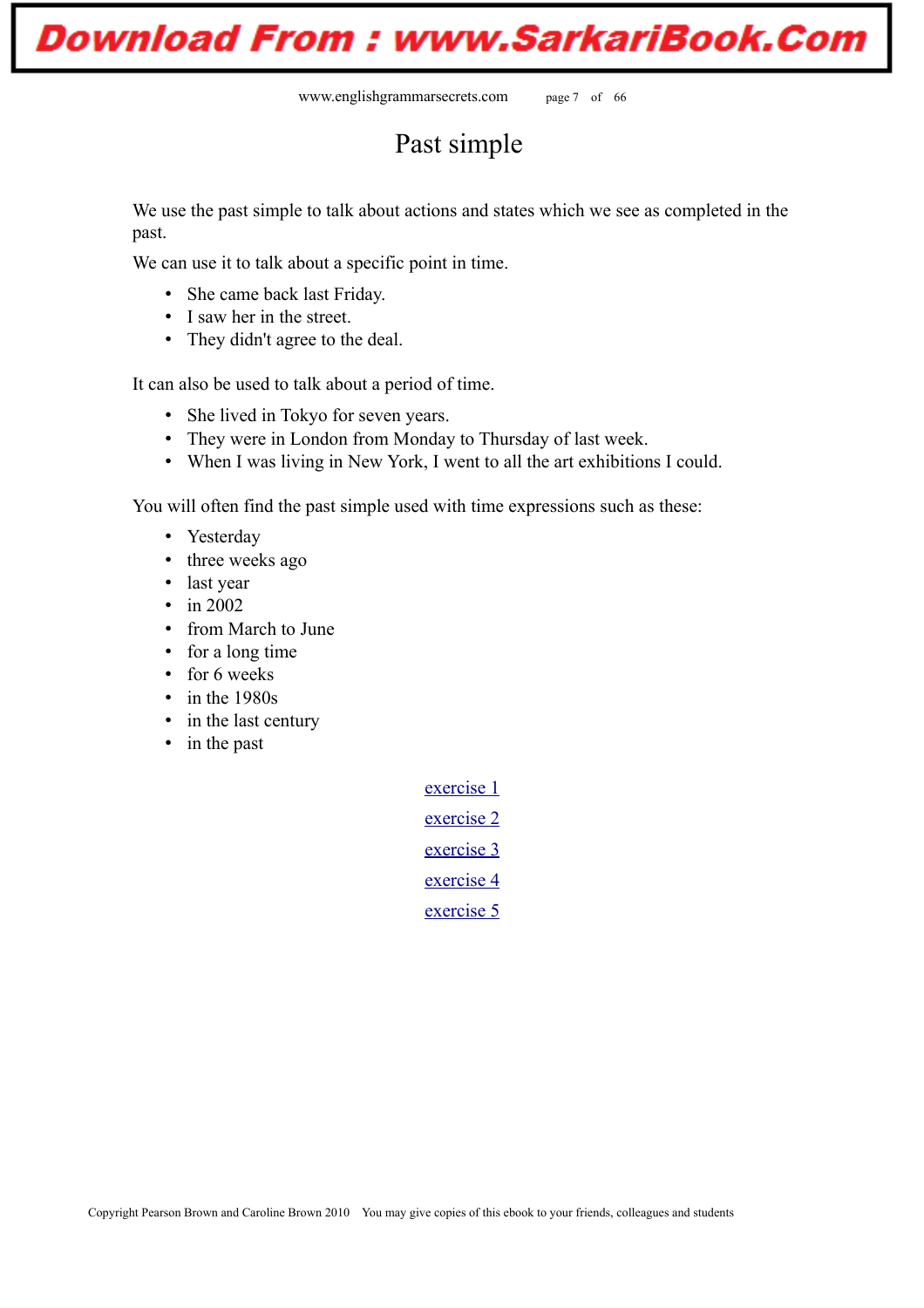# Past simple

We use the past simple to talk about actions and states which we see as completed in the past.

We can use it to talk about a specific point in time.

- She came back last Friday.
- I saw her in the street.
- They didn't agree to the deal.

It can also be used to talk about a period of time.

- She lived in Tokyo for seven years.
- They were in London from Monday to Thursday of last week.
- When I was living in New York, I went to all the art exhibitions I could.

You will often find the past simple used with time expressions such as these:

- Yesterday
- three weeks ago
- last year
- in 2002
- from March to June
- for a long time
- for 6 weeks
- in the 1980s
- in the last century
- in the past

exercise 1

exercise 2

exercise 3

exercise 4

exercise 5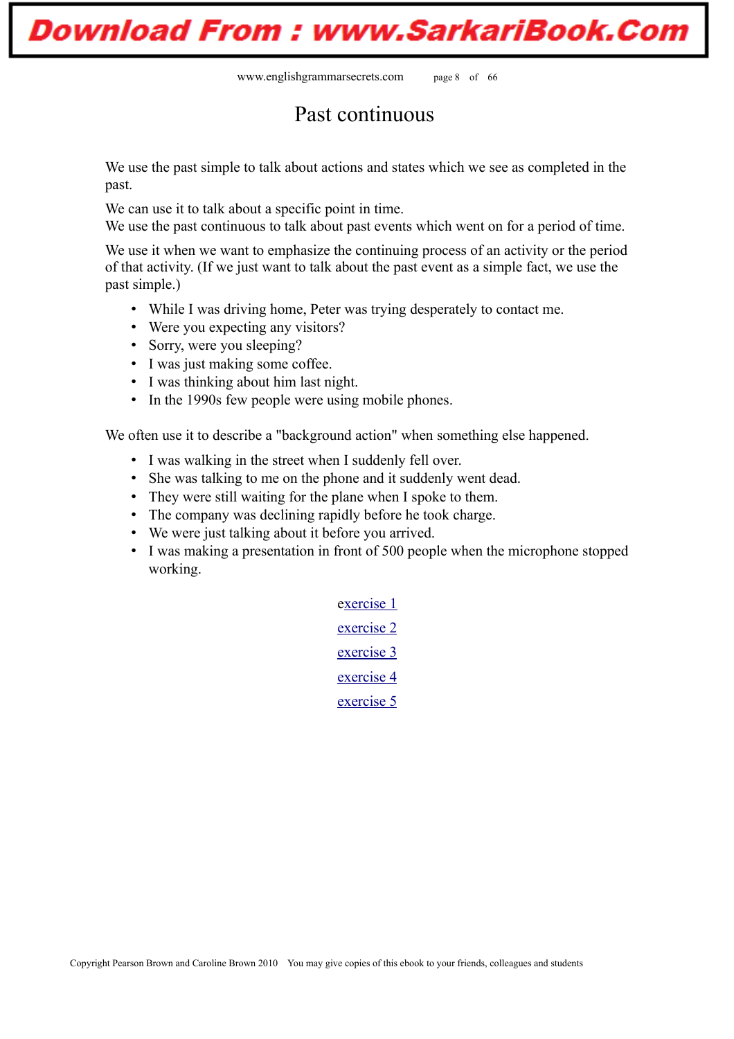# Past continuous

We use the past simple to talk about actions and states which we see as completed in the past.

We can use it to talk about a specific point in time.
We use the past continuous to talk about past events which went on for a period of time.

We use it when we want to emphasize the continuing process of an activity or the period of that activity. (If we just want to talk about the past event as a simple fact, we use the past simple.)

- While I was driving home, Peter was trying desperately to contact me.
- Were you expecting any visitors?
- Sorry, were you sleeping?
- I was just making some coffee.
- I was thinking about him last night.
- In the 1990s few people were using mobile phones.

We often use it to describe a "background action" when something else happened.

- I was walking in the street when I suddenly fell over.
- She was talking to me on the phone and it suddenly went dead.
- They were still waiting for the plane when I spoke to them.
- The company was declining rapidly before he took charge.
- We were just talking about it before you arrived.
- I was making a presentation in front of 500 people when the microphone stopped working.

exercise 1

exercise 2

exercise 3

exercise 4

exercise 5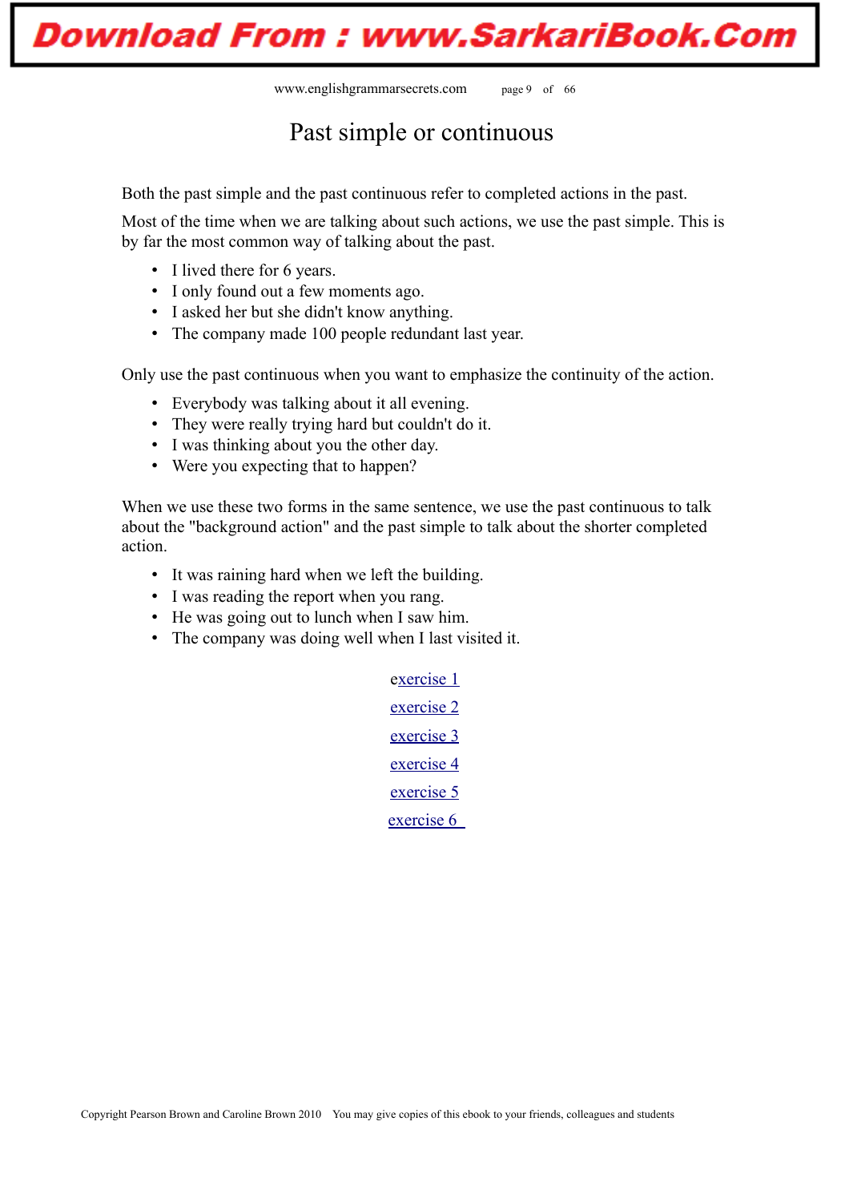# Past simple or continuous

Both the past simple and the past continuous refer to completed actions in the past.

Most of the time when we are talking about such actions, we use the past simple. This is by far the most common way of talking about the past.

- I lived there for 6 years.
- I only found out a few moments ago.
- I asked her but she didn't know anything.
- The company made 100 people redundant last year.

Only use the past continuous when you want to emphasize the continuity of the action.

- Everybody was talking about it all evening.
- They were really trying hard but couldn't do it.
- I was thinking about you the other day.
- Were you expecting that to happen?

When we use these two forms in the same sentence, we use the past continuous to talk about the "background action" and the past simple to talk about the shorter completed action.

- It was raining hard when we left the building.
- I was reading the report when you rang.
- He was going out to lunch when I saw him.
- The company was doing well when I last visited it.

exercise 1

exercise 2

exercise 3

exercise 4

exercise 5

exercise 6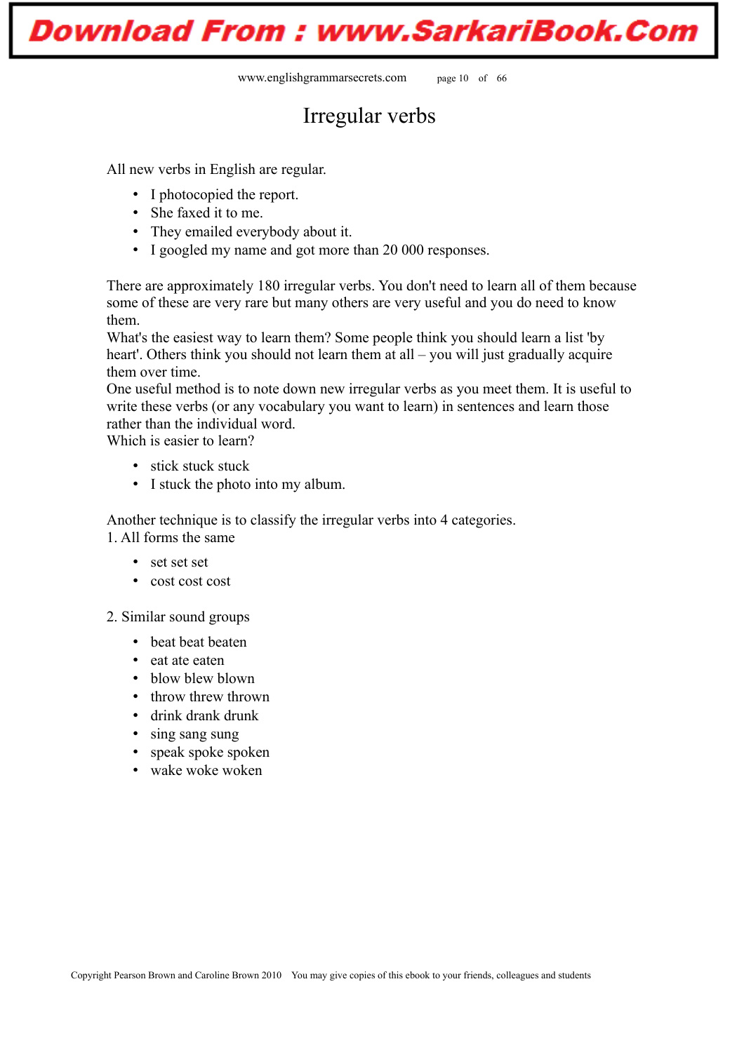# Irregular verbs

All new verbs in English are regular.

- I photocopied the report.
- She faxed it to me.
- They emailed everybody about it.
- I googled my name and got more than 20 000 responses.

There are approximately 180 irregular verbs. You don't need to learn all of them because some of these are very rare but many others are very useful and you do need to know them.
What's the easiest way to learn them? Some people think you should learn a list 'by heart'. Others think you should not learn them at all – you will just gradually acquire them over time.
One useful method is to note down new irregular verbs as you meet them. It is useful to write these verbs (or any vocabulary you want to learn) in sentences and learn those rather than the individual word.
Which is easier to learn?

- stick stuck stuck
- I stuck the photo into my album.

Another technique is to classify the irregular verbs into 4 categories.
1. All forms the same

- set set set
- cost cost cost

2. Similar sound groups

- beat beat beaten
- eat ate eaten
- blow blew blown
- throw threw thrown
- drink drank drunk
- sing sang sung
- speak spoke spoken
- wake woke woken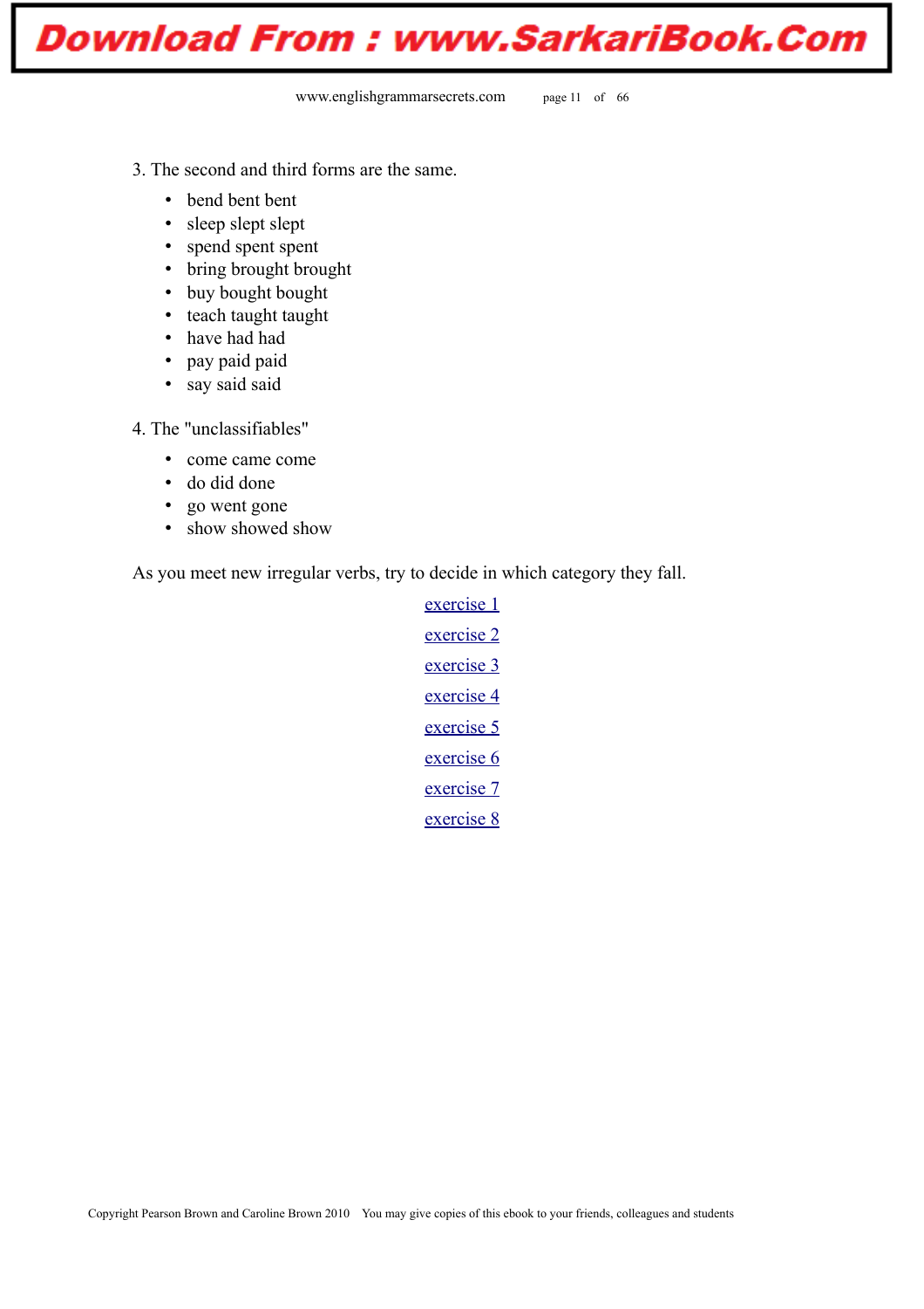3. The second and third forms are the same.

- bend bent bent
- sleep slept slept
- spend spent spent
- bring brought brought
- buy bought bought
- teach taught taught
- have had had
- pay paid paid
- say said said

4. The "unclassifiables"

- come came come
- do did done
- go went gone
- show showed show

As you meet new irregular verbs, try to decide in which category they fall.

exercise 1

exercise 2

exercise 3

exercise 4

exercise 5

exercise 6

exercise 7

exercise 8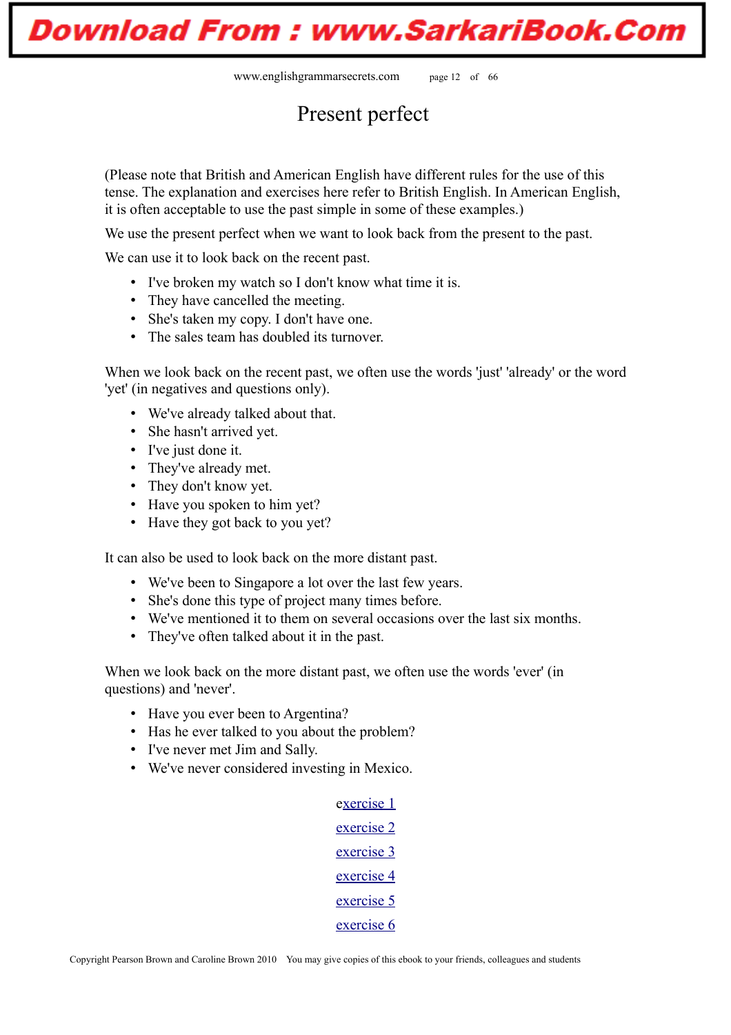# Present perfect

(Please note that British and American English have different rules for the use of this tense. The explanation and exercises here refer to British English. In American English, it is often acceptable to use the past simple in some of these examples.)

We use the present perfect when we want to look back from the present to the past.

We can use it to look back on the recent past.

- I've broken my watch so I don't know what time it is.
- They have cancelled the meeting.
- She's taken my copy. I don't have one.
- The sales team has doubled its turnover.

When we look back on the recent past, we often use the words 'just' 'already' or the word 'yet' (in negatives and questions only).

- We've already talked about that.
- She hasn't arrived yet.
- I've just done it.
- They've already met.
- They don't know yet.
- Have you spoken to him yet?
- Have they got back to you yet?

It can also be used to look back on the more distant past.

- We've been to Singapore a lot over the last few years.
- She's done this type of project many times before.
- We've mentioned it to them on several occasions over the last six months.
- They've often talked about it in the past.

When we look back on the more distant past, we often use the words 'ever' (in questions) and 'never'.

- Have you ever been to Argentina?
- Has he ever talked to you about the problem?
- I've never met Jim and Sally.
- We've never considered investing in Mexico.

exercise 1

exercise 2

exercise 3

exercise 4

exercise 5

exercise 6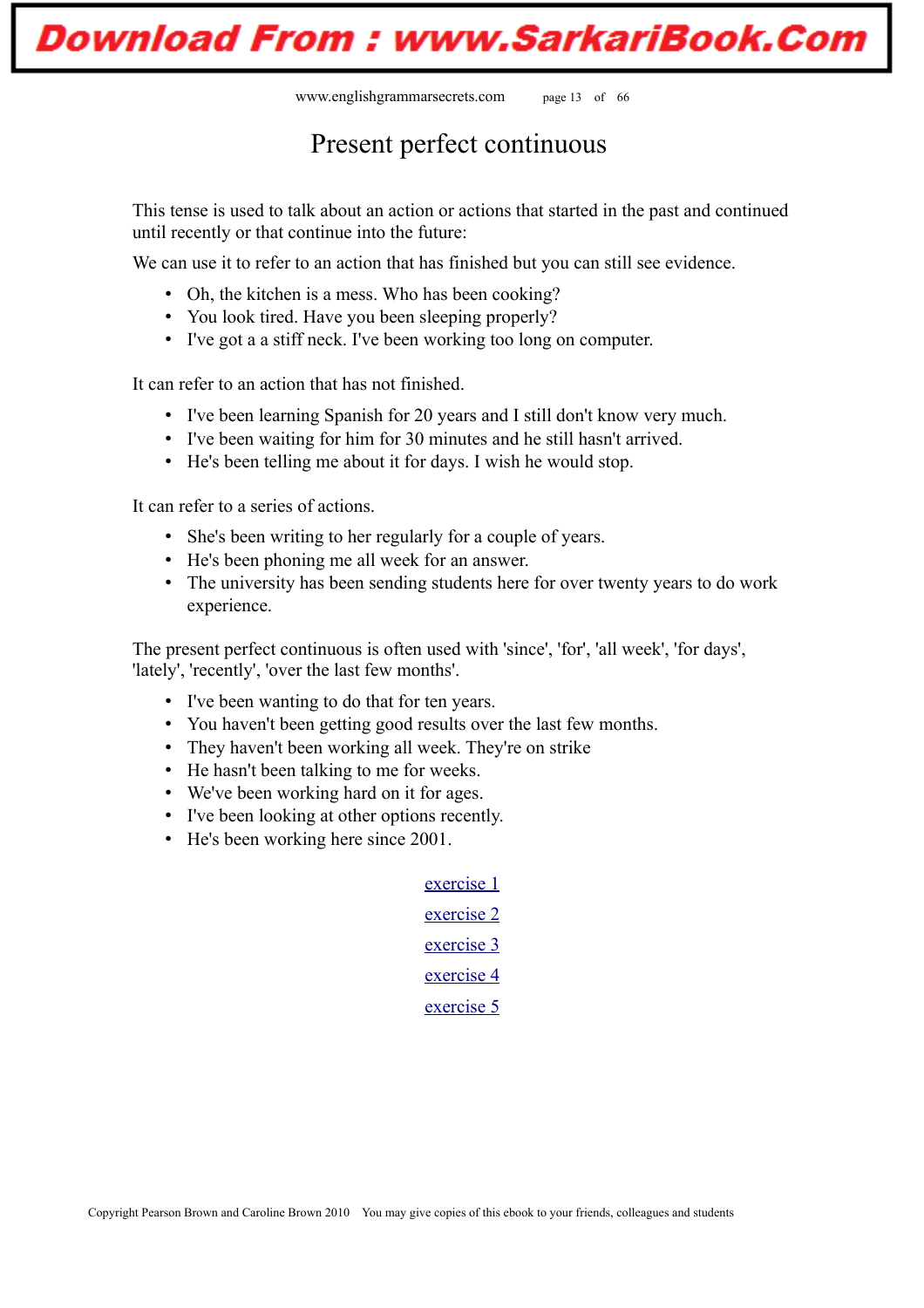# Present perfect continuous

This tense is used to talk about an action or actions that started in the past and continued until recently or that continue into the future:

We can use it to refer to an action that has finished but you can still see evidence.

- Oh, the kitchen is a mess. Who has been cooking?
- You look tired. Have you been sleeping properly?
- I've got a a stiff neck. I've been working too long on computer.

It can refer to an action that has not finished.

- I've been learning Spanish for 20 years and I still don't know very much.
- I've been waiting for him for 30 minutes and he still hasn't arrived.
- He's been telling me about it for days. I wish he would stop.

It can refer to a series of actions.

- She's been writing to her regularly for a couple of years.
- He's been phoning me all week for an answer.
- The university has been sending students here for over twenty years to do work experience.

The present perfect continuous is often used with 'since', 'for', 'all week', 'for days', 'lately', 'recently', 'over the last few months'.

- I've been wanting to do that for ten years.
- You haven't been getting good results over the last few months.
- They haven't been working all week. They're on strike
- He hasn't been talking to me for weeks.
- We've been working hard on it for ages.
- I've been looking at other options recently.
- He's been working here since 2001.

exercise 1

exercise 2

exercise 3

exercise 4

exercise 5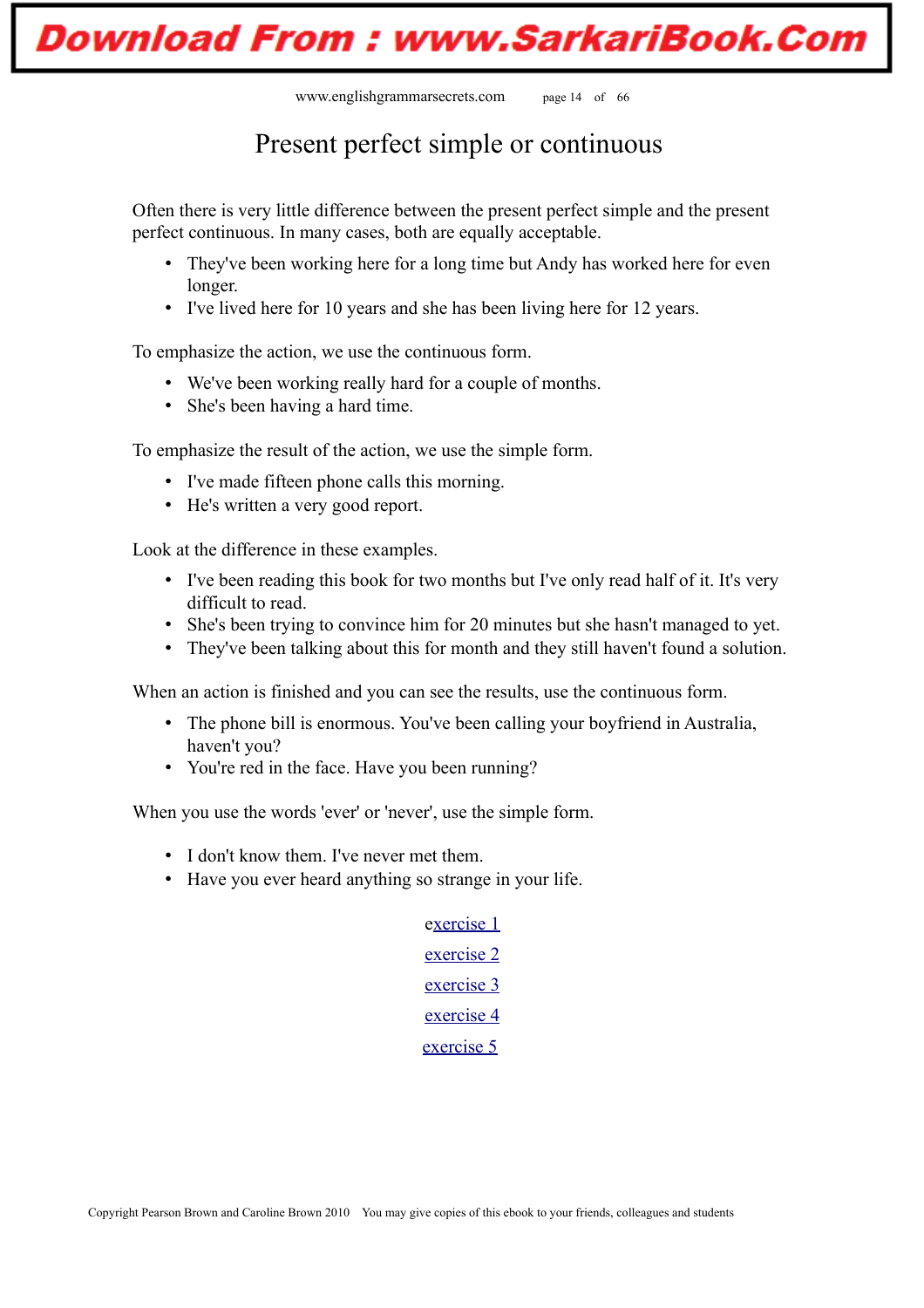# Present perfect simple or continuous

Often there is very little difference between the present perfect simple and the present perfect continuous. In many cases, both are equally acceptable.

- They've been working here for a long time but Andy has worked here for even longer.
- I've lived here for 10 years and she has been living here for 12 years.

To emphasize the action, we use the continuous form.

- We've been working really hard for a couple of months.
- She's been having a hard time.

To emphasize the result of the action, we use the simple form.

- I've made fifteen phone calls this morning.
- He's written a very good report.

Look at the difference in these examples.

- I've been reading this book for two months but I've only read half of it. It's very difficult to read.
- She's been trying to convince him for 20 minutes but she hasn't managed to yet.
- They've been talking about this for month and they still haven't found a solution.

When an action is finished and you can see the results, use the continuous form.

- The phone bill is enormous. You've been calling your boyfriend in Australia, haven't you?
- You're red in the face. Have you been running?

When you use the words 'ever' or 'never', use the simple form.

- I don't know them. I've never met them.
- Have you ever heard anything so strange in your life.

exercise 1

exercise 2

exercise 3

exercise 4

exercise 5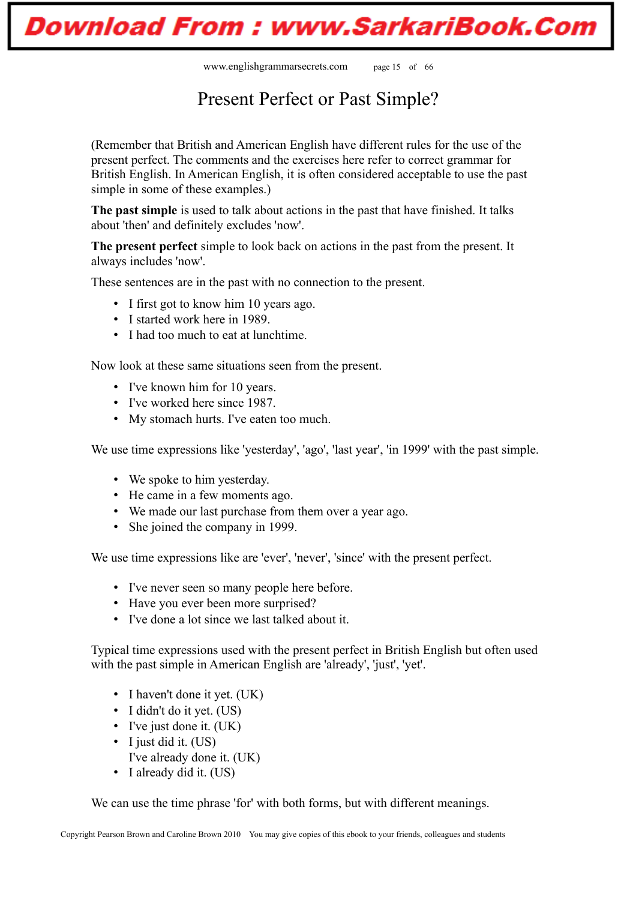# Present Perfect or Past Simple?

(Remember that British and American English have different rules for the use of the present perfect. The comments and the exercises here refer to correct grammar for British English. In American English, it is often considered acceptable to use the past simple in some of these examples.)

**The past simple** is used to talk about actions in the past that have finished. It talks about 'then' and definitely excludes 'now'.

**The present perfect** simple to look back on actions in the past from the present. It always includes 'now'.

These sentences are in the past with no connection to the present.

- I first got to know him 10 years ago.
- I started work here in 1989.
- I had too much to eat at lunchtime.

Now look at these same situations seen from the present.

- I've known him for 10 years.
- I've worked here since 1987.
- My stomach hurts. I've eaten too much.

We use time expressions like 'yesterday', 'ago', 'last year', 'in 1999' with the past simple.

- We spoke to him yesterday.
- He came in a few moments ago.
- We made our last purchase from them over a year ago.
- She joined the company in 1999.

We use time expressions like are 'ever', 'never', 'since' with the present perfect.

- I've never seen so many people here before.
- Have you ever been more surprised?
- I've done a lot since we last talked about it.

Typical time expressions used with the present perfect in British English but often used with the past simple in American English are 'already', 'just', 'yet'.

- I haven't done it yet. (UK)
- I didn't do it yet. (US)
- I've just done it. (UK)
- I just did it. (US)
  I've already done it. (UK)
- I already did it. (US)

We can use the time phrase 'for' with both forms, but with different meanings.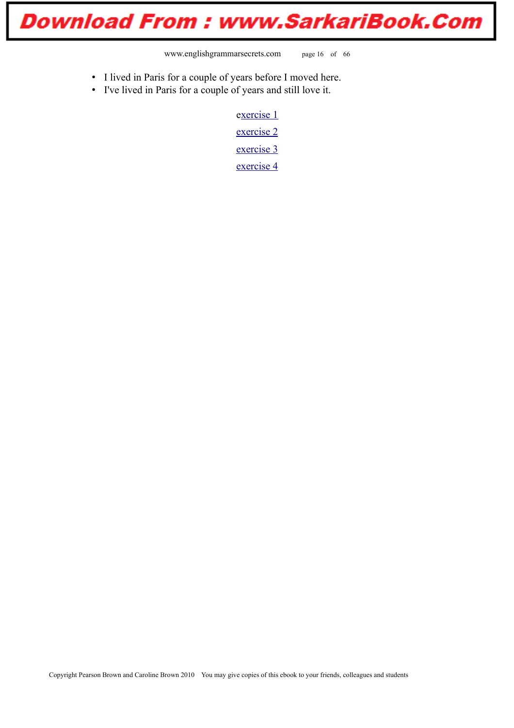- I lived in Paris for a couple of years before I moved here.
- I've lived in Paris for a couple of years and still love it.

exercise 1

exercise 2

exercise 3

exercise 4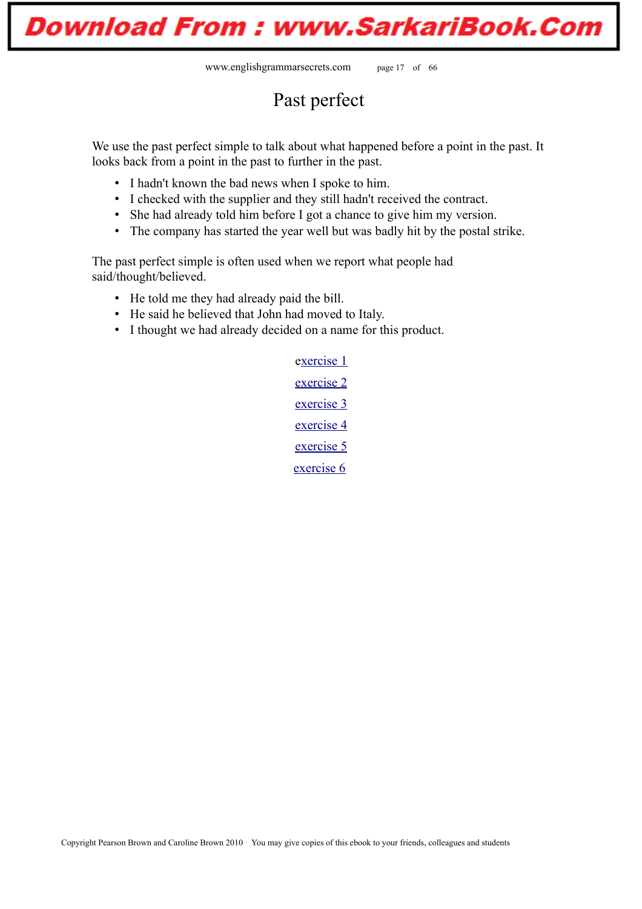# Past perfect

We use the past perfect simple to talk about what happened before a point in the past. It looks back from a point in the past to further in the past.

- I hadn't known the bad news when I spoke to him.
- I checked with the supplier and they still hadn't received the contract.
- She had already told him before I got a chance to give him my version.
- The company has started the year well but was badly hit by the postal strike.

The past perfect simple is often used when we report what people had said/thought/believed.

- He told me they had already paid the bill.
- He said he believed that John had moved to Italy.
- I thought we had already decided on a name for this product.

exercise 1

exercise 2

exercise 3

exercise 4

exercise 5

exercise 6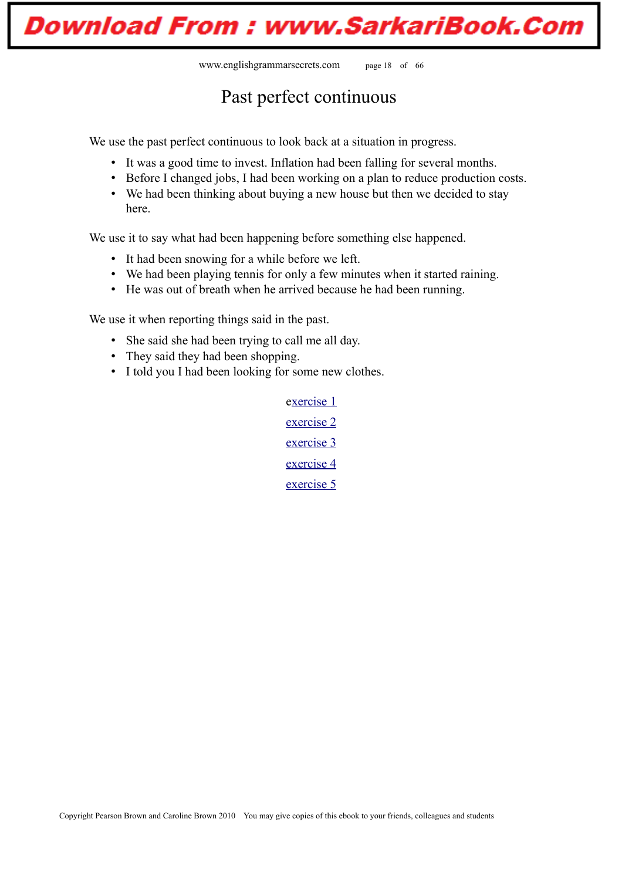# Past perfect continuous

We use the past perfect continuous to look back at a situation in progress.

- It was a good time to invest. Inflation had been falling for several months.
- Before I changed jobs, I had been working on a plan to reduce production costs.
- We had been thinking about buying a new house but then we decided to stay here.

We use it to say what had been happening before something else happened.

- It had been snowing for a while before we left.
- We had been playing tennis for only a few minutes when it started raining.
- He was out of breath when he arrived because he had been running.

We use it when reporting things said in the past.

- She said she had been trying to call me all day.
- They said they had been shopping.
- I told you I had been looking for some new clothes.

exercise 1

exercise 2

exercise 3

exercise 4

exercise 5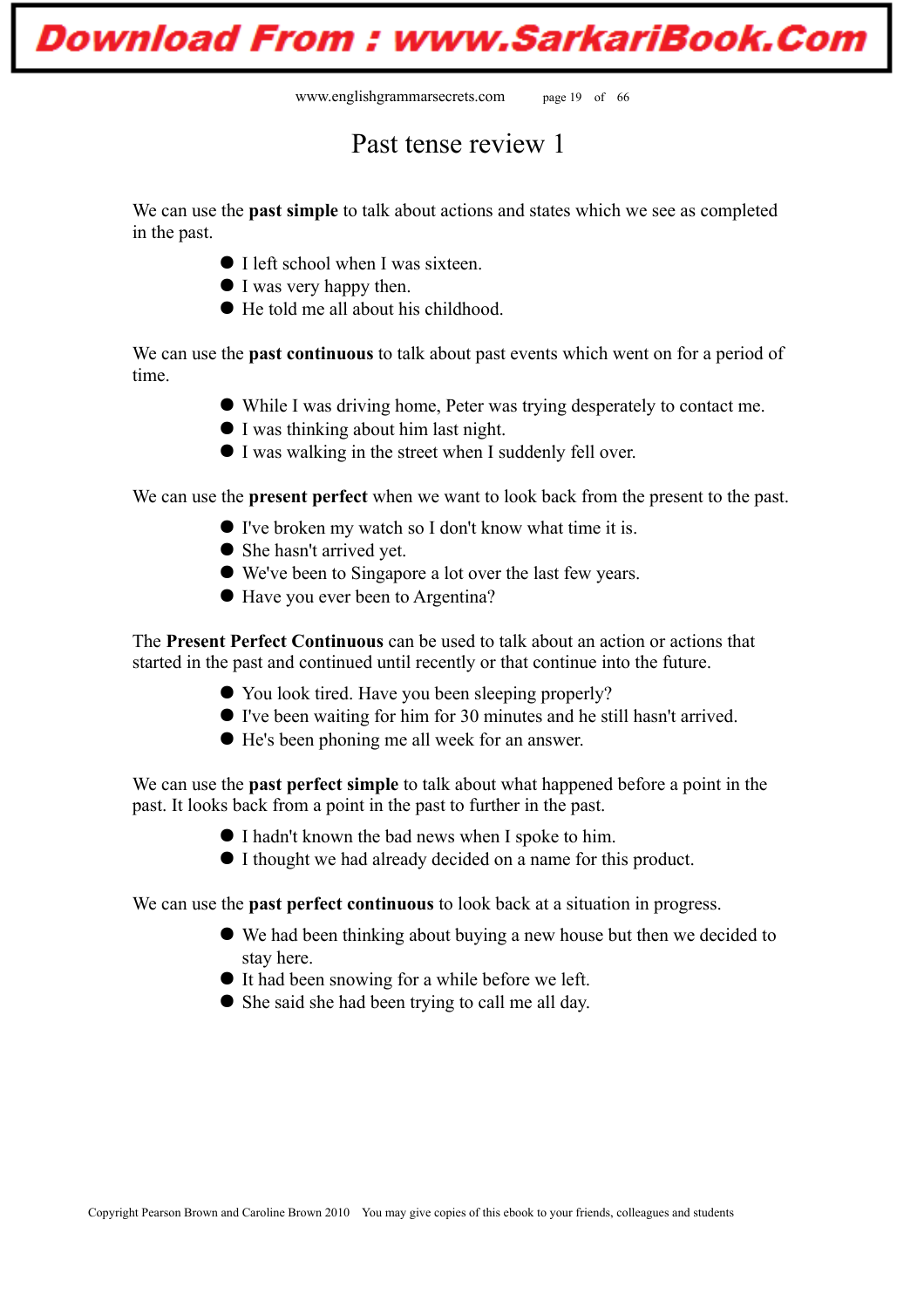# Past tense review 1

We can use the **past simple** to talk about actions and states which we see as completed in the past.

- I left school when I was sixteen.
- I was very happy then.
- He told me all about his childhood.

We can use the **past continuous** to talk about past events which went on for a period of time.

- While I was driving home, Peter was trying desperately to contact me.
- I was thinking about him last night.
- I was walking in the street when I suddenly fell over.

We can use the **present perfect** when we want to look back from the present to the past.

- I've broken my watch so I don't know what time it is.
- She hasn't arrived yet.
- We've been to Singapore a lot over the last few years.
- Have you ever been to Argentina?

The **Present Perfect Continuous** can be used to talk about an action or actions that started in the past and continued until recently or that continue into the future.

- You look tired. Have you been sleeping properly?
- I've been waiting for him for 30 minutes and he still hasn't arrived.
- He's been phoning me all week for an answer.

We can use the **past perfect simple** to talk about what happened before a point in the past. It looks back from a point in the past to further in the past.

- I hadn't known the bad news when I spoke to him.
- I thought we had already decided on a name for this product.

We can use the **past perfect continuous** to look back at a situation in progress.

- We had been thinking about buying a new house but then we decided to stay here.
- It had been snowing for a while before we left.
- She said she had been trying to call me all day.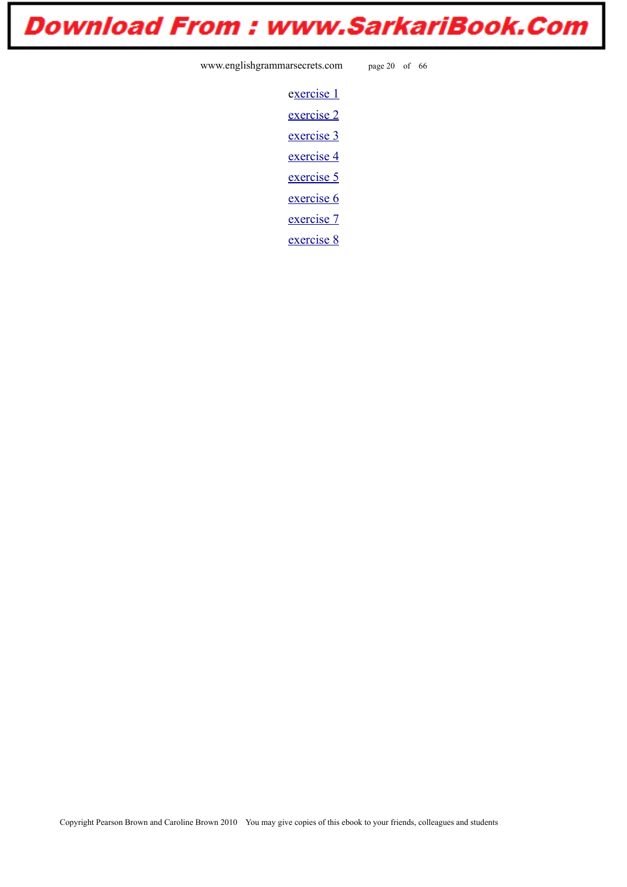exercise 1

exercise 2

exercise 3

exercise 4

exercise 5

exercise 6

exercise 7

exercise 8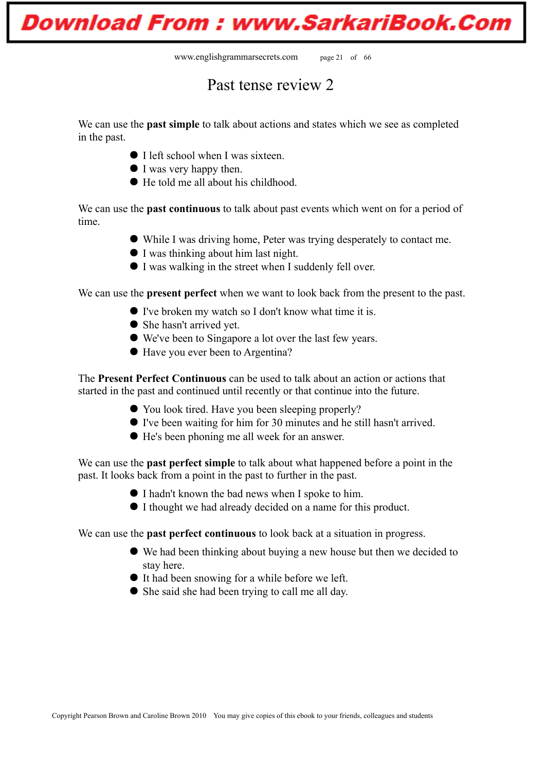# Past tense review 2

We can use the **past simple** to talk about actions and states which we see as completed in the past.

- I left school when I was sixteen.
- I was very happy then.
- He told me all about his childhood.

We can use the **past continuous** to talk about past events which went on for a period of time.

- While I was driving home, Peter was trying desperately to contact me.
- I was thinking about him last night.
- I was walking in the street when I suddenly fell over.

We can use the **present perfect** when we want to look back from the present to the past.

- I've broken my watch so I don't know what time it is.
- She hasn't arrived yet.
- We've been to Singapore a lot over the last few years.
- Have you ever been to Argentina?

The **Present Perfect Continuous** can be used to talk about an action or actions that started in the past and continued until recently or that continue into the future.

- You look tired. Have you been sleeping properly?
- I've been waiting for him for 30 minutes and he still hasn't arrived.
- He's been phoning me all week for an answer.

We can use the **past perfect simple** to talk about what happened before a point in the past. It looks back from a point in the past to further in the past.

- I hadn't known the bad news when I spoke to him.
- I thought we had already decided on a name for this product.

We can use the **past perfect continuous** to look back at a situation in progress.

- We had been thinking about buying a new house but then we decided to stay here.
- It had been snowing for a while before we left.
- She said she had been trying to call me all day.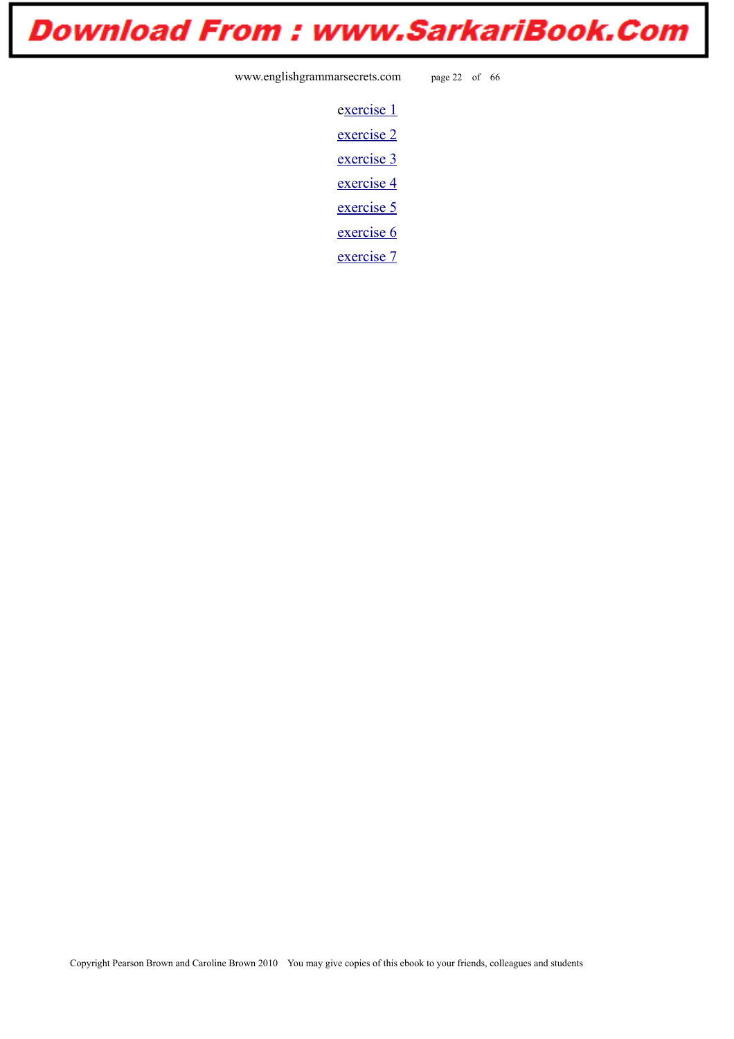exercise 1

exercise 2

exercise 3

exercise 4

exercise 5

exercise 6

exercise 7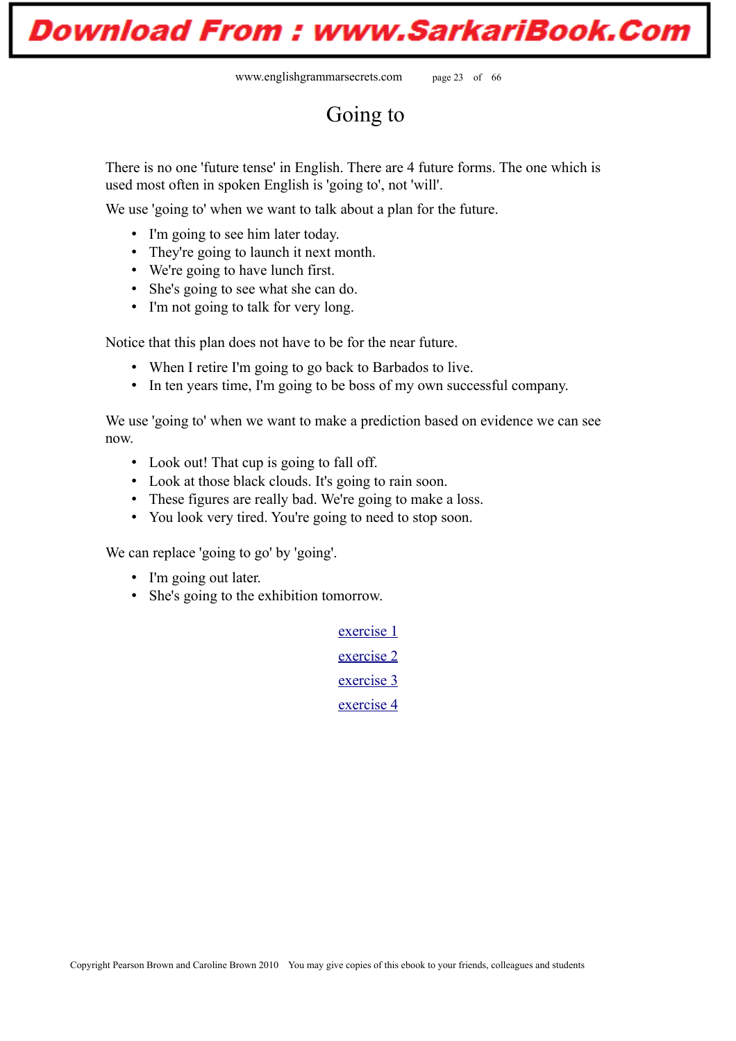# Going to

There is no one 'future tense' in English. There are 4 future forms. The one which is used most often in spoken English is 'going to', not 'will'.

We use 'going to' when we want to talk about a plan for the future.

- I'm going to see him later today.
- They're going to launch it next month.
- We're going to have lunch first.
- She's going to see what she can do.
- I'm not going to talk for very long.

Notice that this plan does not have to be for the near future.

- When I retire I'm going to go back to Barbados to live.
- In ten years time, I'm going to be boss of my own successful company.

We use 'going to' when we want to make a prediction based on evidence we can see now.

- Look out! That cup is going to fall off.
- Look at those black clouds. It's going to rain soon.
- These figures are really bad. We're going to make a loss.
- You look very tired. You're going to need to stop soon.

We can replace 'going to go' by 'going'.

- I'm going out later.
- She's going to the exhibition tomorrow.

exercise 1

exercise 2

exercise 3

exercise 4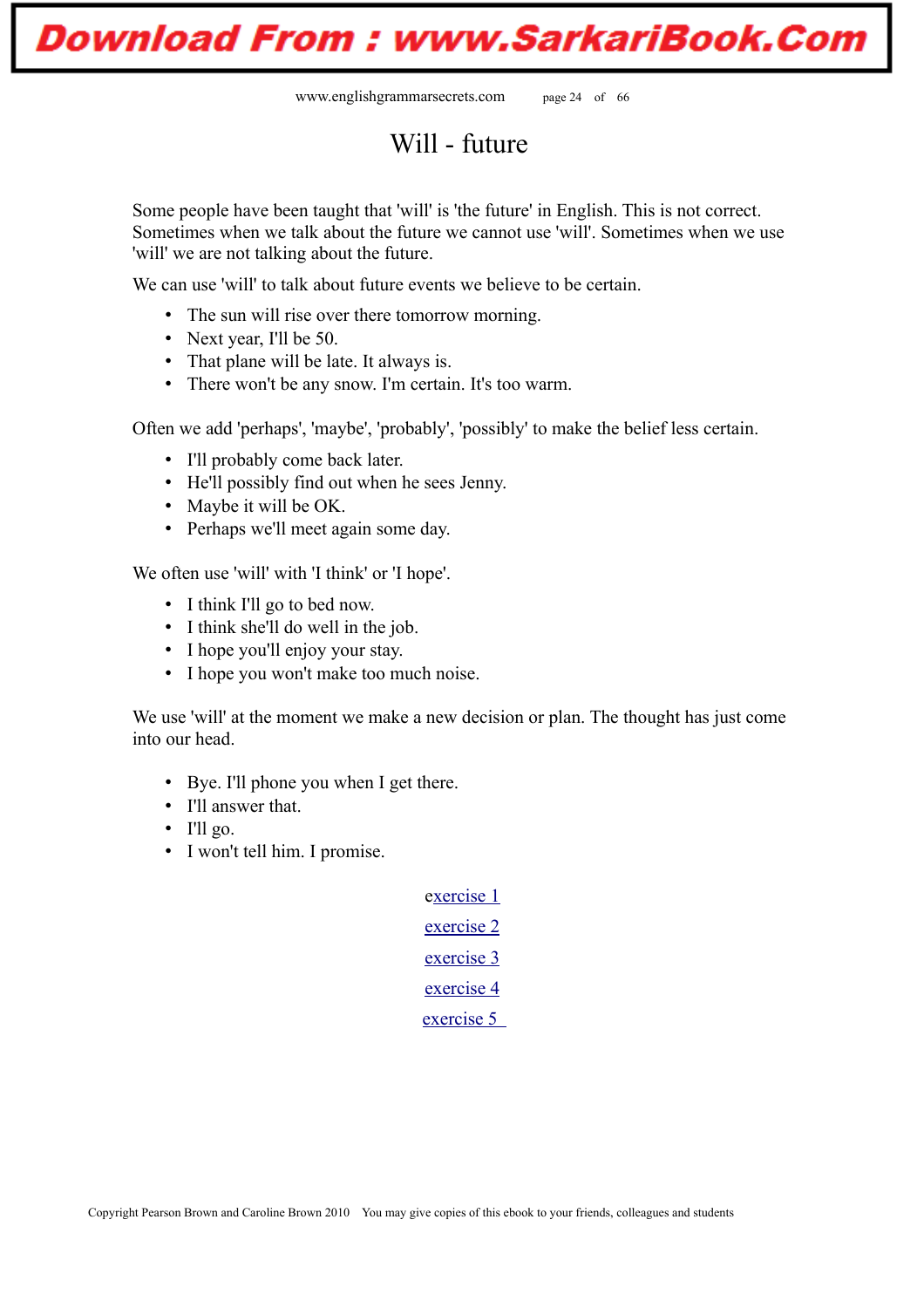# Will - future

Some people have been taught that 'will' is 'the future' in English. This is not correct. Sometimes when we talk about the future we cannot use 'will'. Sometimes when we use 'will' we are not talking about the future.

We can use 'will' to talk about future events we believe to be certain.

- The sun will rise over there tomorrow morning.
- Next year, I'll be 50.
- That plane will be late. It always is.
- There won't be any snow. I'm certain. It's too warm.

Often we add 'perhaps', 'maybe', 'probably', 'possibly' to make the belief less certain.

- I'll probably come back later.
- He'll possibly find out when he sees Jenny.
- Maybe it will be OK.
- Perhaps we'll meet again some day.

We often use 'will' with 'I think' or 'I hope'.

- I think I'll go to bed now.
- I think she'll do well in the job.
- I hope you'll enjoy your stay.
- I hope you won't make too much noise.

We use 'will' at the moment we make a new decision or plan. The thought has just come into our head.

- Bye. I'll phone you when I get there.
- I'll answer that.
- I'll go.
- I won't tell him. I promise.

exercise 1

exercise 2

exercise 3

exercise 4

exercise 5

Copyright Pearson Brown and Caroline Brown 2010 You may give copies of this ebook to your friends, colleagues and students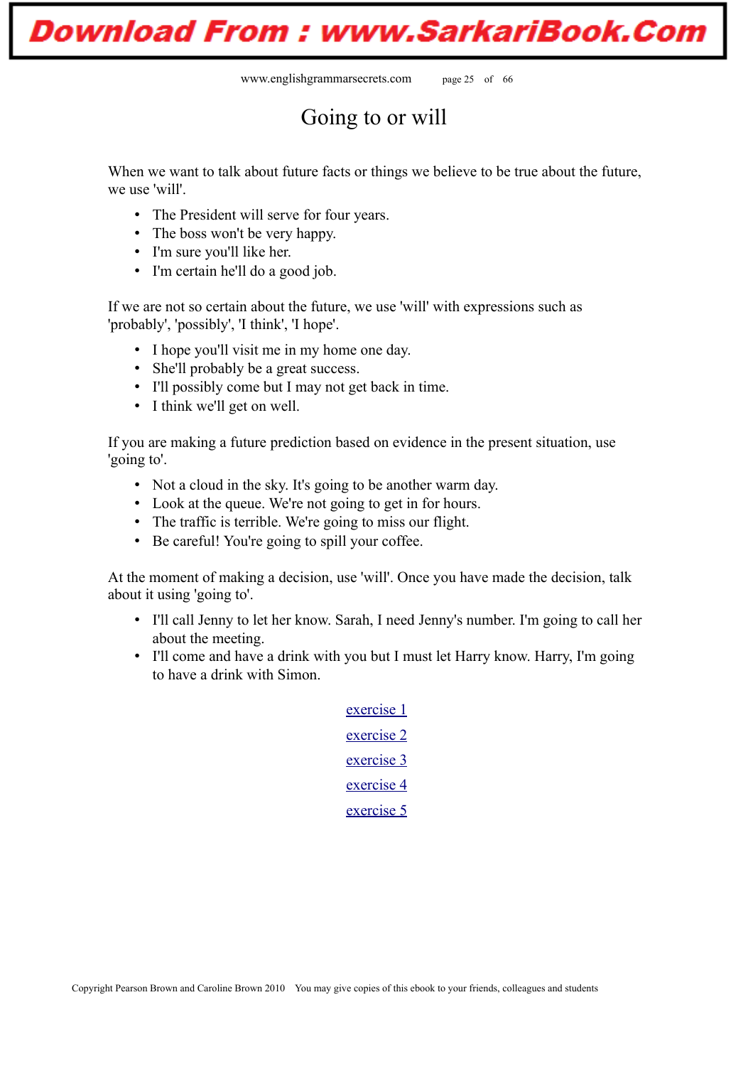# Going to or will

When we want to talk about future facts or things we believe to be true about the future, we use 'will'.

- The President will serve for four years.
- The boss won't be very happy.
- I'm sure you'll like her.
- I'm certain he'll do a good job.

If we are not so certain about the future, we use 'will' with expressions such as 'probably', 'possibly', 'I think', 'I hope'.

- I hope you'll visit me in my home one day.
- She'll probably be a great success.
- I'll possibly come but I may not get back in time.
- I think we'll get on well.

If you are making a future prediction based on evidence in the present situation, use 'going to'.

- Not a cloud in the sky. It's going to be another warm day.
- Look at the queue. We're not going to get in for hours.
- The traffic is terrible. We're going to miss our flight.
- Be careful! You're going to spill your coffee.

At the moment of making a decision, use 'will'. Once you have made the decision, talk about it using 'going to'.

- I'll call Jenny to let her know. Sarah, I need Jenny's number. I'm going to call her about the meeting.
- I'll come and have a drink with you but I must let Harry know. Harry, I'm going to have a drink with Simon.

exercise 1

exercise 2

exercise 3

exercise 4

exercise 5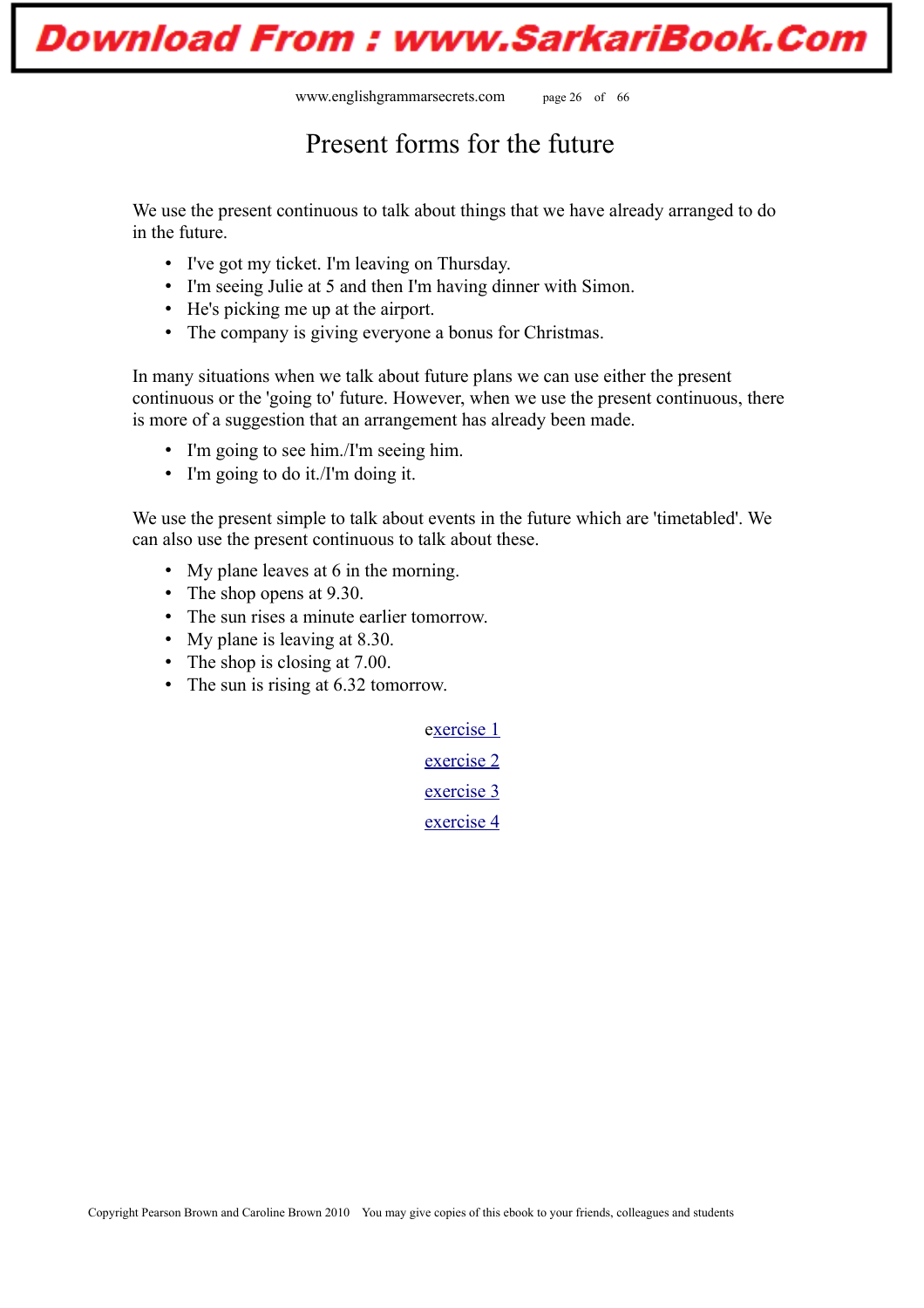# Present forms for the future

We use the present continuous to talk about things that we have already arranged to do in the future.

- I've got my ticket. I'm leaving on Thursday.
- I'm seeing Julie at 5 and then I'm having dinner with Simon.
- He's picking me up at the airport.
- The company is giving everyone a bonus for Christmas.

In many situations when we talk about future plans we can use either the present continuous or the 'going to' future. However, when we use the present continuous, there is more of a suggestion that an arrangement has already been made.

- I'm going to see him./I'm seeing him.
- I'm going to do it./I'm doing it.

We use the present simple to talk about events in the future which are 'timetabled'. We can also use the present continuous to talk about these.

- My plane leaves at 6 in the morning.
- The shop opens at 9.30.
- The sun rises a minute earlier tomorrow.
- My plane is leaving at 8.30.
- The shop is closing at 7.00.
- The sun is rising at 6.32 tomorrow.

exercise 1

exercise 2

exercise 3

exercise 4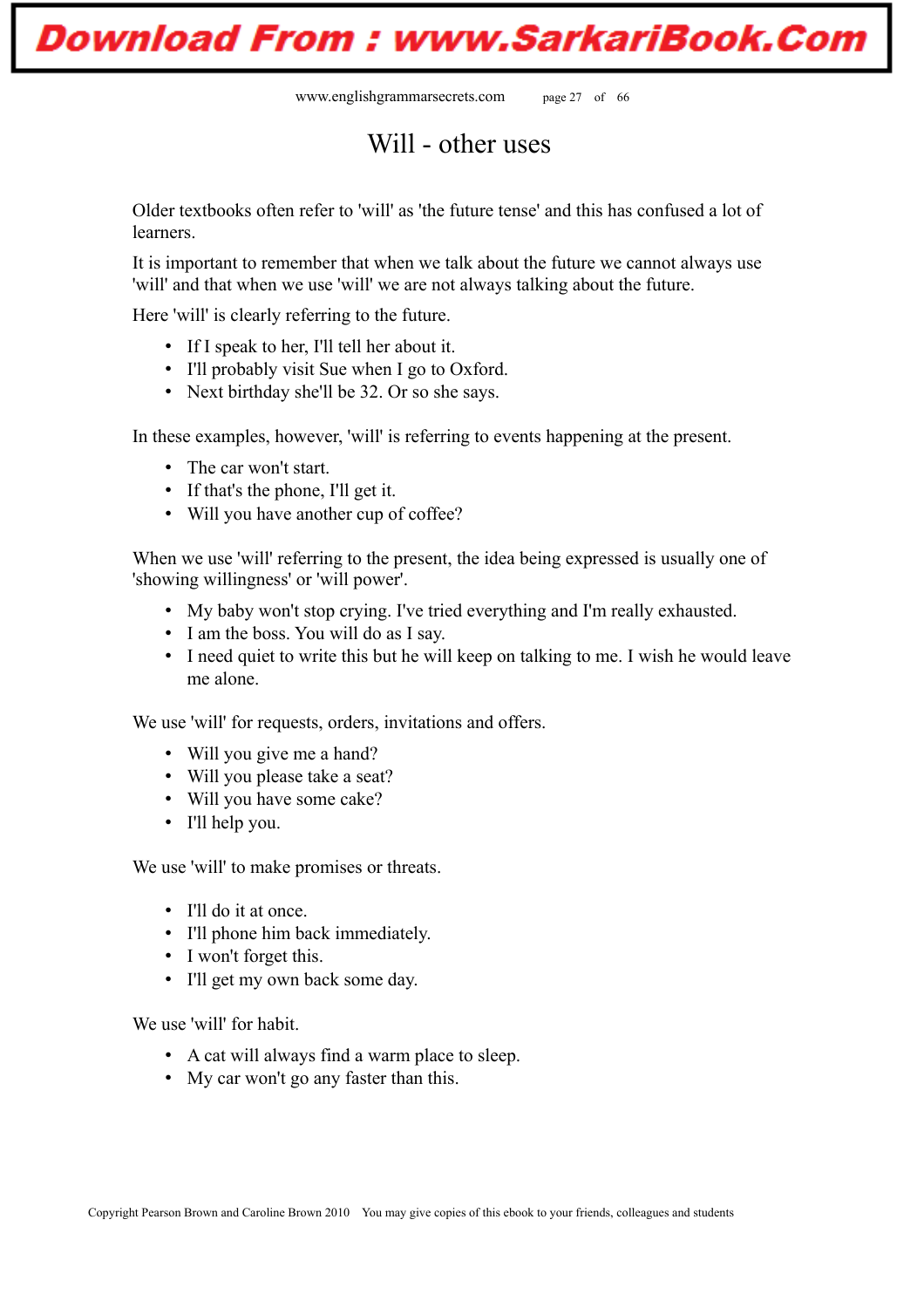# Will - other uses

Older textbooks often refer to 'will' as 'the future tense' and this has confused a lot of learners.

It is important to remember that when we talk about the future we cannot always use 'will' and that when we use 'will' we are not always talking about the future.

Here 'will' is clearly referring to the future.

- If I speak to her, I'll tell her about it.
- I'll probably visit Sue when I go to Oxford.
- Next birthday she'll be 32. Or so she says.

In these examples, however, 'will' is referring to events happening at the present.

- The car won't start.
- If that's the phone, I'll get it.
- Will you have another cup of coffee?

When we use 'will' referring to the present, the idea being expressed is usually one of 'showing willingness' or 'will power'.

- My baby won't stop crying. I've tried everything and I'm really exhausted.
- I am the boss. You will do as I say.
- I need quiet to write this but he will keep on talking to me. I wish he would leave me alone.

We use 'will' for requests, orders, invitations and offers.

- Will you give me a hand?
- Will you please take a seat?
- Will you have some cake?
- I'll help you.

We use 'will' to make promises or threats.

- I'll do it at once.
- I'll phone him back immediately.
- I won't forget this.
- I'll get my own back some day.

We use 'will' for habit.

- A cat will always find a warm place to sleep.
- My car won't go any faster than this.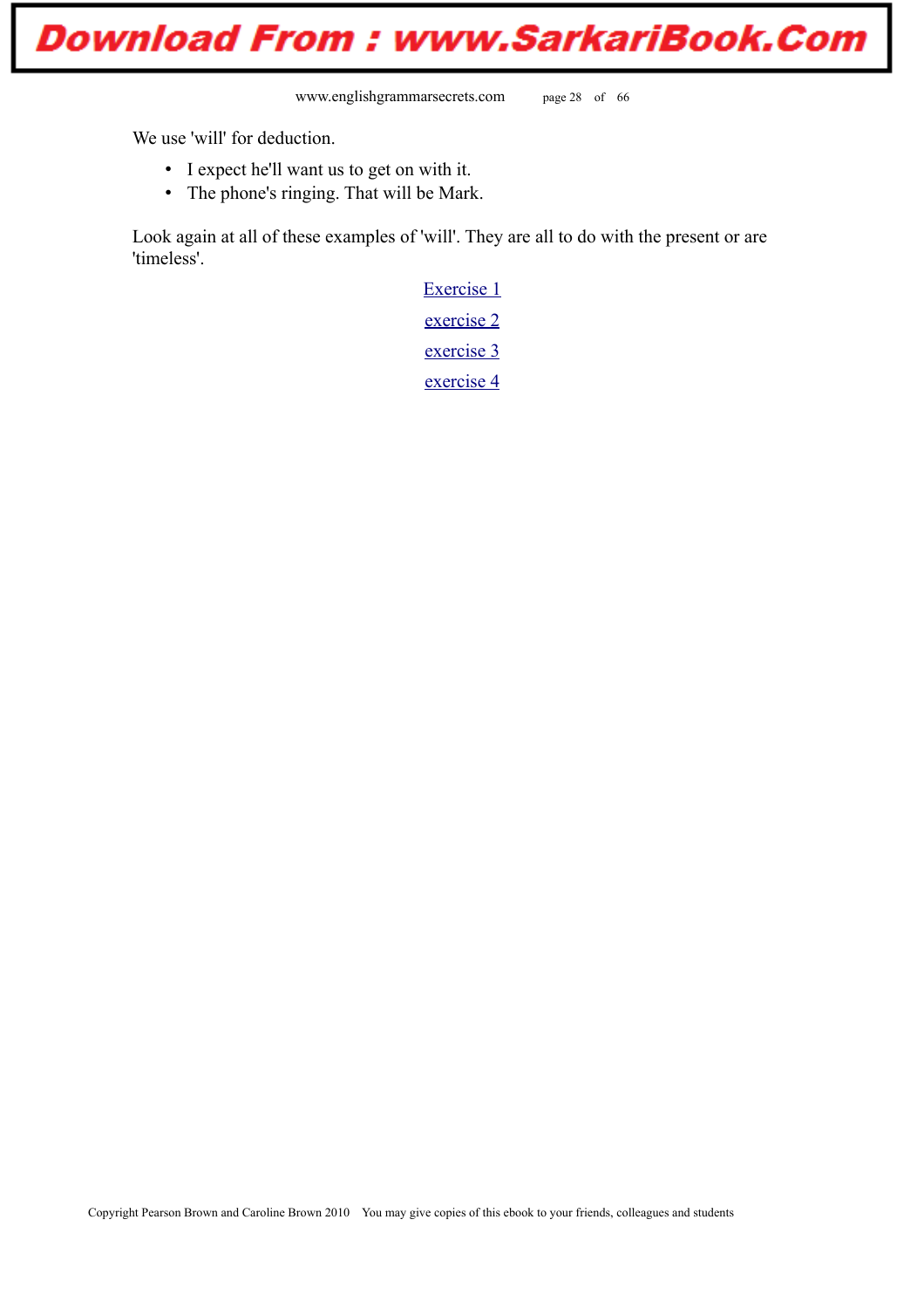We use 'will' for deduction.

- I expect he'll want us to get on with it.
- The phone's ringing. That will be Mark.

Look again at all of these examples of 'will'. They are all to do with the present or are 'timeless'.

Exercise 1

exercise 2

exercise 3

exercise 4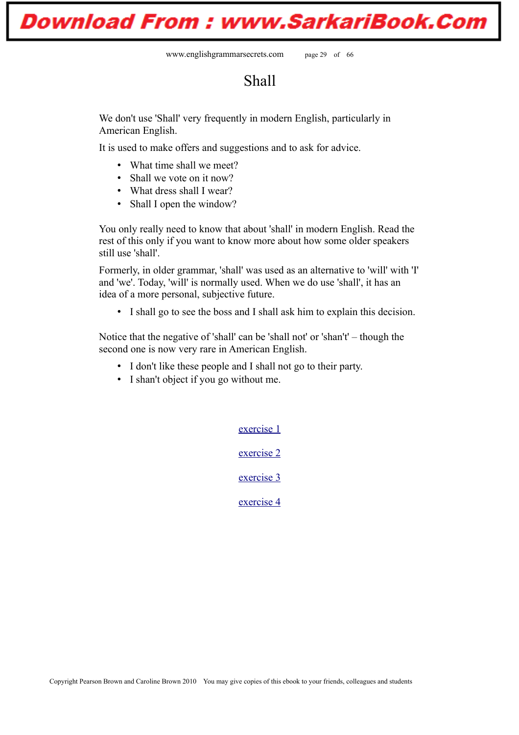# Shall

We don't use 'Shall' very frequently in modern English, particularly in American English.

It is used to make offers and suggestions and to ask for advice.

- What time shall we meet?
- Shall we vote on it now?
- What dress shall I wear?
- Shall I open the window?

You only really need to know that about 'shall' in modern English. Read the rest of this only if you want to know more about how some older speakers still use 'shall'.

Formerly, in older grammar, 'shall' was used as an alternative to 'will' with 'I' and 'we'. Today, 'will' is normally used. When we do use 'shall', it has an idea of a more personal, subjective future.

- I shall go to see the boss and I shall ask him to explain this decision.

Notice that the negative of 'shall' can be 'shall not' or 'shan't' – though the second one is now very rare in American English.

- I don't like these people and I shall not go to their party.
- I shan't object if you go without me.

exercise 1

exercise 2

exercise 3

exercise 4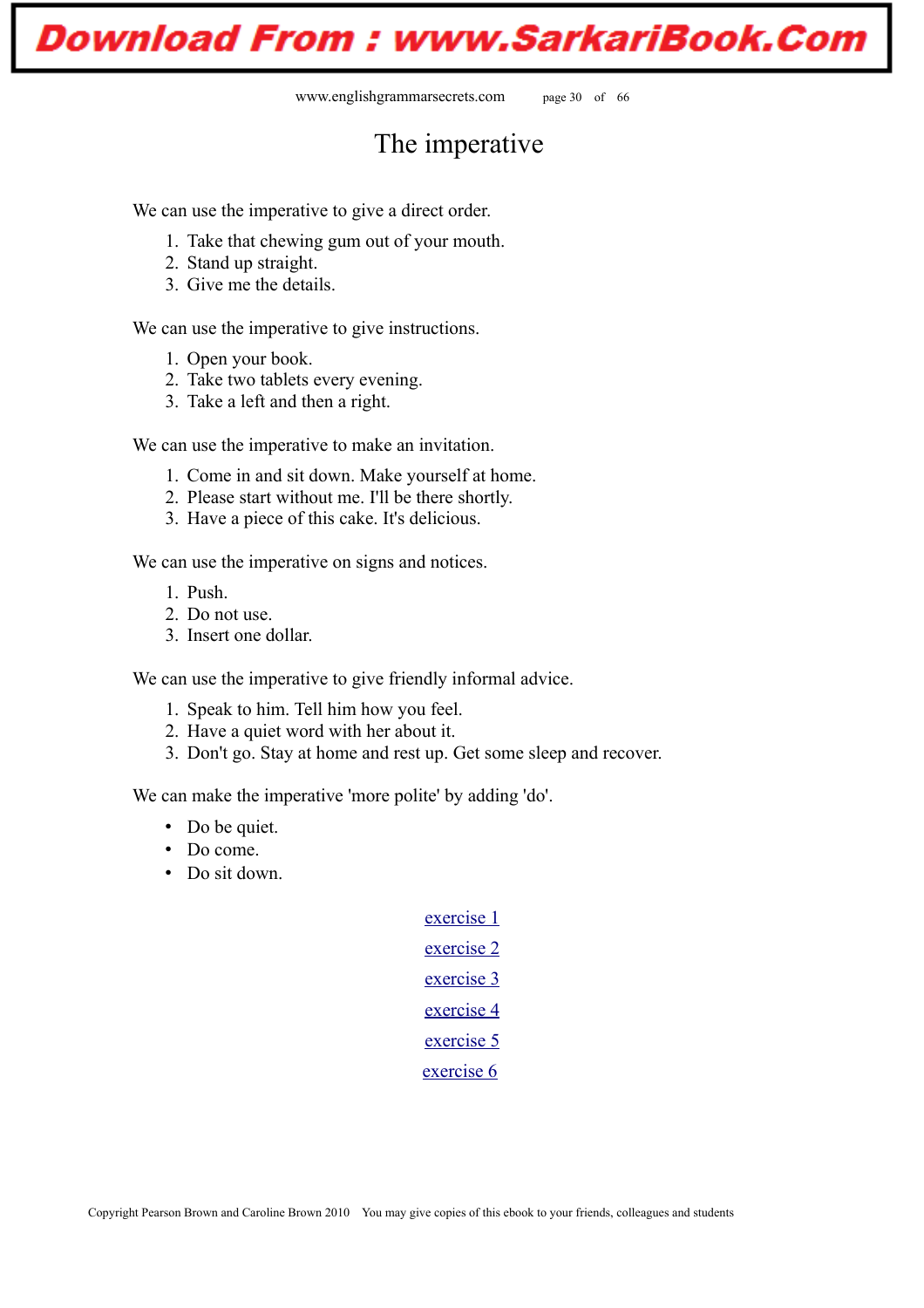# The imperative

We can use the imperative to give a direct order.

1. Take that chewing gum out of your mouth.
2. Stand up straight.
3. Give me the details.

We can use the imperative to give instructions.

1. Open your book.
2. Take two tablets every evening.
3. Take a left and then a right.

We can use the imperative to make an invitation.

1. Come in and sit down. Make yourself at home.
2. Please start without me. I'll be there shortly.
3. Have a piece of this cake. It's delicious.

We can use the imperative on signs and notices.

1. Push.
2. Do not use.
3. Insert one dollar.

We can use the imperative to give friendly informal advice.

1. Speak to him. Tell him how you feel.
2. Have a quiet word with her about it.
3. Don't go. Stay at home and rest up. Get some sleep and recover.

We can make the imperative 'more polite' by adding 'do'.

- Do be quiet.
- Do come.
- Do sit down.

exercise 1

exercise 2

exercise 3

exercise 4

exercise 5

exercise 6

Copyright Pearson Brown and Caroline Brown 2010 You may give copies of this ebook to your friends, colleagues and students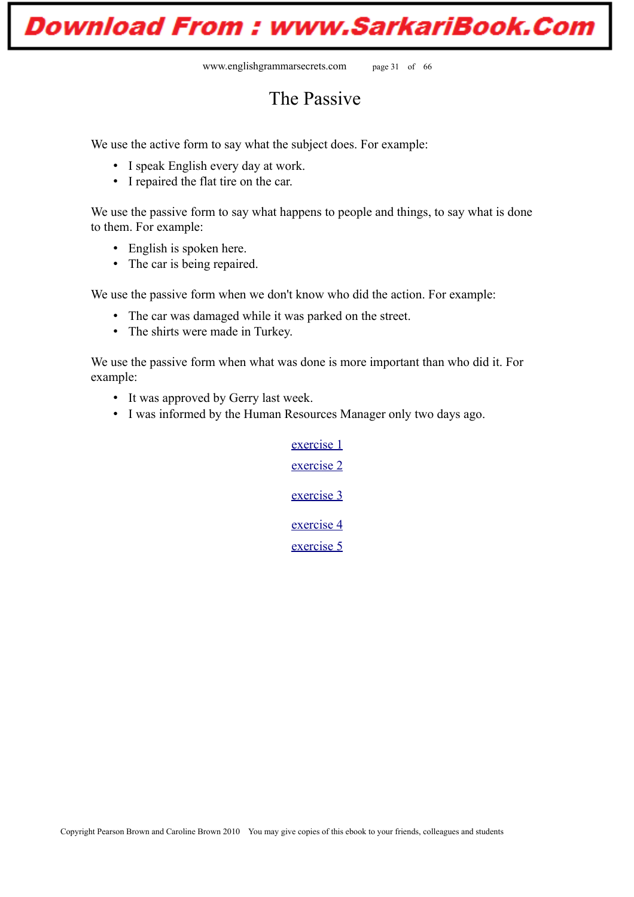# The Passive

We use the active form to say what the subject does. For example:

- I speak English every day at work.
- I repaired the flat tire on the car.

We use the passive form to say what happens to people and things, to say what is done to them. For example:

- English is spoken here.
- The car is being repaired.

We use the passive form when we don't know who did the action. For example:

- The car was damaged while it was parked on the street.
- The shirts were made in Turkey.

We use the passive form when what was done is more important than who did it. For example:

- It was approved by Gerry last week.
- I was informed by the Human Resources Manager only two days ago.

exercise 1

exercise 2

exercise 3

exercise 4

exercise 5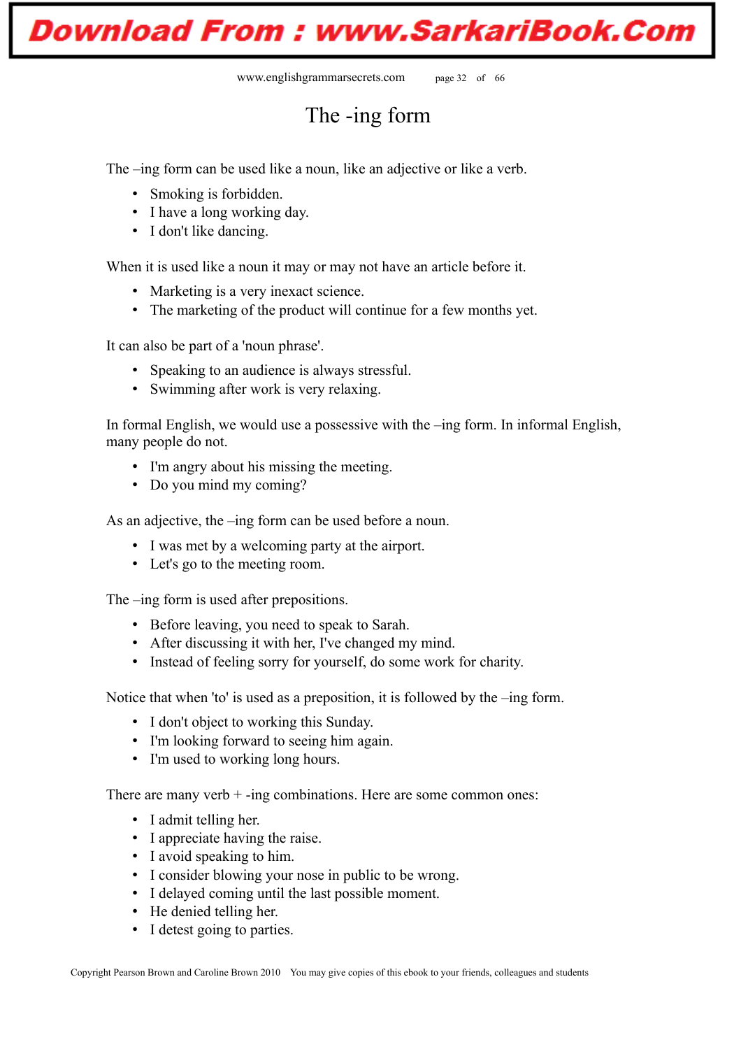# The -ing form

The –ing form can be used like a noun, like an adjective or like a verb.

- Smoking is forbidden.
- I have a long working day.
- I don't like dancing.

When it is used like a noun it may or may not have an article before it.

- Marketing is a very inexact science.
- The marketing of the product will continue for a few months yet.

It can also be part of a 'noun phrase'.

- Speaking to an audience is always stressful.
- Swimming after work is very relaxing.

In formal English, we would use a possessive with the –ing form. In informal English, many people do not.

- I'm angry about his missing the meeting.
- Do you mind my coming?

As an adjective, the –ing form can be used before a noun.

- I was met by a welcoming party at the airport.
- Let's go to the meeting room.

The –ing form is used after prepositions.

- Before leaving, you need to speak to Sarah.
- After discussing it with her, I've changed my mind.
- Instead of feeling sorry for yourself, do some work for charity.

Notice that when 'to' is used as a preposition, it is followed by the –ing form.

- I don't object to working this Sunday.
- I'm looking forward to seeing him again.
- I'm used to working long hours.

There are many verb + -ing combinations. Here are some common ones:

- I admit telling her.
- I appreciate having the raise.
- I avoid speaking to him.
- I consider blowing your nose in public to be wrong.
- I delayed coming until the last possible moment.
- He denied telling her.
- I detest going to parties.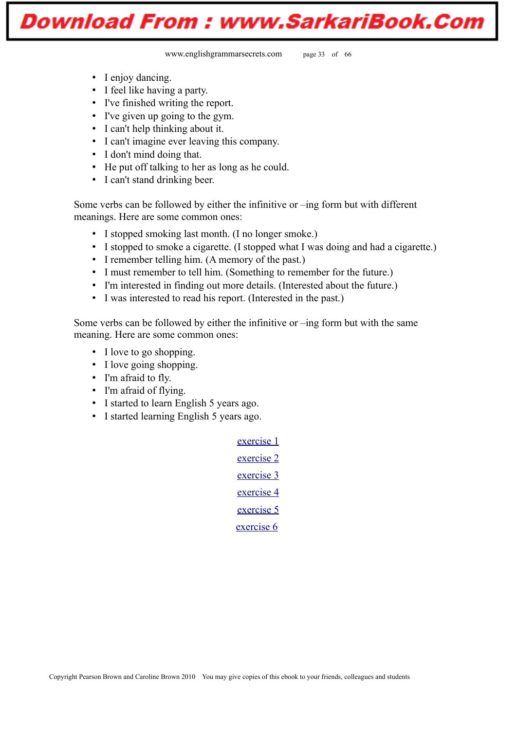- I enjoy dancing.
- I feel like having a party.
- I've finished writing the report.
- I've given up going to the gym.
- I can't help thinking about it.
- I can't imagine ever leaving this company.
- I don't mind doing that.
- He put off talking to her as long as he could.
- I can't stand drinking beer.

Some verbs can be followed by either the infinitive or –ing form but with different meanings. Here are some common ones:

- I stopped smoking last month. (I no longer smoke.)
- I stopped to smoke a cigarette. (I stopped what I was doing and had a cigarette.)
- I remember telling him. (A memory of the past.)
- I must remember to tell him. (Something to remember for the future.)
- I'm interested in finding out more details. (Interested about the future.)
- I was interested to read his report. (Interested in the past.)

Some verbs can be followed by either the infinitive or –ing form but with the same meaning. Here are some common ones:

- I love to go shopping.
- I love going shopping.
- I'm afraid to fly.
- I'm afraid of flying.
- I started to learn English 5 years ago.
- I started learning English 5 years ago.

exercise 1

exercise 2

exercise 3

exercise 4

exercise 5

exercise 6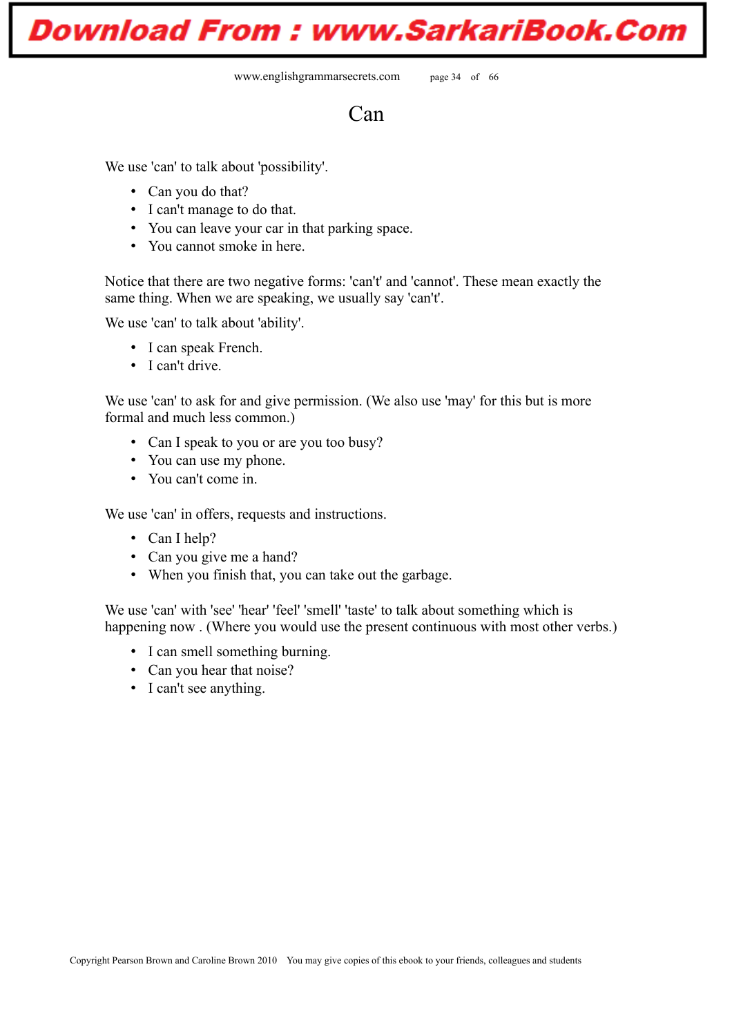# Can

We use 'can' to talk about 'possibility'.

- Can you do that?
- I can't manage to do that.
- You can leave your car in that parking space.
- You cannot smoke in here.

Notice that there are two negative forms: 'can't' and 'cannot'. These mean exactly the same thing. When we are speaking, we usually say 'can't'.

We use 'can' to talk about 'ability'.

- I can speak French.
- I can't drive.

We use 'can' to ask for and give permission. (We also use 'may' for this but is more formal and much less common.)

- Can I speak to you or are you too busy?
- You can use my phone.
- You can't come in.

We use 'can' in offers, requests and instructions.

- Can I help?
- Can you give me a hand?
- When you finish that, you can take out the garbage.

We use 'can' with 'see' 'hear' 'feel' 'smell' 'taste' to talk about something which is happening now . (Where you would use the present continuous with most other verbs.)

- I can smell something burning.
- Can you hear that noise?
- I can't see anything.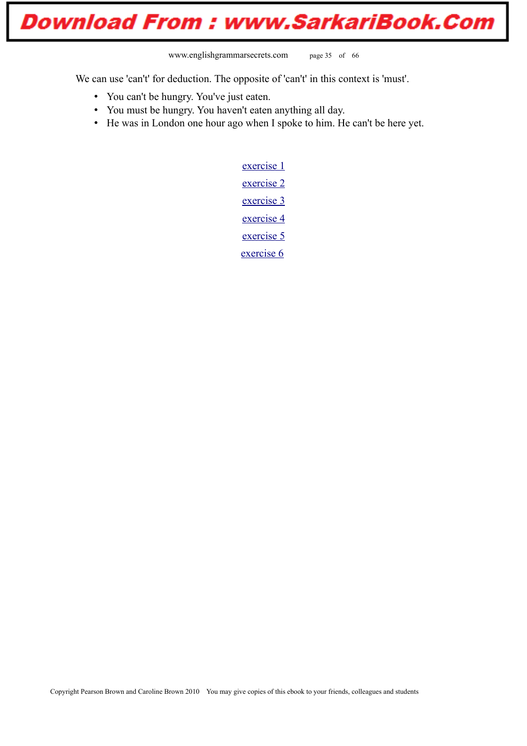We can use 'can't' for deduction. The opposite of 'can't' in this context is 'must'.

- You can't be hungry. You've just eaten.
- You must be hungry. You haven't eaten anything all day.
- He was in London one hour ago when I spoke to him. He can't be here yet.

exercise 1

exercise 2

exercise 3

exercise 4

exercise 5

exercise 6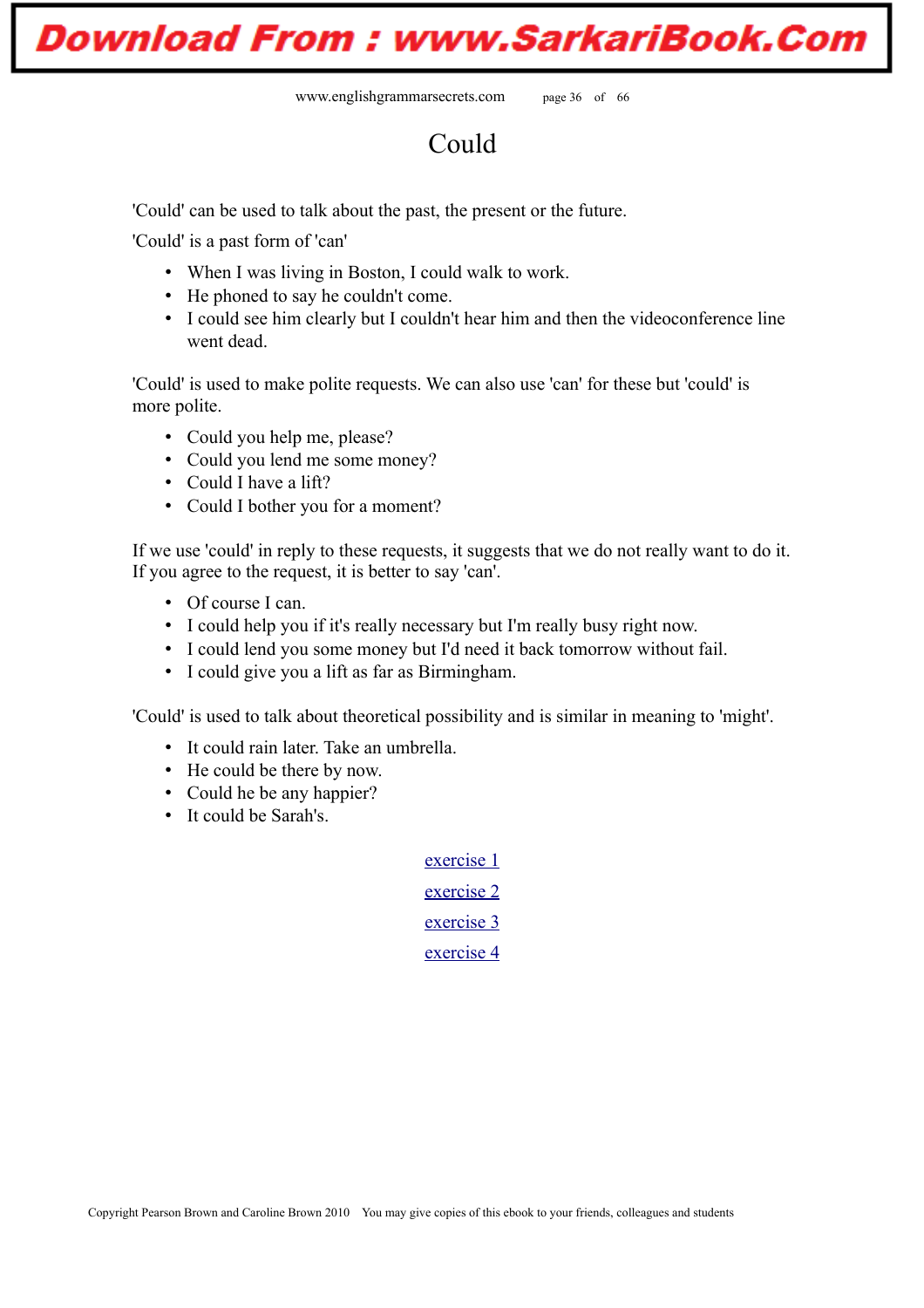# Could

'Could' can be used to talk about the past, the present or the future.

'Could' is a past form of 'can'

- When I was living in Boston, I could walk to work.
- He phoned to say he couldn't come.
- I could see him clearly but I couldn't hear him and then the videoconference line went dead.

'Could' is used to make polite requests. We can also use 'can' for these but 'could' is more polite.

- Could you help me, please?
- Could you lend me some money?
- Could I have a lift?
- Could I bother you for a moment?

If we use 'could' in reply to these requests, it suggests that we do not really want to do it. If you agree to the request, it is better to say 'can'.

- Of course I can.
- I could help you if it's really necessary but I'm really busy right now.
- I could lend you some money but I'd need it back tomorrow without fail.
- I could give you a lift as far as Birmingham.

'Could' is used to talk about theoretical possibility and is similar in meaning to 'might'.

- It could rain later. Take an umbrella.
- He could be there by now.
- Could he be any happier?
- It could be Sarah's.

exercise 1

exercise 2

exercise 3

exercise 4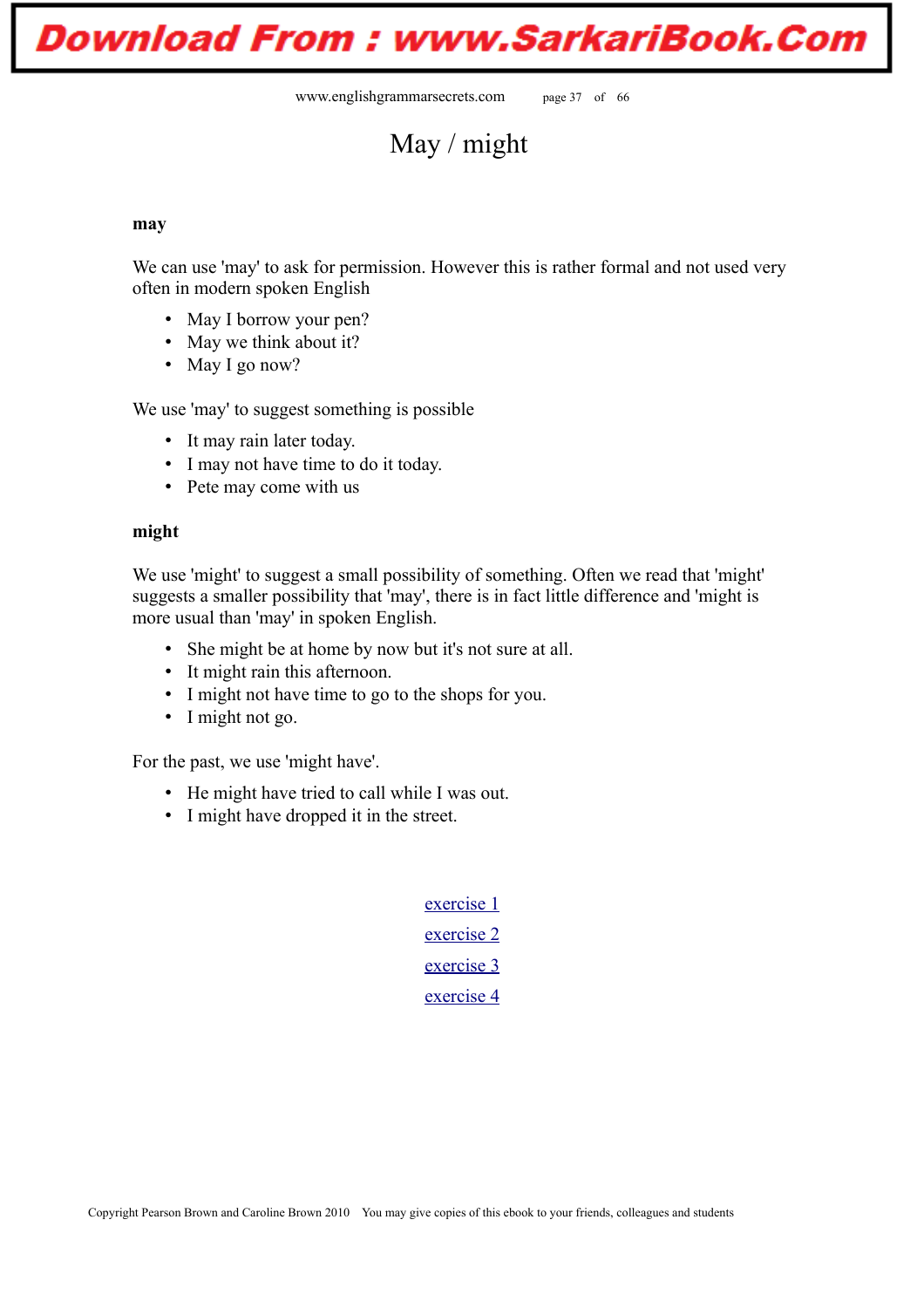# May / might

**may**

We can use 'may' to ask for permission. However this is rather formal and not used very often in modern spoken English

- May I borrow your pen?
- May we think about it?
- May I go now?

We use 'may' to suggest something is possible

- It may rain later today.
- I may not have time to do it today.
- Pete may come with us

**might**

We use 'might' to suggest a small possibility of something. Often we read that 'might' suggests a smaller possibility that 'may', there is in fact little difference and 'might is more usual than 'may' in spoken English.

- She might be at home by now but it's not sure at all.
- It might rain this afternoon.
- I might not have time to go to the shops for you.
- I might not go.

For the past, we use 'might have'.

- He might have tried to call while I was out.
- I might have dropped it in the street.

exercise 1

exercise 2

exercise 3

exercise 4

Copyright Pearson Brown and Caroline Brown 2010 You may give copies of this ebook to your friends, colleagues and students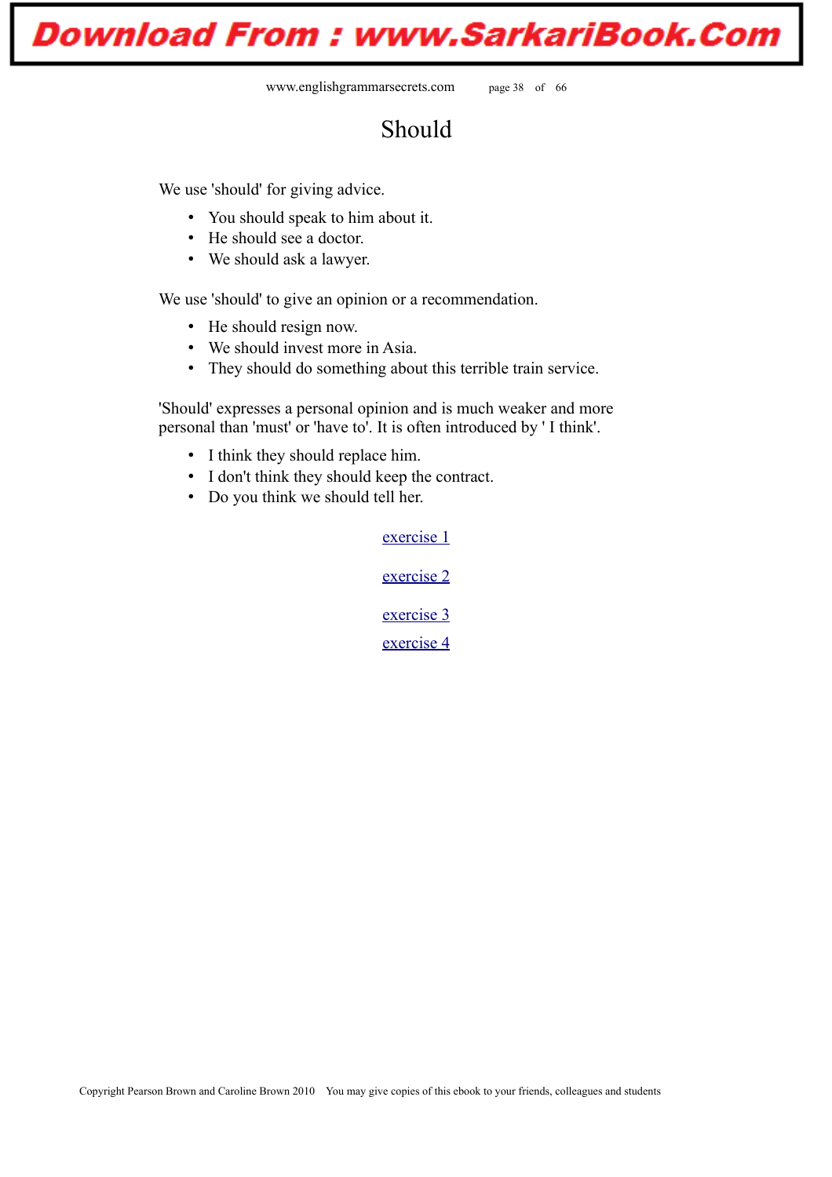# Should

We use 'should' for giving advice.

- You should speak to him about it.
- He should see a doctor.
- We should ask a lawyer.

We use 'should' to give an opinion or a recommendation.

- He should resign now.
- We should invest more in Asia.
- They should do something about this terrible train service.

'Should' expresses a personal opinion and is much weaker and more personal than 'must' or 'have to'. It is often introduced by ' I think'.

- I think they should replace him.
- I don't think they should keep the contract.
- Do you think we should tell her.

exercise 1

exercise 2

exercise 3

exercise 4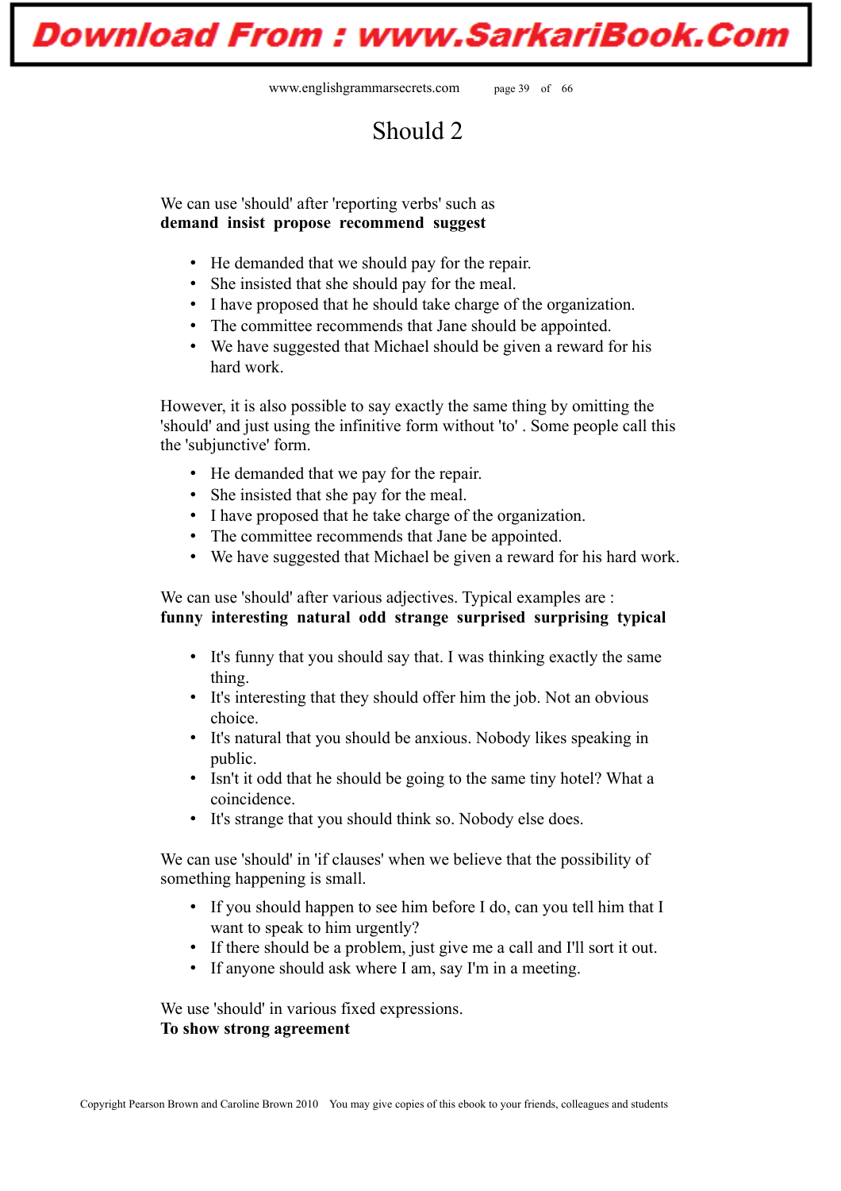# Should 2

We can use 'should' after 'reporting verbs' such as
**demand insist propose recommend suggest**

- He demanded that we should pay for the repair.
- She insisted that she should pay for the meal.
- I have proposed that he should take charge of the organization.
- The committee recommends that Jane should be appointed.
- We have suggested that Michael should be given a reward for his hard work.

However, it is also possible to say exactly the same thing by omitting the 'should' and just using the infinitive form without 'to' . Some people call this the 'subjunctive' form.

- He demanded that we pay for the repair.
- She insisted that she pay for the meal.
- I have proposed that he take charge of the organization.
- The committee recommends that Jane be appointed.
- We have suggested that Michael be given a reward for his hard work.

We can use 'should' after various adjectives. Typical examples are :
**funny interesting natural odd strange surprised surprising typical**

- It's funny that you should say that. I was thinking exactly the same thing.
- It's interesting that they should offer him the job. Not an obvious choice.
- It's natural that you should be anxious. Nobody likes speaking in public.
- Isn't it odd that he should be going to the same tiny hotel? What a coincidence.
- It's strange that you should think so. Nobody else does.

We can use 'should' in 'if clauses' when we believe that the possibility of something happening is small.

- If you should happen to see him before I do, can you tell him that I want to speak to him urgently?
- If there should be a problem, just give me a call and I'll sort it out.
- If anyone should ask where I am, say I'm in a meeting.

We use 'should' in various fixed expressions.
**To show strong agreement**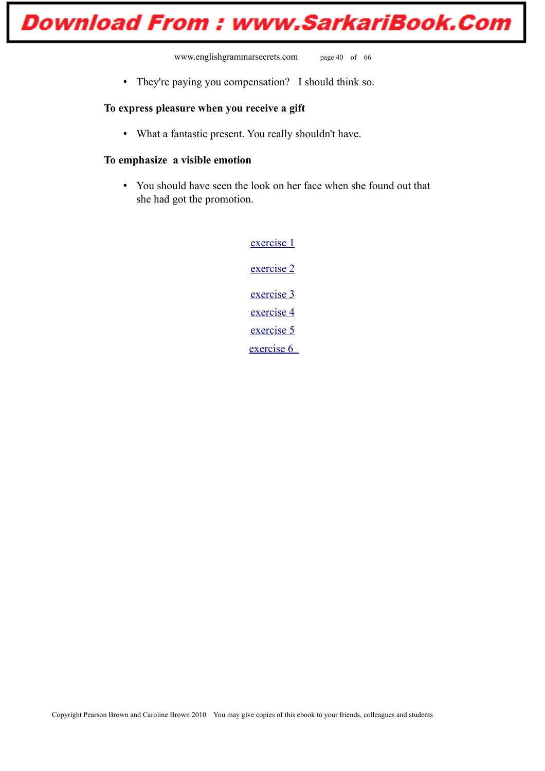- They're paying you compensation?   I should think so.

**To express pleasure when you receive a gift**

- What a fantastic present. You really shouldn't have.

**To emphasize  a visible emotion**

- You should have seen the look on her face when she found out that she had got the promotion.

exercise 1

exercise 2

exercise 3

exercise 4

exercise 5

exercise 6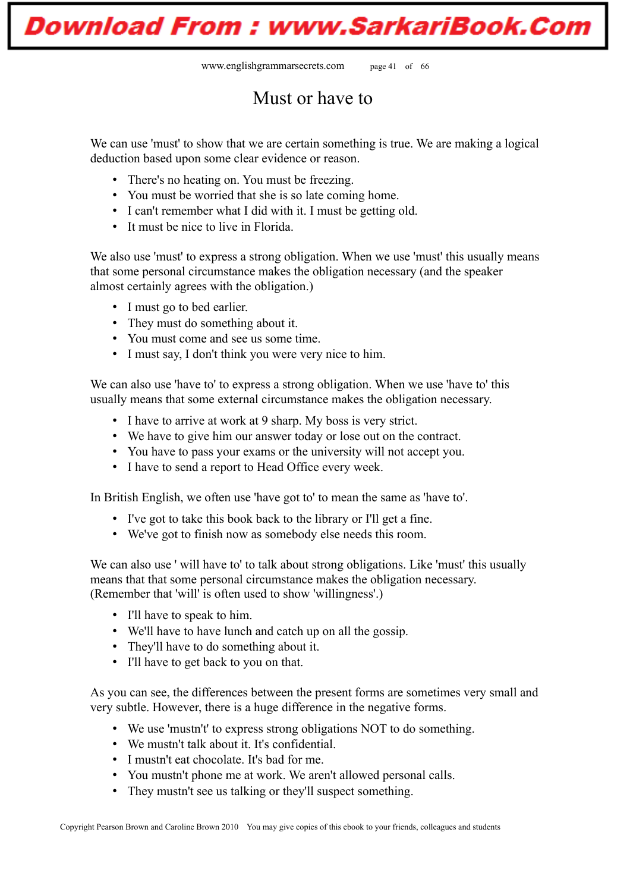# Must or have to

We can use 'must' to show that we are certain something is true. We are making a logical deduction based upon some clear evidence or reason.

- There's no heating on. You must be freezing.
- You must be worried that she is so late coming home.
- I can't remember what I did with it. I must be getting old.
- It must be nice to live in Florida.

We also use 'must' to express a strong obligation. When we use 'must' this usually means that some personal circumstance makes the obligation necessary (and the speaker almost certainly agrees with the obligation.)

- I must go to bed earlier.
- They must do something about it.
- You must come and see us some time.
- I must say, I don't think you were very nice to him.

We can also use 'have to' to express a strong obligation. When we use 'have to' this usually means that some external circumstance makes the obligation necessary.

- I have to arrive at work at 9 sharp. My boss is very strict.
- We have to give him our answer today or lose out on the contract.
- You have to pass your exams or the university will not accept you.
- I have to send a report to Head Office every week.

In British English, we often use 'have got to' to mean the same as 'have to'.

- I've got to take this book back to the library or I'll get a fine.
- We've got to finish now as somebody else needs this room.

We can also use ' will have to' to talk about strong obligations. Like 'must' this usually means that that some personal circumstance makes the obligation necessary. (Remember that 'will' is often used to show 'willingness'.)

- I'll have to speak to him.
- We'll have to have lunch and catch up on all the gossip.
- They'll have to do something about it.
- I'll have to get back to you on that.

As you can see, the differences between the present forms are sometimes very small and very subtle. However, there is a huge difference in the negative forms.

- We use 'mustn't' to express strong obligations NOT to do something.
- We mustn't talk about it. It's confidential.
- I mustn't eat chocolate. It's bad for me.
- You mustn't phone me at work. We aren't allowed personal calls.
- They mustn't see us talking or they'll suspect something.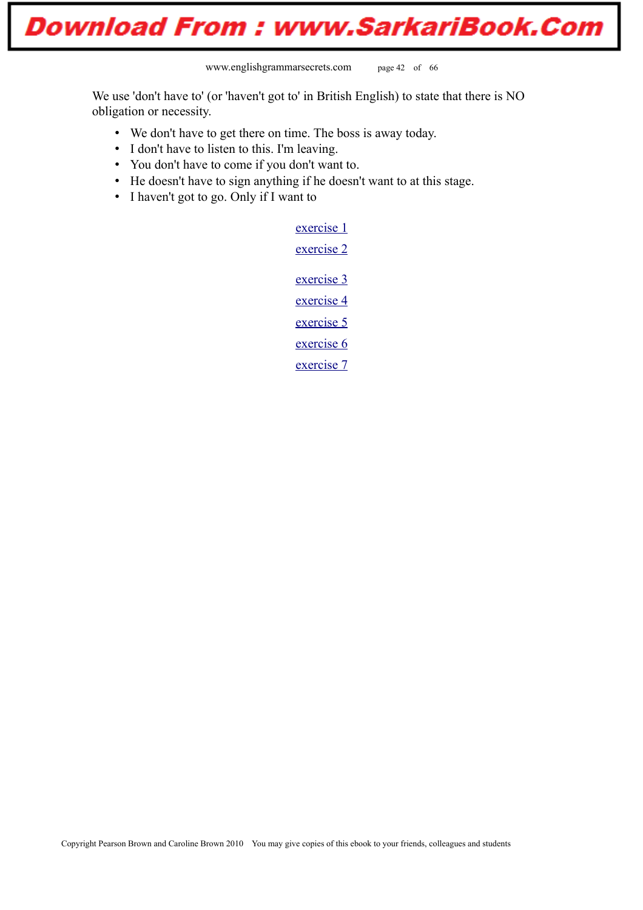We use 'don't have to' (or 'haven't got to' in British English) to state that there is NO obligation or necessity.

- We don't have to get there on time. The boss is away today.
- I don't have to listen to this. I'm leaving.
- You don't have to come if you don't want to.
- He doesn't have to sign anything if he doesn't want to at this stage.
- I haven't got to go. Only if I want to

exercise 1

exercise 2

exercise 3

exercise 4

exercise 5

exercise 6

exercise 7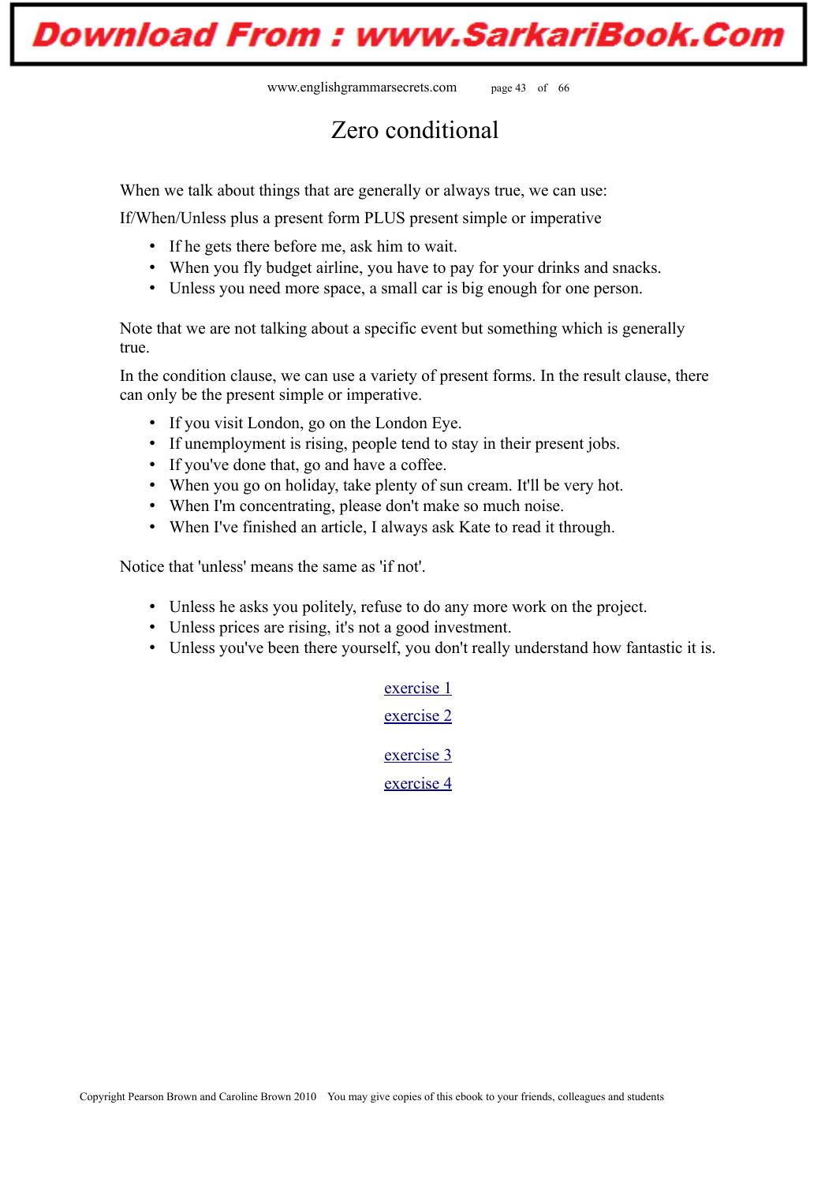# Zero conditional

When we talk about things that are generally or always true, we can use:

If/When/Unless plus a present form PLUS present simple or imperative

- If he gets there before me, ask him to wait.
- When you fly budget airline, you have to pay for your drinks and snacks.
- Unless you need more space, a small car is big enough for one person.

Note that we are not talking about a specific event but something which is generally true.

In the condition clause, we can use a variety of present forms. In the result clause, there can only be the present simple or imperative.

- If you visit London, go on the London Eye.
- If unemployment is rising, people tend to stay in their present jobs.
- If you've done that, go and have a coffee.
- When you go on holiday, take plenty of sun cream. It'll be very hot.
- When I'm concentrating, please don't make so much noise.
- When I've finished an article, I always ask Kate to read it through.

Notice that 'unless' means the same as 'if not'.

- Unless he asks you politely, refuse to do any more work on the project.
- Unless prices are rising, it's not a good investment.
- Unless you've been there yourself, you don't really understand how fantastic it is.

exercise 1

exercise 2

exercise 3

exercise 4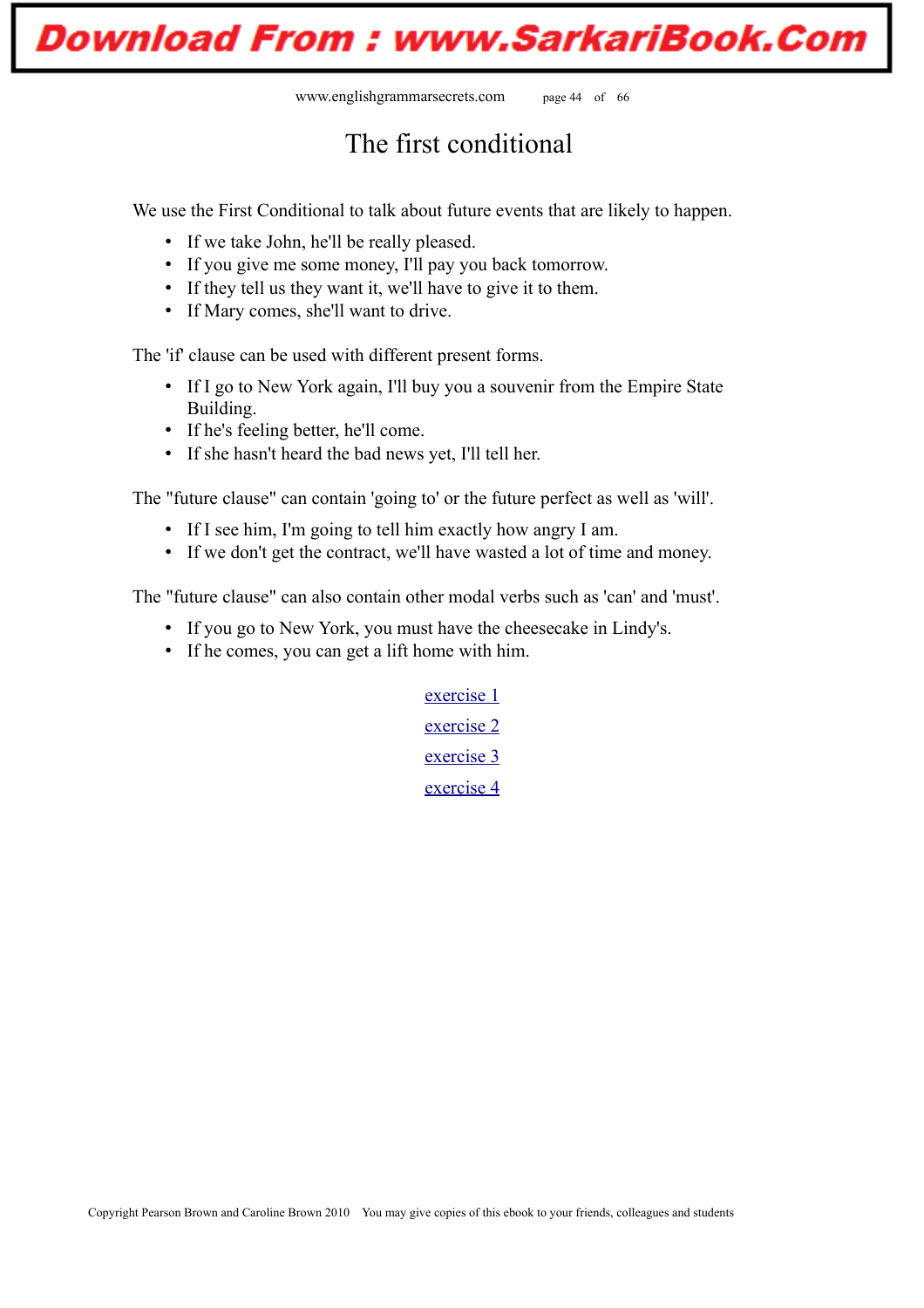# The first conditional

We use the First Conditional to talk about future events that are likely to happen.

- If we take John, he'll be really pleased.
- If you give me some money, I'll pay you back tomorrow.
- If they tell us they want it, we'll have to give it to them.
- If Mary comes, she'll want to drive.

The 'if' clause can be used with different present forms.

- If I go to New York again, I'll buy you a souvenir from the Empire State Building.
- If he's feeling better, he'll come.
- If she hasn't heard the bad news yet, I'll tell her.

The "future clause" can contain 'going to' or the future perfect as well as 'will'.

- If I see him, I'm going to tell him exactly how angry I am.
- If we don't get the contract, we'll have wasted a lot of time and money.

The "future clause" can also contain other modal verbs such as 'can' and 'must'.

- If you go to New York, you must have the cheesecake in Lindy's.
- If he comes, you can get a lift home with him.

exercise 1

exercise 2

exercise 3

exercise 4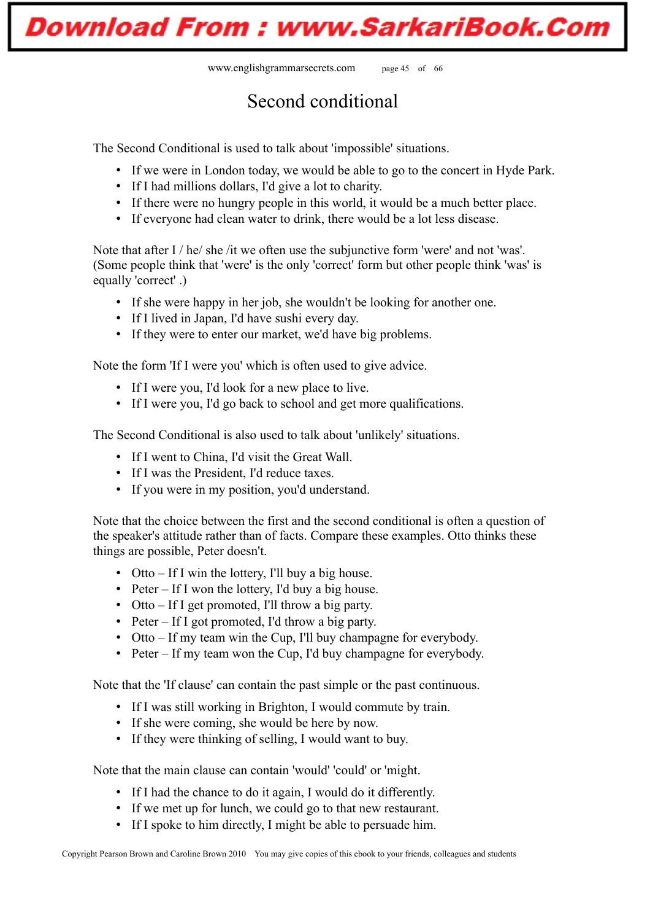# Second conditional

The Second Conditional is used to talk about 'impossible' situations.

- If we were in London today, we would be able to go to the concert in Hyde Park.
- If I had millions dollars, I'd give a lot to charity.
- If there were no hungry people in this world, it would be a much better place.
- If everyone had clean water to drink, there would be a lot less disease.

Note that after I / he/ she /it we often use the subjunctive form 'were' and not 'was'. (Some people think that 'were' is the only 'correct' form but other people think 'was' is equally 'correct' .)

- If she were happy in her job, she wouldn't be looking for another one.
- If I lived in Japan, I'd have sushi every day.
- If they were to enter our market, we'd have big problems.

Note the form 'If I were you' which is often used to give advice.

- If I were you, I'd look for a new place to live.
- If I were you, I'd go back to school and get more qualifications.

The Second Conditional is also used to talk about 'unlikely' situations.

- If I went to China, I'd visit the Great Wall.
- If I was the President, I'd reduce taxes.
- If you were in my position, you'd understand.

Note that the choice between the first and the second conditional is often a question of the speaker's attitude rather than of facts. Compare these examples. Otto thinks these things are possible, Peter doesn't.

- Otto – If I win the lottery, I'll buy a big house.
- Peter – If I won the lottery, I'd buy a big house.
- Otto – If I get promoted, I'll throw a big party.
- Peter – If I got promoted, I'd throw a big party.
- Otto – If my team win the Cup, I'll buy champagne for everybody.
- Peter – If my team won the Cup, I'd buy champagne for everybody.

Note that the 'If clause' can contain the past simple or the past continuous.

- If I was still working in Brighton, I would commute by train.
- If she were coming, she would be here by now.
- If they were thinking of selling, I would want to buy.

Note that the main clause can contain 'would' 'could' or 'might.

- If I had the chance to do it again, I would do it differently.
- If we met up for lunch, we could go to that new restaurant.
- If I spoke to him directly, I might be able to persuade him.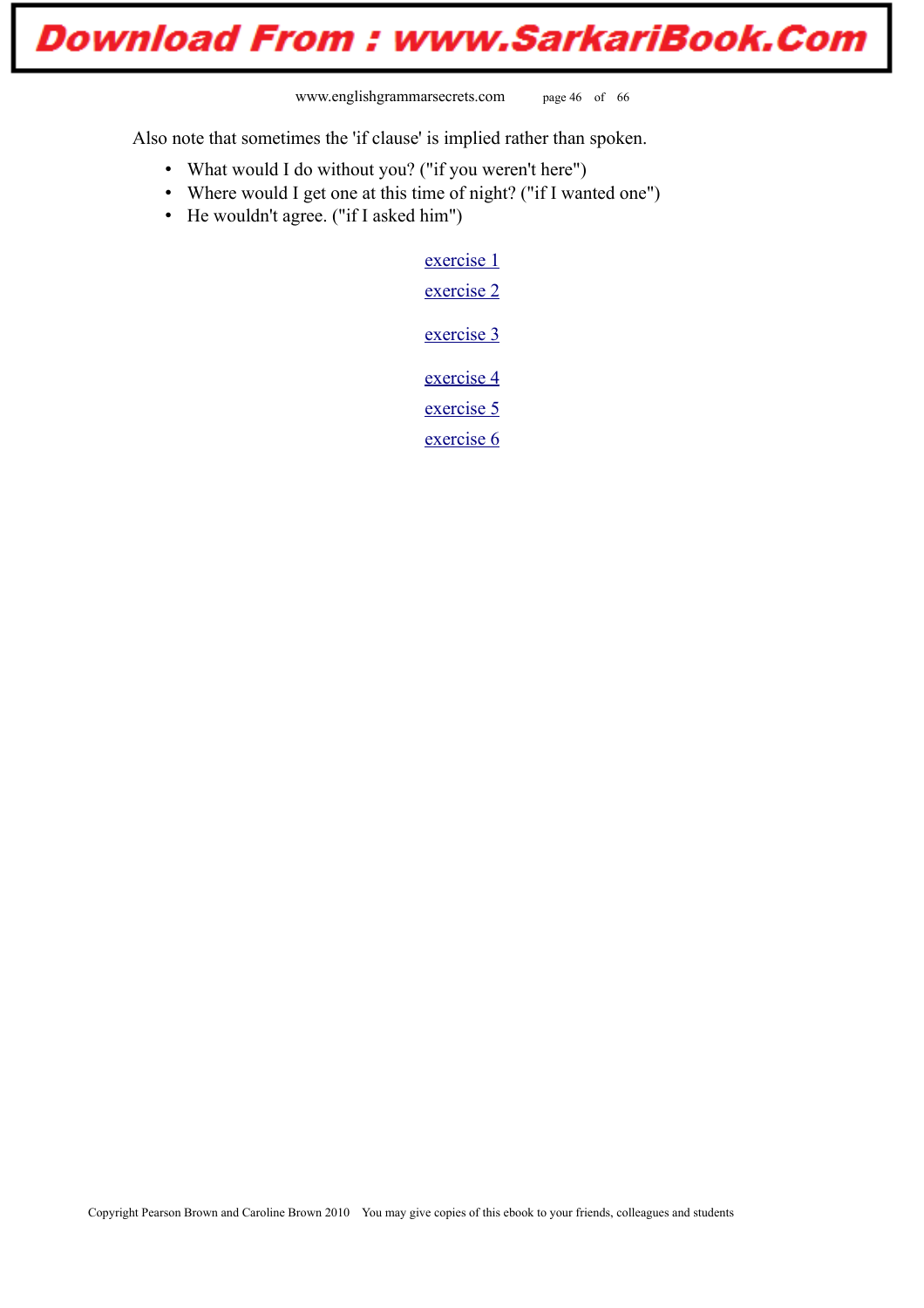Also note that sometimes the 'if clause' is implied rather than spoken.

- What would I do without you? ("if you weren't here")
- Where would I get one at this time of night? ("if I wanted one")
- He wouldn't agree. ("if I asked him")

exercise 1

exercise 2

exercise 3

exercise 4

exercise 5

exercise 6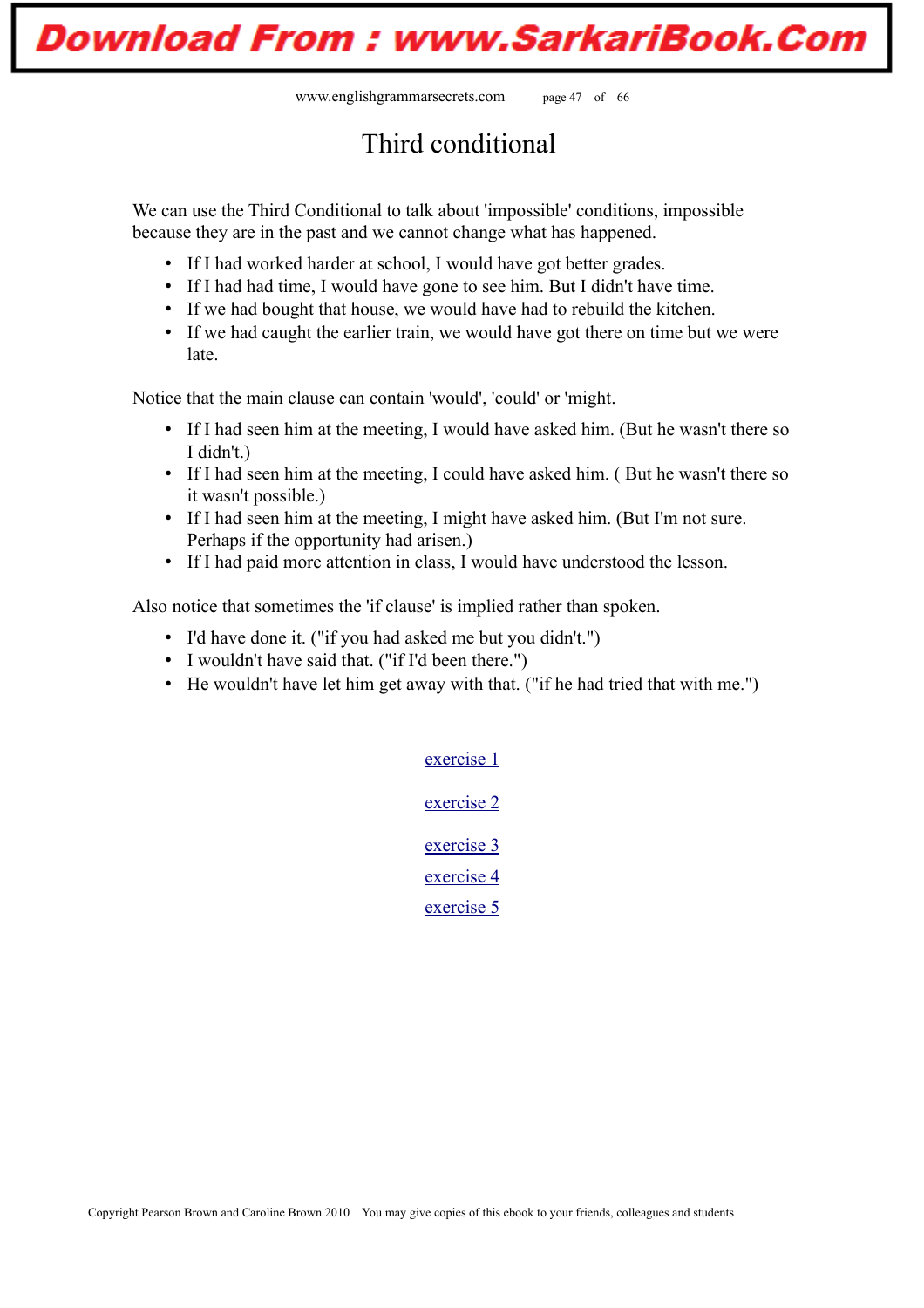# Third conditional

We can use the Third Conditional to talk about 'impossible' conditions, impossible because they are in the past and we cannot change what has happened.

- If I had worked harder at school, I would have got better grades.
- If I had had time, I would have gone to see him. But I didn't have time.
- If we had bought that house, we would have had to rebuild the kitchen.
- If we had caught the earlier train, we would have got there on time but we were late.

Notice that the main clause can contain 'would', 'could' or 'might.

- If I had seen him at the meeting, I would have asked him. (But he wasn't there so I didn't.)
- If I had seen him at the meeting, I could have asked him. ( But he wasn't there so it wasn't possible.)
- If I had seen him at the meeting, I might have asked him. (But I'm not sure. Perhaps if the opportunity had arisen.)
- If I had paid more attention in class, I would have understood the lesson.

Also notice that sometimes the 'if clause' is implied rather than spoken.

- I'd have done it. ("if you had asked me but you didn't.")
- I wouldn't have said that. ("if I'd been there.")
- He wouldn't have let him get away with that. ("if he had tried that with me.")

exercise 1

exercise 2

exercise 3

exercise 4

exercise 5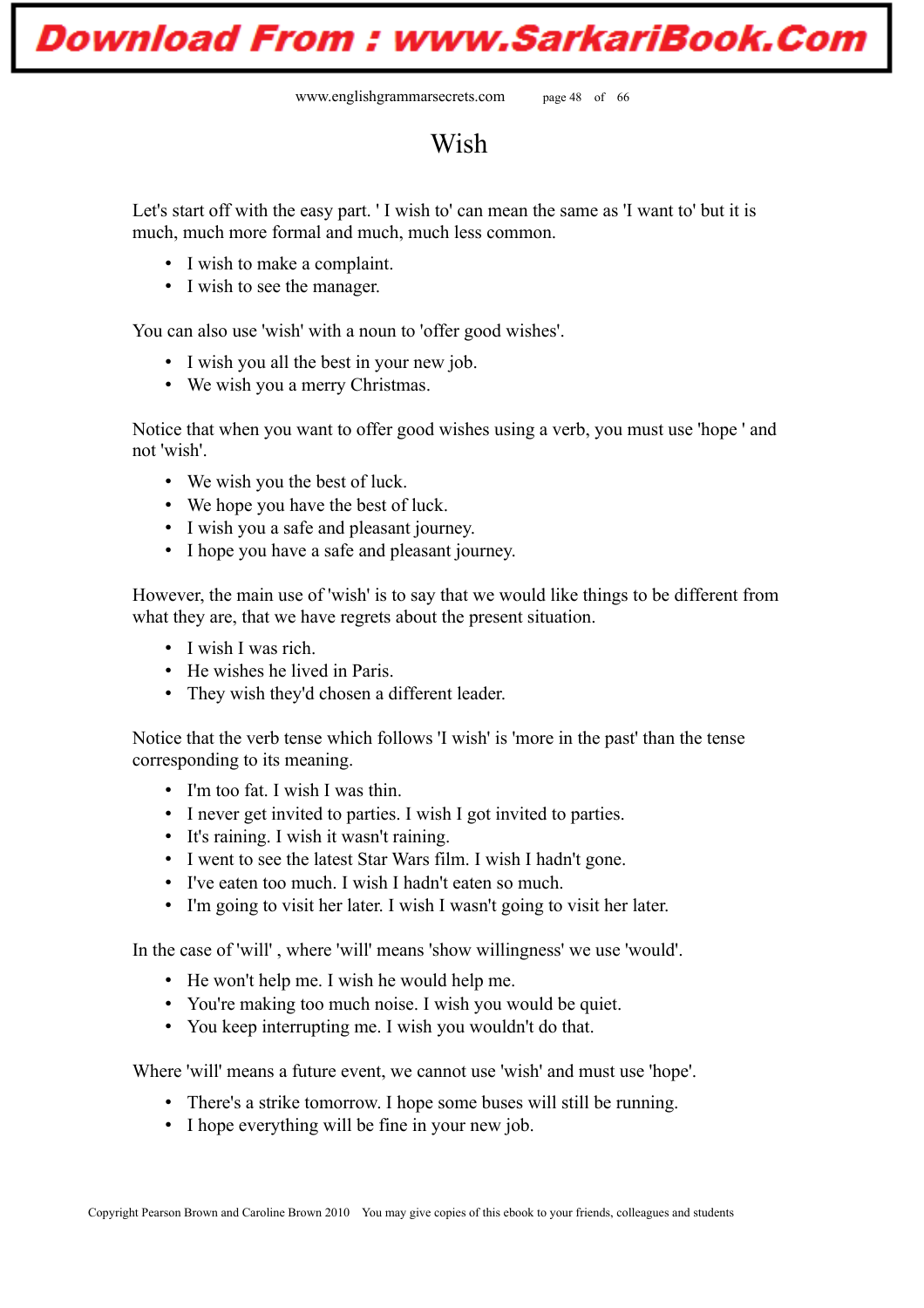# Wish

Let's start off with the easy part. ' I wish to' can mean the same as 'I want to' but it is much, much more formal and much, much less common.

- I wish to make a complaint.
- I wish to see the manager.

You can also use 'wish' with a noun to 'offer good wishes'.

- I wish you all the best in your new job.
- We wish you a merry Christmas.

Notice that when you want to offer good wishes using a verb, you must use 'hope ' and not 'wish'.

- We wish you the best of luck.
- We hope you have the best of luck.
- I wish you a safe and pleasant journey.
- I hope you have a safe and pleasant journey.

However, the main use of 'wish' is to say that we would like things to be different from what they are, that we have regrets about the present situation.

- I wish I was rich.
- He wishes he lived in Paris.
- They wish they'd chosen a different leader.

Notice that the verb tense which follows 'I wish' is 'more in the past' than the tense corresponding to its meaning.

- I'm too fat. I wish I was thin.
- I never get invited to parties. I wish I got invited to parties.
- It's raining. I wish it wasn't raining.
- I went to see the latest Star Wars film. I wish I hadn't gone.
- I've eaten too much. I wish I hadn't eaten so much.
- I'm going to visit her later. I wish I wasn't going to visit her later.

In the case of 'will' , where 'will' means 'show willingness' we use 'would'.

- He won't help me. I wish he would help me.
- You're making too much noise. I wish you would be quiet.
- You keep interrupting me. I wish you wouldn't do that.

Where 'will' means a future event, we cannot use 'wish' and must use 'hope'.

- There's a strike tomorrow. I hope some buses will still be running.
- I hope everything will be fine in your new job.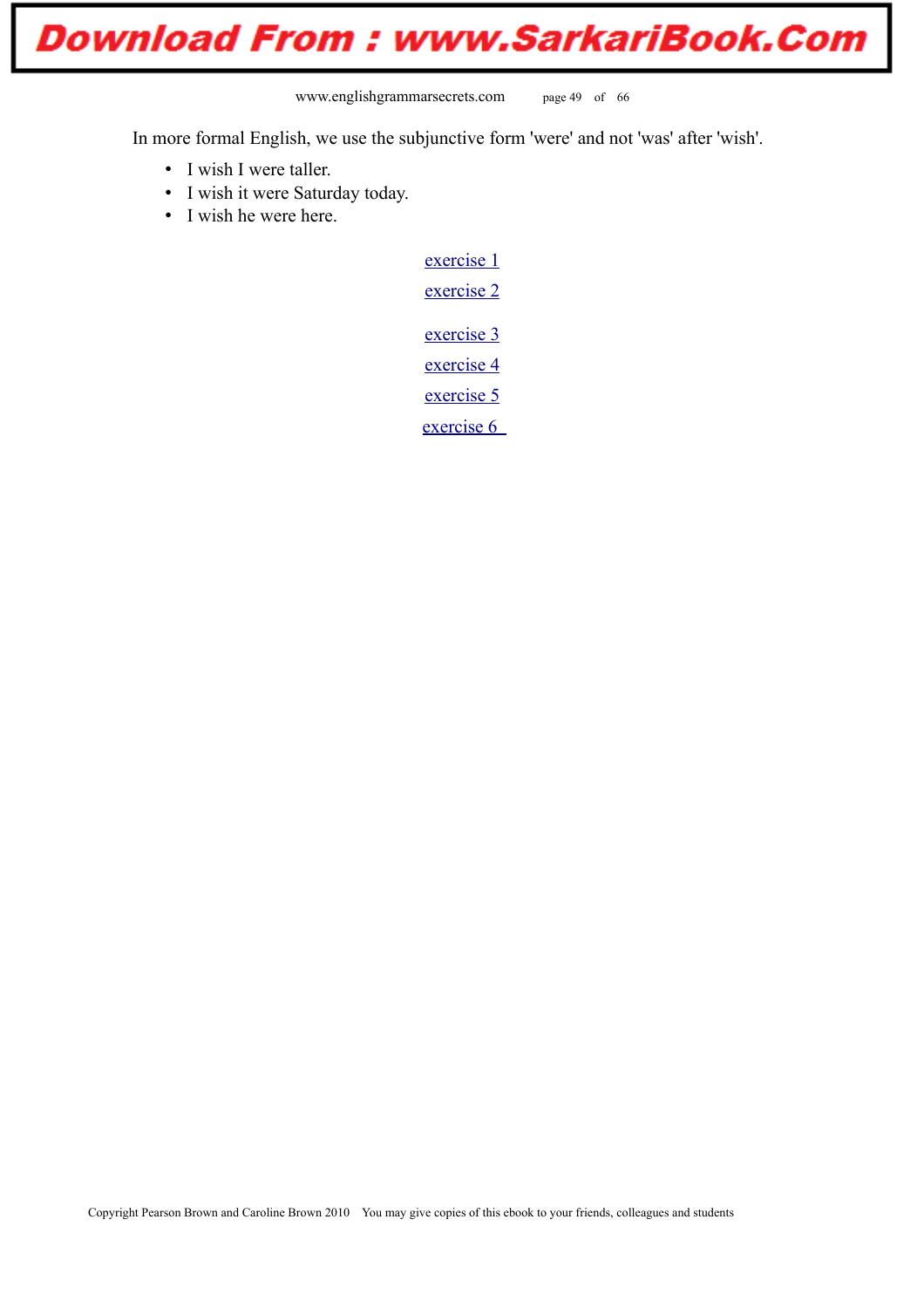In more formal English, we use the subjunctive form 'were' and not 'was' after 'wish'.

- I wish I were taller.
- I wish it were Saturday today.
- I wish he were here.

exercise 1

exercise 2

exercise 3

exercise 4

exercise 5

exercise 6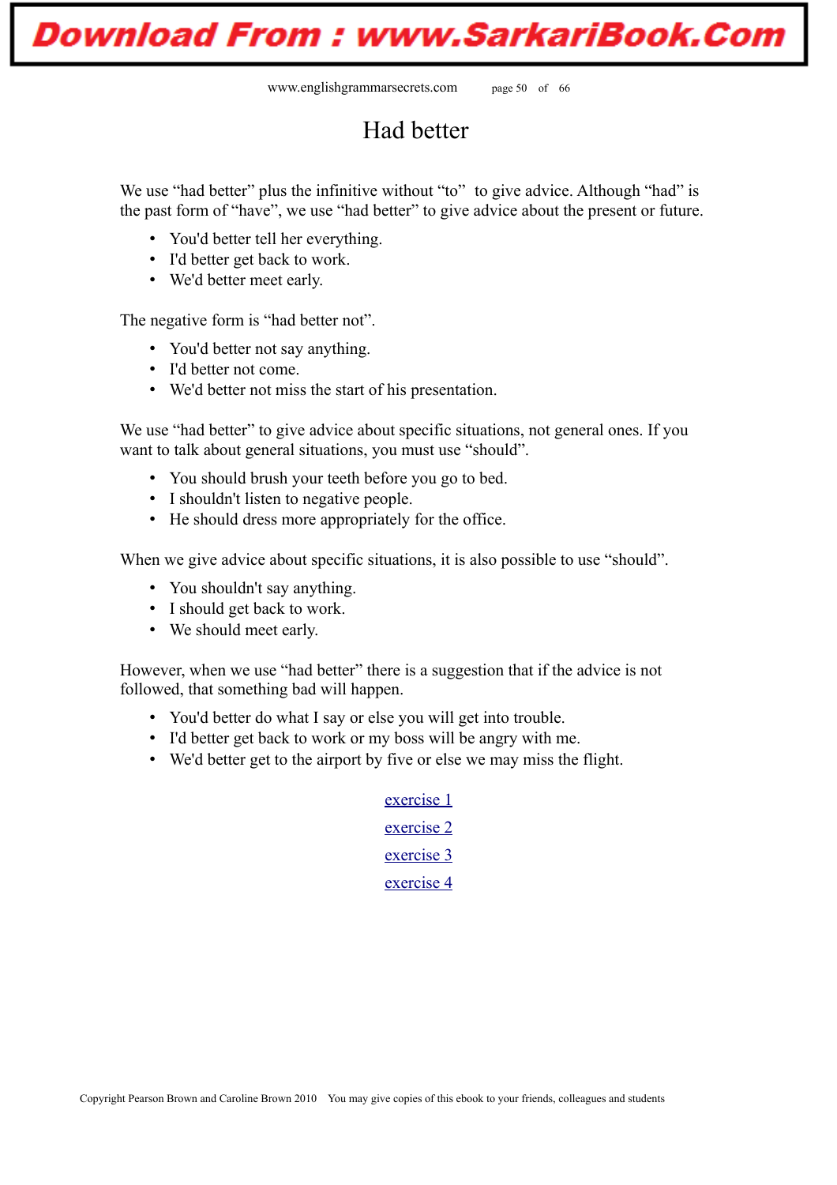# Had better

We use "had better" plus the infinitive without "to" to give advice. Although "had" is the past form of "have", we use "had better" to give advice about the present or future.

- You'd better tell her everything.
- I'd better get back to work.
- We'd better meet early.

The negative form is "had better not".

- You'd better not say anything.
- I'd better not come.
- We'd better not miss the start of his presentation.

We use "had better" to give advice about specific situations, not general ones. If you want to talk about general situations, you must use "should".

- You should brush your teeth before you go to bed.
- I shouldn't listen to negative people.
- He should dress more appropriately for the office.

When we give advice about specific situations, it is also possible to use "should".

- You shouldn't say anything.
- I should get back to work.
- We should meet early.

However, when we use "had better" there is a suggestion that if the advice is not followed, that something bad will happen.

- You'd better do what I say or else you will get into trouble.
- I'd better get back to work or my boss will be angry with me.
- We'd better get to the airport by five or else we may miss the flight.

exercise 1

exercise 2

exercise 3

exercise 4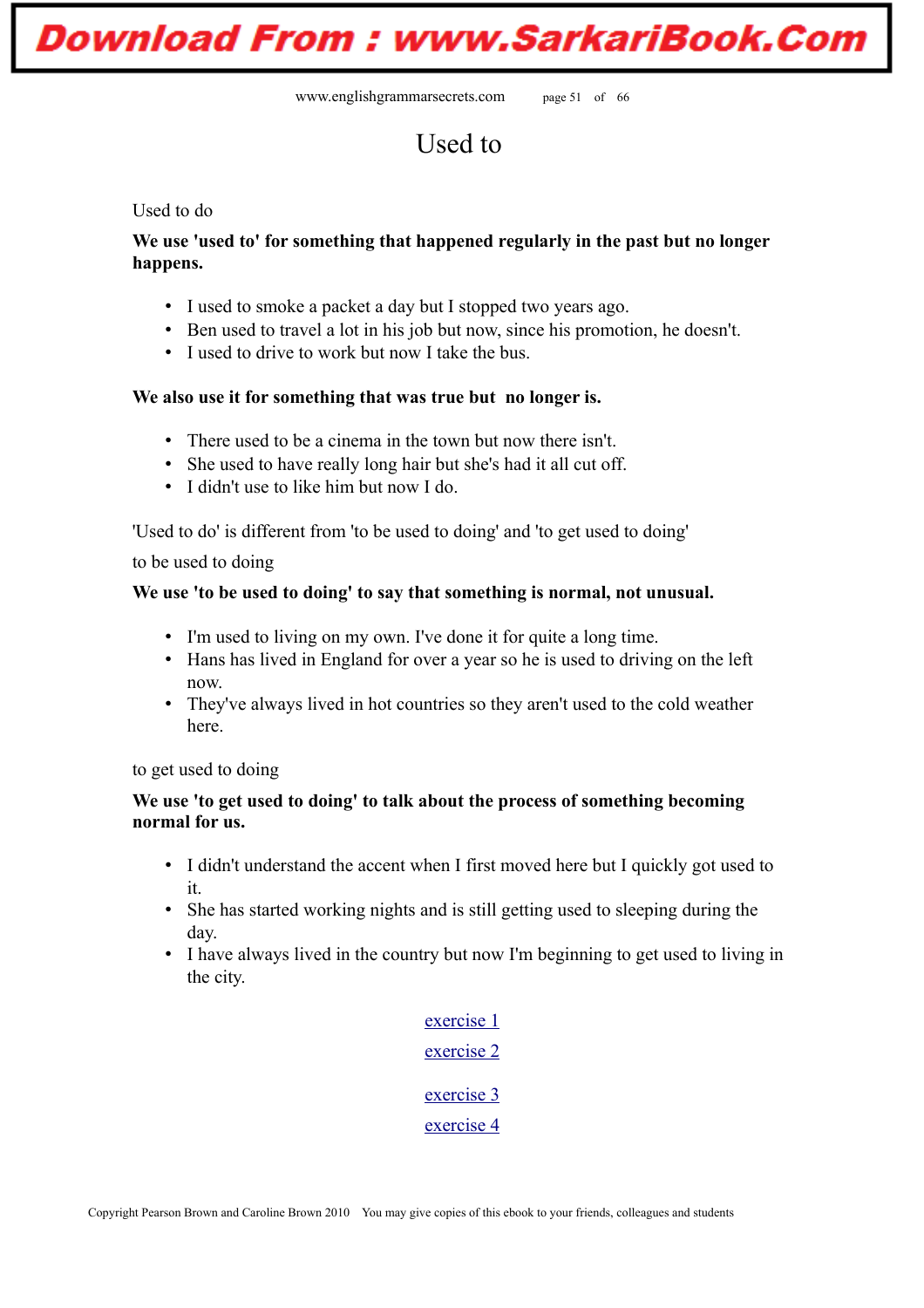# Used to

Used to do

**We use 'used to' for something that happened regularly in the past but no longer happens.**

- I used to smoke a packet a day but I stopped two years ago.
- Ben used to travel a lot in his job but now, since his promotion, he doesn't.
- I used to drive to work but now I take the bus.

**We also use it for something that was true but no longer is.**

- There used to be a cinema in the town but now there isn't.
- She used to have really long hair but she's had it all cut off.
- I didn't use to like him but now I do.

'Used to do' is different from 'to be used to doing' and 'to get used to doing'

to be used to doing

**We use 'to be used to doing' to say that something is normal, not unusual.**

- I'm used to living on my own. I've done it for quite a long time.
- Hans has lived in England for over a year so he is used to driving on the left now.
- They've always lived in hot countries so they aren't used to the cold weather here.

to get used to doing

**We use 'to get used to doing' to talk about the process of something becoming normal for us.**

- I didn't understand the accent when I first moved here but I quickly got used to it.
- She has started working nights and is still getting used to sleeping during the day.
- I have always lived in the country but now I'm beginning to get used to living in the city.

exercise 1

exercise 2

exercise 3

exercise 4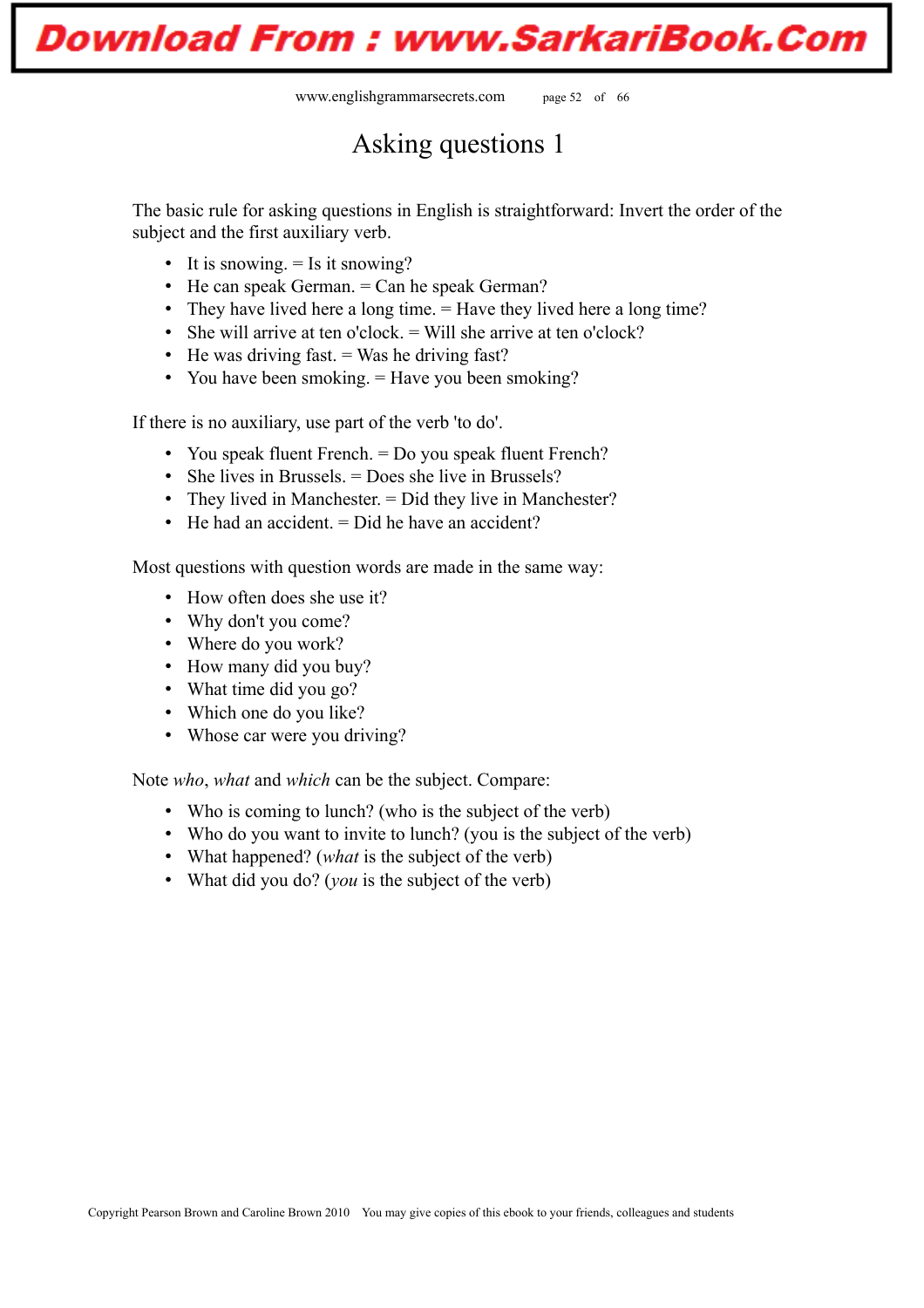# Asking questions 1

The basic rule for asking questions in English is straightforward: Invert the order of the subject and the first auxiliary verb.

- It is snowing. = Is it snowing?
- He can speak German. = Can he speak German?
- They have lived here a long time. = Have they lived here a long time?
- She will arrive at ten o'clock. = Will she arrive at ten o'clock?
- He was driving fast. = Was he driving fast?
- You have been smoking. = Have you been smoking?

If there is no auxiliary, use part of the verb 'to do'.

- You speak fluent French. = Do you speak fluent French?
- She lives in Brussels. = Does she live in Brussels?
- They lived in Manchester. = Did they live in Manchester?
- He had an accident. = Did he have an accident?

Most questions with question words are made in the same way:

- How often does she use it?
- Why don't you come?
- Where do you work?
- How many did you buy?
- What time did you go?
- Which one do you like?
- Whose car were you driving?

Note *who*, *what* and *which* can be the subject. Compare:

- Who is coming to lunch? (who is the subject of the verb)
- Who do you want to invite to lunch? (you is the subject of the verb)
- What happened? (*what* is the subject of the verb)
- What did you do? (*you* is the subject of the verb)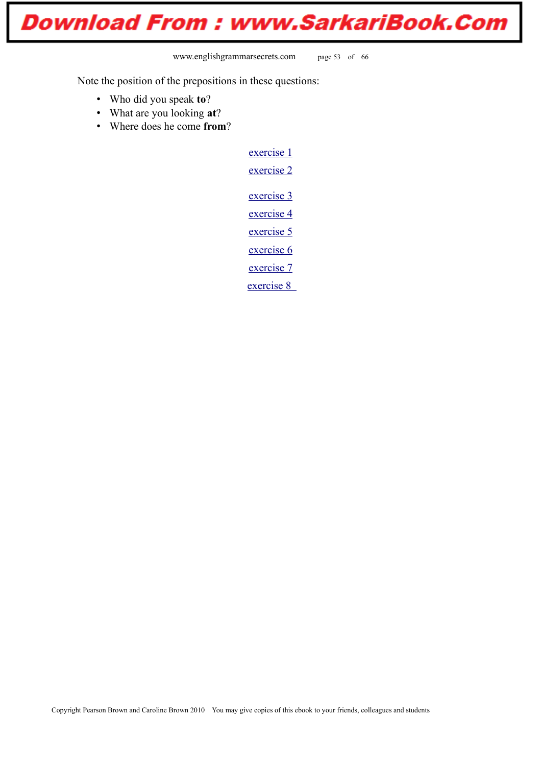Note the position of the prepositions in these questions:

- Who did you speak **to**?
- What are you looking **at**?
- Where does he come **from**?

exercise 1

exercise 2

exercise 3

exercise 4

exercise 5

exercise 6

exercise 7

exercise 8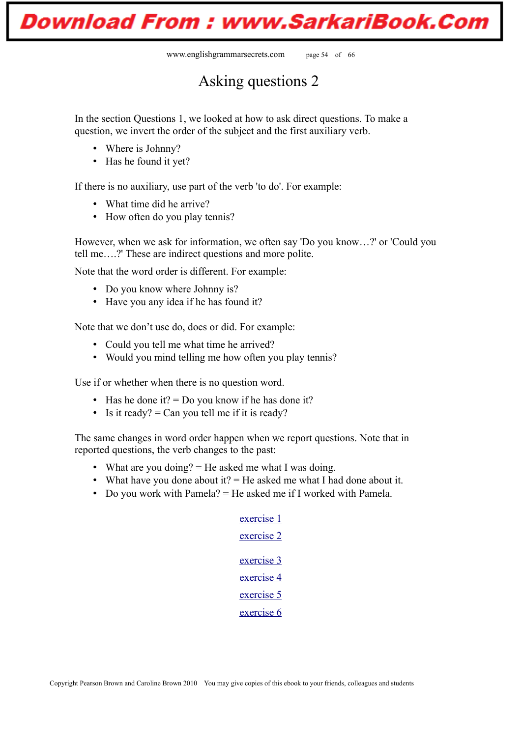# Asking questions 2

In the section Questions 1, we looked at how to ask direct questions. To make a question, we invert the order of the subject and the first auxiliary verb.

- Where is Johnny?
- Has he found it yet?

If there is no auxiliary, use part of the verb 'to do'. For example:

- What time did he arrive?
- How often do you play tennis?

However, when we ask for information, we often say 'Do you know…?' or 'Could you tell me….?' These are indirect questions and more polite.

Note that the word order is different. For example:

- Do you know where Johnny is?
- Have you any idea if he has found it?

Note that we don't use do, does or did. For example:

- Could you tell me what time he arrived?
- Would you mind telling me how often you play tennis?

Use if or whether when there is no question word.

- Has he done it? = Do you know if he has done it?
- Is it ready? = Can you tell me if it is ready?

The same changes in word order happen when we report questions. Note that in reported questions, the verb changes to the past:

- What are you doing? = He asked me what I was doing.
- What have you done about it? = He asked me what I had done about it.
- Do you work with Pamela? = He asked me if I worked with Pamela.

exercise 1

exercise 2

exercise 3

exercise 4

exercise 5

exercise 6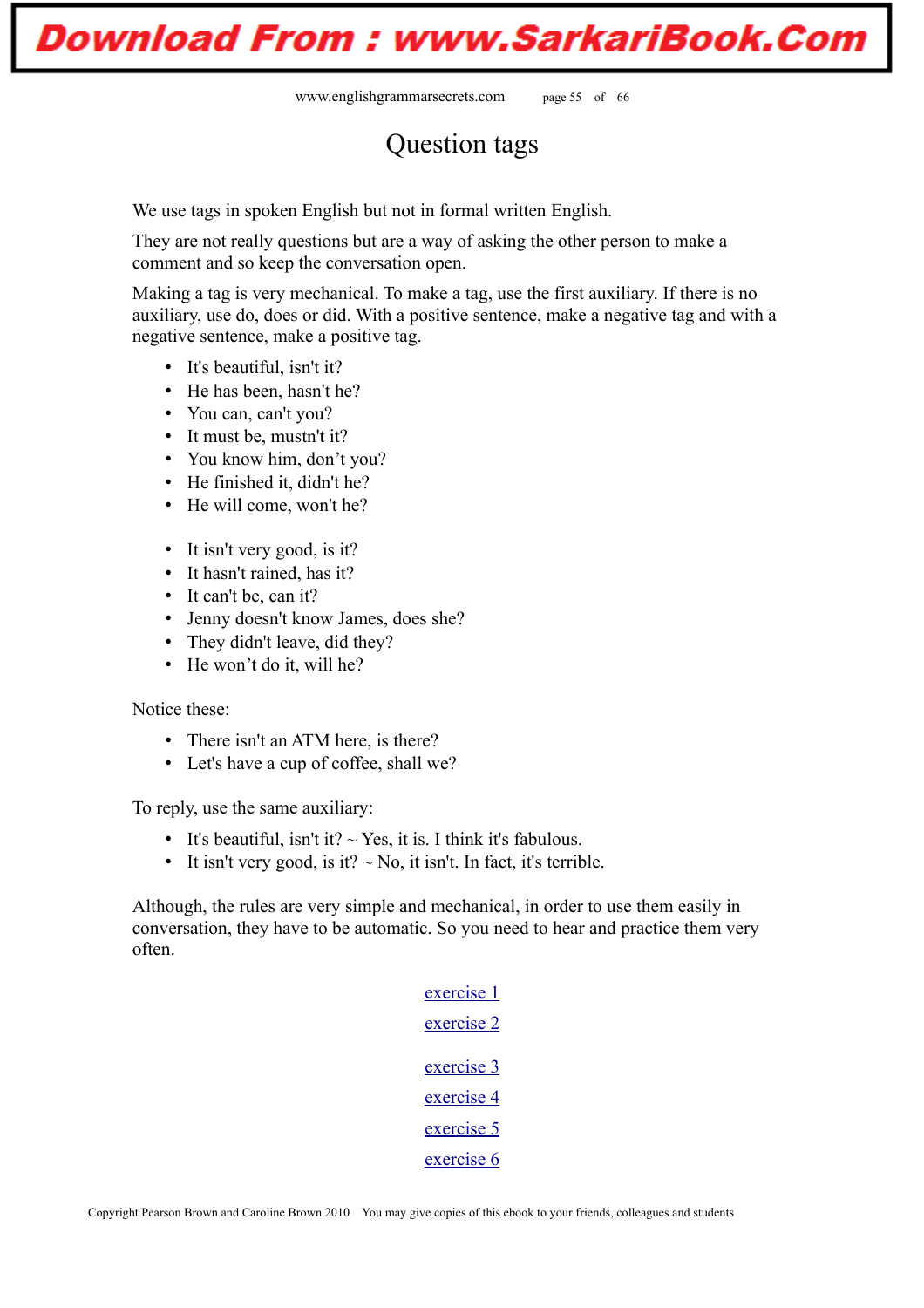# Question tags

We use tags in spoken English but not in formal written English.

They are not really questions but are a way of asking the other person to make a comment and so keep the conversation open.

Making a tag is very mechanical. To make a tag, use the first auxiliary. If there is no auxiliary, use do, does or did. With a positive sentence, make a negative tag and with a negative sentence, make a positive tag.

- It's beautiful, isn't it?
- He has been, hasn't he?
- You can, can't you?
- It must be, mustn't it?
- You know him, don't you?
- He finished it, didn't he?
- He will come, won't he?

- It isn't very good, is it?
- It hasn't rained, has it?
- It can't be, can it?
- Jenny doesn't know James, does she?
- They didn't leave, did they?
- He won't do it, will he?

Notice these:

- There isn't an ATM here, is there?
- Let's have a cup of coffee, shall we?

To reply, use the same auxiliary:

- It's beautiful, isn't it? ~ Yes, it is. I think it's fabulous.
- It isn't very good, is it? ~ No, it isn't. In fact, it's terrible.

Although, the rules are very simple and mechanical, in order to use them easily in conversation, they have to be automatic. So you need to hear and practice them very often.

exercise 1

exercise 2

exercise 3

exercise 4

exercise 5

exercise 6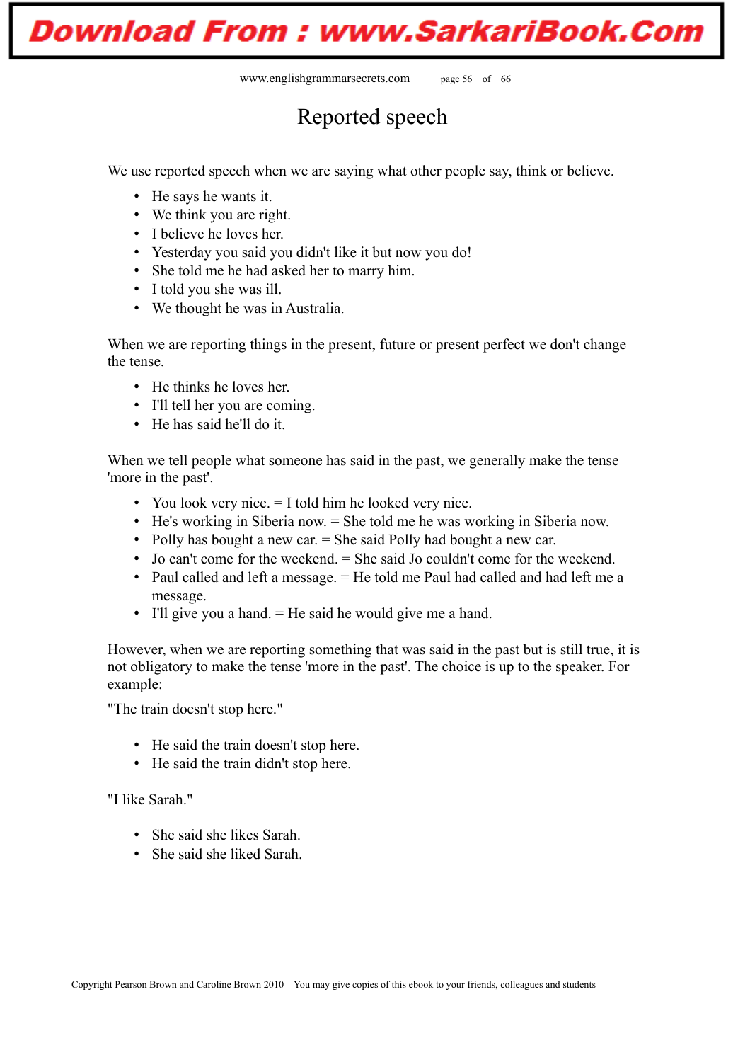# Reported speech

We use reported speech when we are saying what other people say, think or believe.

- He says he wants it.
- We think you are right.
- I believe he loves her.
- Yesterday you said you didn't like it but now you do!
- She told me he had asked her to marry him.
- I told you she was ill.
- We thought he was in Australia.

When we are reporting things in the present, future or present perfect we don't change the tense.

- He thinks he loves her.
- I'll tell her you are coming.
- He has said he'll do it.

When we tell people what someone has said in the past, we generally make the tense 'more in the past'.

- You look very nice. = I told him he looked very nice.
- He's working in Siberia now. = She told me he was working in Siberia now.
- Polly has bought a new car. = She said Polly had bought a new car.
- Jo can't come for the weekend. = She said Jo couldn't come for the weekend.
- Paul called and left a message. = He told me Paul had called and had left me a message.
- I'll give you a hand. = He said he would give me a hand.

However, when we are reporting something that was said in the past but is still true, it is not obligatory to make the tense 'more in the past'. The choice is up to the speaker. For example:

"The train doesn't stop here."

- He said the train doesn't stop here.
- He said the train didn't stop here.

"I like Sarah."

- She said she likes Sarah.
- She said she liked Sarah.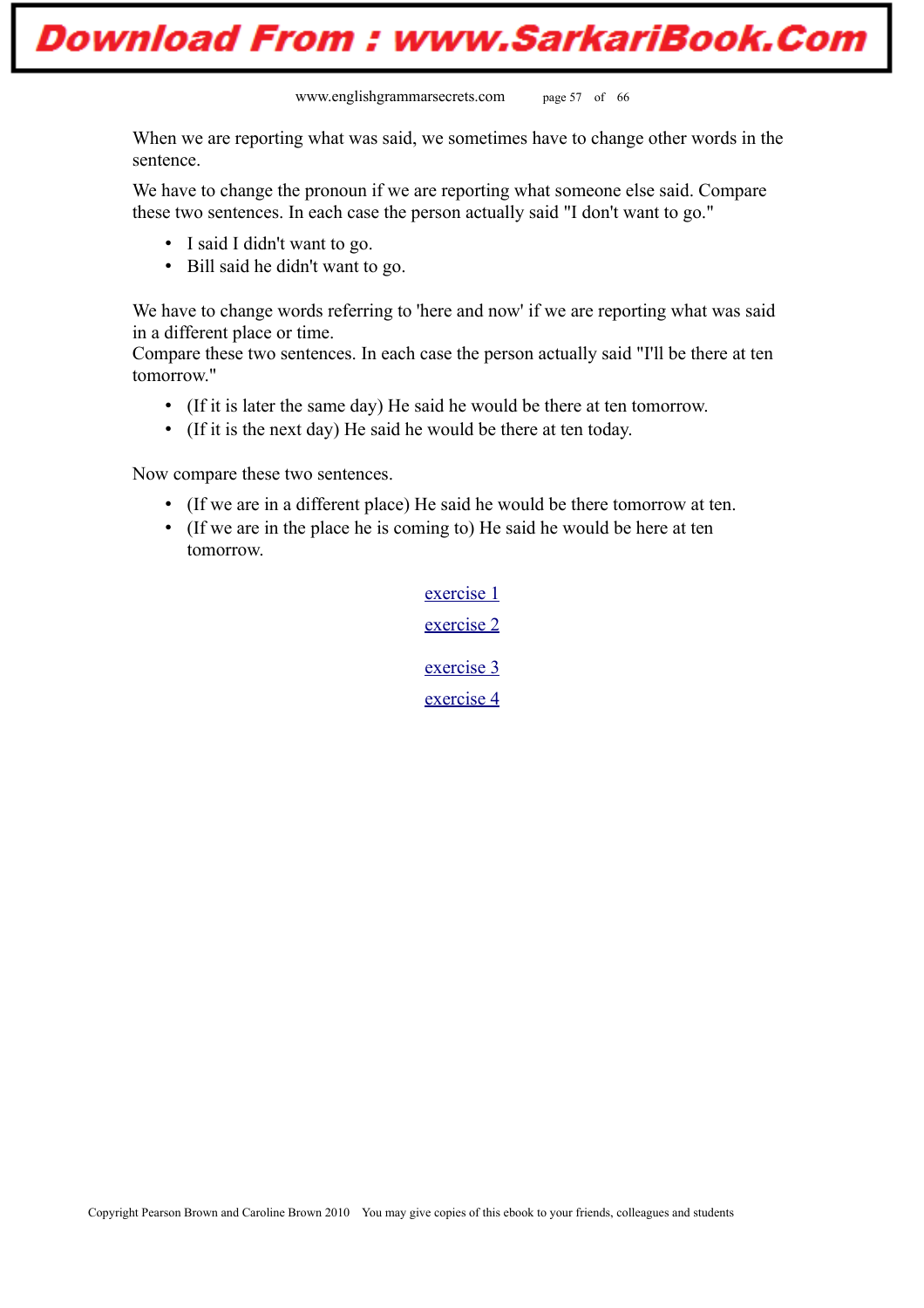When we are reporting what was said, we sometimes have to change other words in the sentence.

We have to change the pronoun if we are reporting what someone else said. Compare these two sentences. In each case the person actually said "I don't want to go."

- I said I didn't want to go.
- Bill said he didn't want to go.

We have to change words referring to 'here and now' if we are reporting what was said in a different place or time.
Compare these two sentences. In each case the person actually said "I'll be there at ten tomorrow."

- (If it is later the same day) He said he would be there at ten tomorrow.
- (If it is the next day) He said he would be there at ten today.

Now compare these two sentences.

- (If we are in a different place) He said he would be there tomorrow at ten.
- (If we are in the place he is coming to) He said he would be here at ten tomorrow.

exercise 1

exercise 2

exercise 3

exercise 4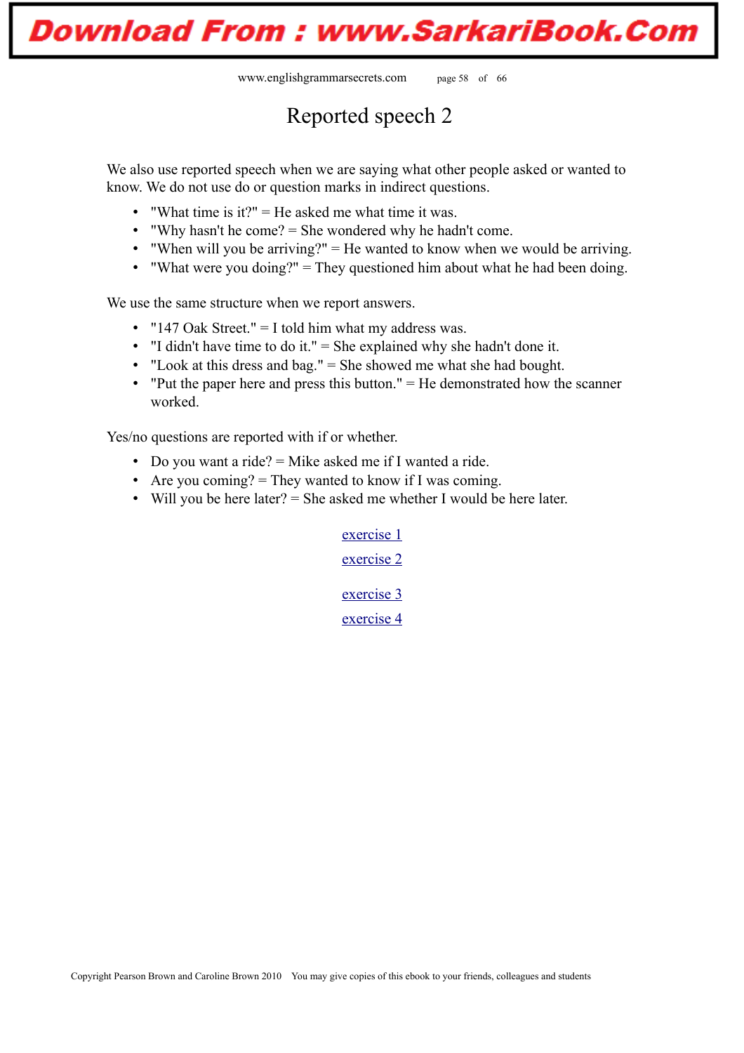# Reported speech 2

We also use reported speech when we are saying what other people asked or wanted to know. We do not use do or question marks in indirect questions.

- "What time is it?" = He asked me what time it was.
- "Why hasn't he come? = She wondered why he hadn't come.
- "When will you be arriving?" = He wanted to know when we would be arriving.
- "What were you doing?" = They questioned him about what he had been doing.

We use the same structure when we report answers.

- "147 Oak Street." = I told him what my address was.
- "I didn't have time to do it." = She explained why she hadn't done it.
- "Look at this dress and bag." = She showed me what she had bought.
- "Put the paper here and press this button." = He demonstrated how the scanner worked.

Yes/no questions are reported with if or whether.

- Do you want a ride? = Mike asked me if I wanted a ride.
- Are you coming? = They wanted to know if I was coming.
- Will you be here later? = She asked me whether I would be here later.

exercise 1

exercise 2

exercise 3

exercise 4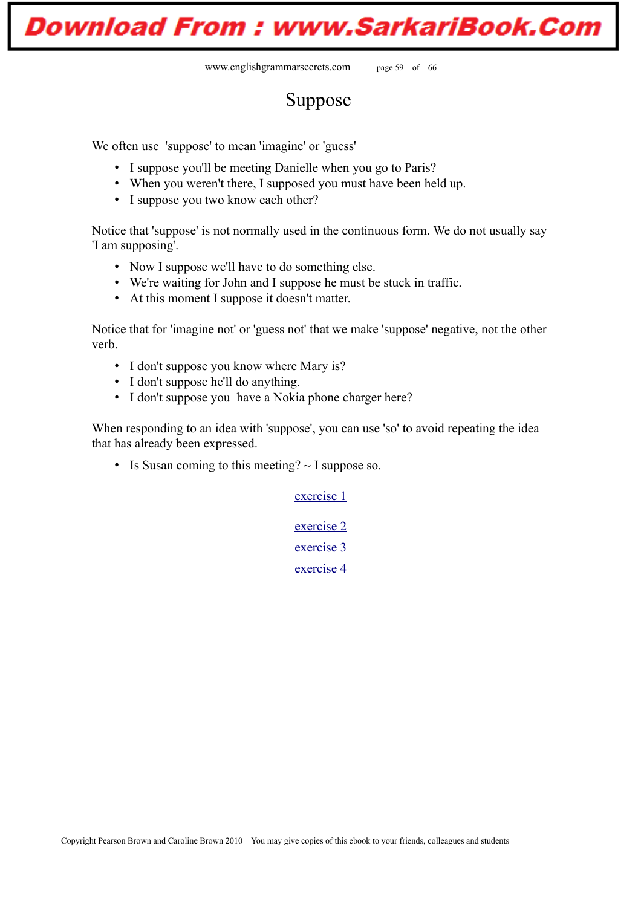# Suppose

We often use 'suppose' to mean 'imagine' or 'guess'

- I suppose you'll be meeting Danielle when you go to Paris?
- When you weren't there, I supposed you must have been held up.
- I suppose you two know each other?

Notice that 'suppose' is not normally used in the continuous form. We do not usually say 'I am supposing'.

- Now I suppose we'll have to do something else.
- We're waiting for John and I suppose he must be stuck in traffic.
- At this moment I suppose it doesn't matter.

Notice that for 'imagine not' or 'guess not' that we make 'suppose' negative, not the other verb.

- I don't suppose you know where Mary is?
- I don't suppose he'll do anything.
- I don't suppose you have a Nokia phone charger here?

When responding to an idea with 'suppose', you can use 'so' to avoid repeating the idea that has already been expressed.

- Is Susan coming to this meeting? ~ I suppose so.

exercise 1

exercise 2

exercise 3

exercise 4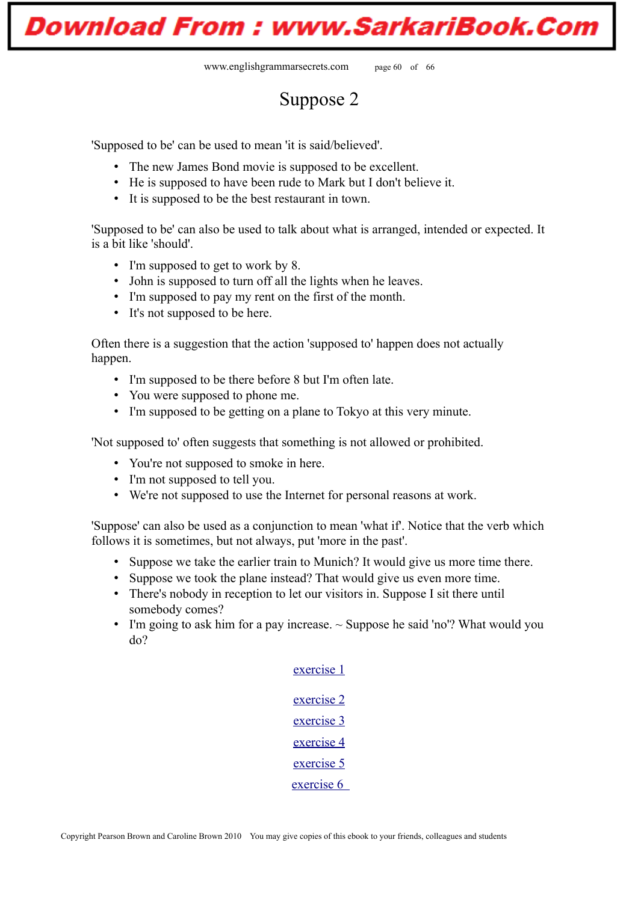# Suppose 2

'Supposed to be' can be used to mean 'it is said/believed'.

- The new James Bond movie is supposed to be excellent.
- He is supposed to have been rude to Mark but I don't believe it.
- It is supposed to be the best restaurant in town.

'Supposed to be' can also be used to talk about what is arranged, intended or expected. It is a bit like 'should'.

- I'm supposed to get to work by 8.
- John is supposed to turn off all the lights when he leaves.
- I'm supposed to pay my rent on the first of the month.
- It's not supposed to be here.

Often there is a suggestion that the action 'supposed to' happen does not actually happen.

- I'm supposed to be there before 8 but I'm often late.
- You were supposed to phone me.
- I'm supposed to be getting on a plane to Tokyo at this very minute.

'Not supposed to' often suggests that something is not allowed or prohibited.

- You're not supposed to smoke in here.
- I'm not supposed to tell you.
- We're not supposed to use the Internet for personal reasons at work.

'Suppose' can also be used as a conjunction to mean 'what if'. Notice that the verb which follows it is sometimes, but not always, put 'more in the past'.

- Suppose we take the earlier train to Munich? It would give us more time there.
- Suppose we took the plane instead? That would give us even more time.
- There's nobody in reception to let our visitors in. Suppose I sit there until somebody comes?
- I'm going to ask him for a pay increase. ~ Suppose he said 'no'? What would you do?

exercise 1

exercise 2

exercise 3

exercise 4

exercise 5

exercise 6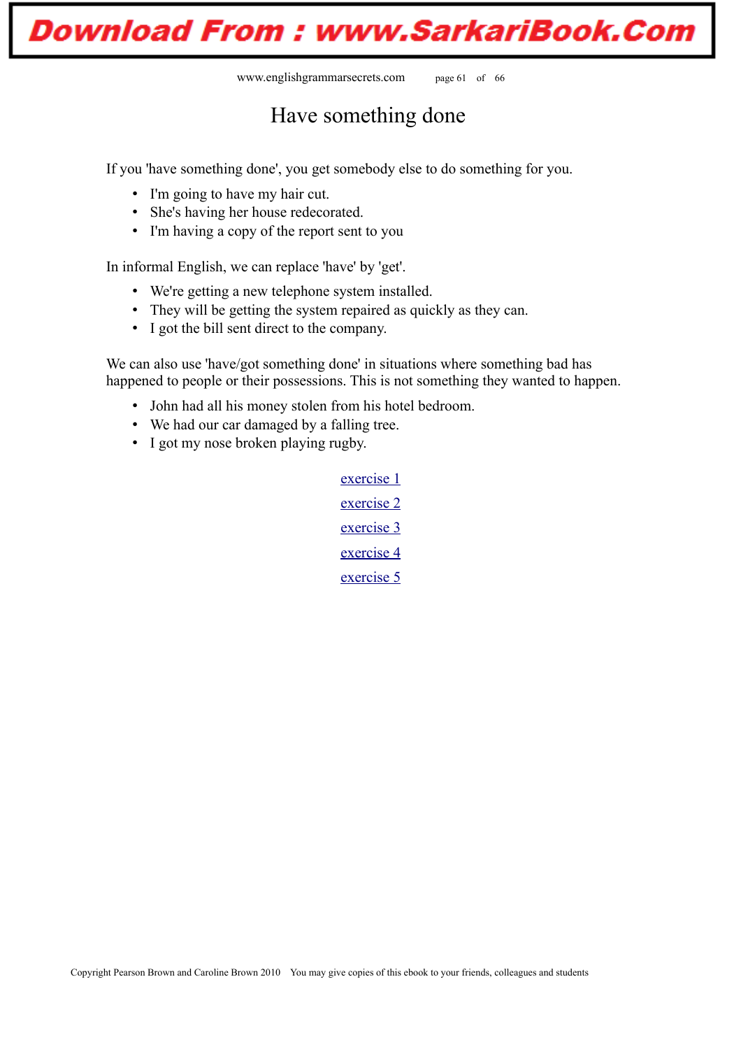# Have something done

If you 'have something done', you get somebody else to do something for you.

- I'm going to have my hair cut.
- She's having her house redecorated.
- I'm having a copy of the report sent to you

In informal English, we can replace 'have' by 'get'.

- We're getting a new telephone system installed.
- They will be getting the system repaired as quickly as they can.
- I got the bill sent direct to the company.

We can also use 'have/got something done' in situations where something bad has happened to people or their possessions. This is not something they wanted to happen.

- John had all his money stolen from his hotel bedroom.
- We had our car damaged by a falling tree.
- I got my nose broken playing rugby.

exercise 1

exercise 2

exercise 3

exercise 4

exercise 5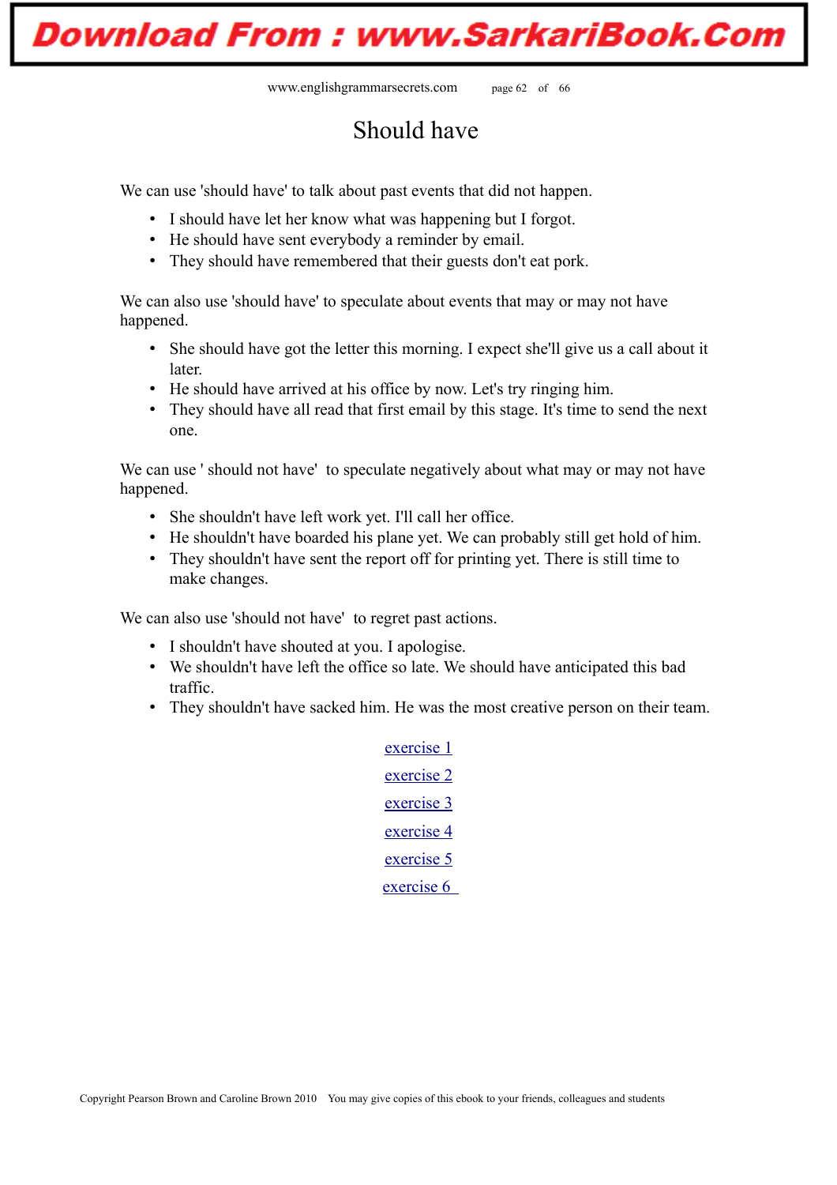# Should have

We can use 'should have' to talk about past events that did not happen.

- I should have let her know what was happening but I forgot.
- He should have sent everybody a reminder by email.
- They should have remembered that their guests don't eat pork.

We can also use 'should have' to speculate about events that may or may not have happened.

- She should have got the letter this morning. I expect she'll give us a call about it later.
- He should have arrived at his office by now. Let's try ringing him.
- They should have all read that first email by this stage. It's time to send the next one.

We can use ' should not have' to speculate negatively about what may or may not have happened.

- She shouldn't have left work yet. I'll call her office.
- He shouldn't have boarded his plane yet. We can probably still get hold of him.
- They shouldn't have sent the report off for printing yet. There is still time to make changes.

We can also use 'should not have' to regret past actions.

- I shouldn't have shouted at you. I apologise.
- We shouldn't have left the office so late. We should have anticipated this bad traffic.
- They shouldn't have sacked him. He was the most creative person on their team.

exercise 1

exercise 2

exercise 3

exercise 4

exercise 5

exercise 6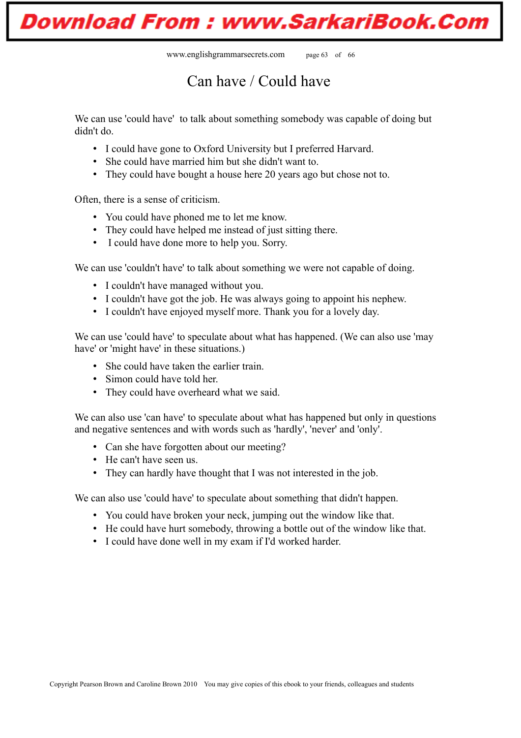# Can have / Could have

We can use 'could have' to talk about something somebody was capable of doing but didn't do.

- I could have gone to Oxford University but I preferred Harvard.
- She could have married him but she didn't want to.
- They could have bought a house here 20 years ago but chose not to.

Often, there is a sense of criticism.

- You could have phoned me to let me know.
- They could have helped me instead of just sitting there.
- I could have done more to help you. Sorry.

We can use 'couldn't have' to talk about something we were not capable of doing.

- I couldn't have managed without you.
- I couldn't have got the job. He was always going to appoint his nephew.
- I couldn't have enjoyed myself more. Thank you for a lovely day.

We can use 'could have' to speculate about what has happened. (We can also use 'may have' or 'might have' in these situations.)

- She could have taken the earlier train.
- Simon could have told her.
- They could have overheard what we said.

We can also use 'can have' to speculate about what has happened but only in questions and negative sentences and with words such as 'hardly', 'never' and 'only'.

- Can she have forgotten about our meeting?
- He can't have seen us.
- They can hardly have thought that I was not interested in the job.

We can also use 'could have' to speculate about something that didn't happen.

- You could have broken your neck, jumping out the window like that.
- He could have hurt somebody, throwing a bottle out of the window like that.
- I could have done well in my exam if I'd worked harder.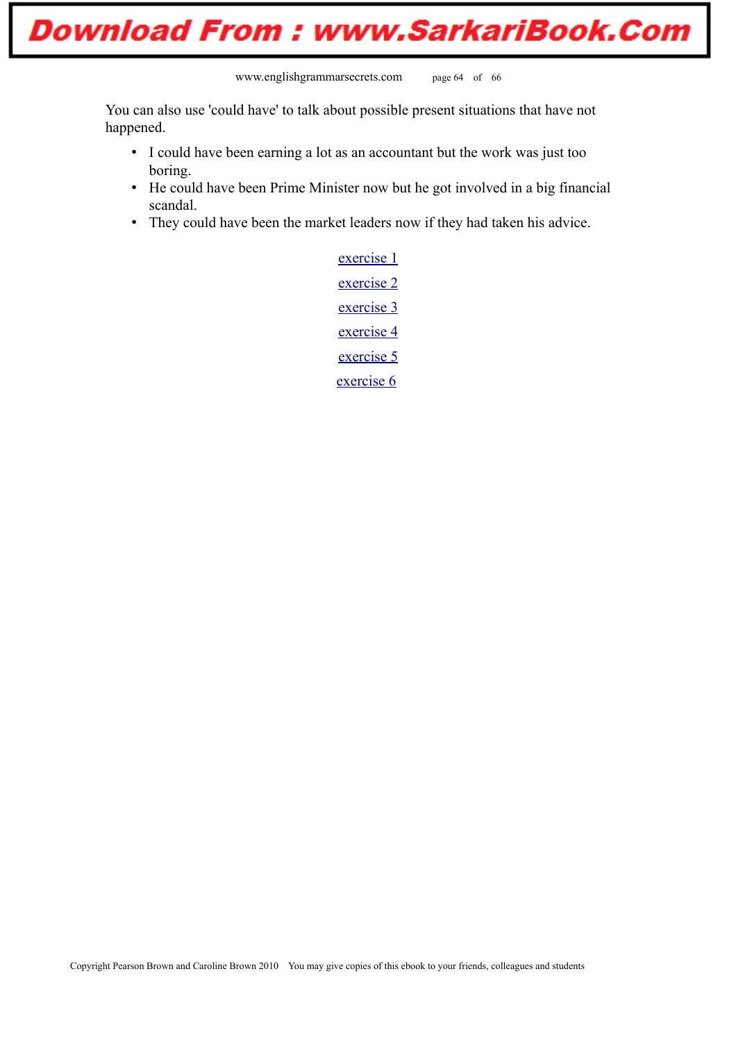You can also use 'could have' to talk about possible present situations that have not happened.

- I could have been earning a lot as an accountant but the work was just too boring.
- He could have been Prime Minister now but he got involved in a big financial scandal.
- They could have been the market leaders now if they had taken his advice.

exercise 1

exercise 2

exercise 3

exercise 4

exercise 5

exercise 6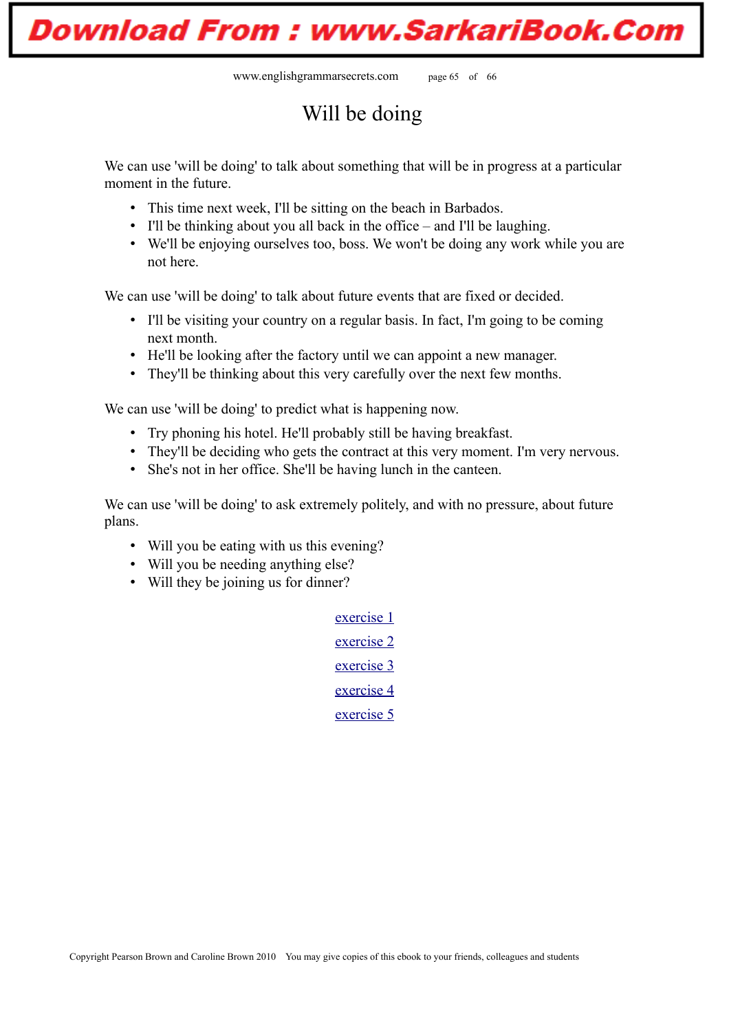# Will be doing

We can use 'will be doing' to talk about something that will be in progress at a particular moment in the future.

- This time next week, I'll be sitting on the beach in Barbados.
- I'll be thinking about you all back in the office – and I'll be laughing.
- We'll be enjoying ourselves too, boss. We won't be doing any work while you are not here.

We can use 'will be doing' to talk about future events that are fixed or decided.

- I'll be visiting your country on a regular basis. In fact, I'm going to be coming next month.
- He'll be looking after the factory until we can appoint a new manager.
- They'll be thinking about this very carefully over the next few months.

We can use 'will be doing' to predict what is happening now.

- Try phoning his hotel. He'll probably still be having breakfast.
- They'll be deciding who gets the contract at this very moment. I'm very nervous.
- She's not in her office. She'll be having lunch in the canteen.

We can use 'will be doing' to ask extremely politely, and with no pressure, about future plans.

- Will you be eating with us this evening?
- Will you be needing anything else?
- Will they be joining us for dinner?

exercise 1

exercise 2

exercise 3

exercise 4

exercise 5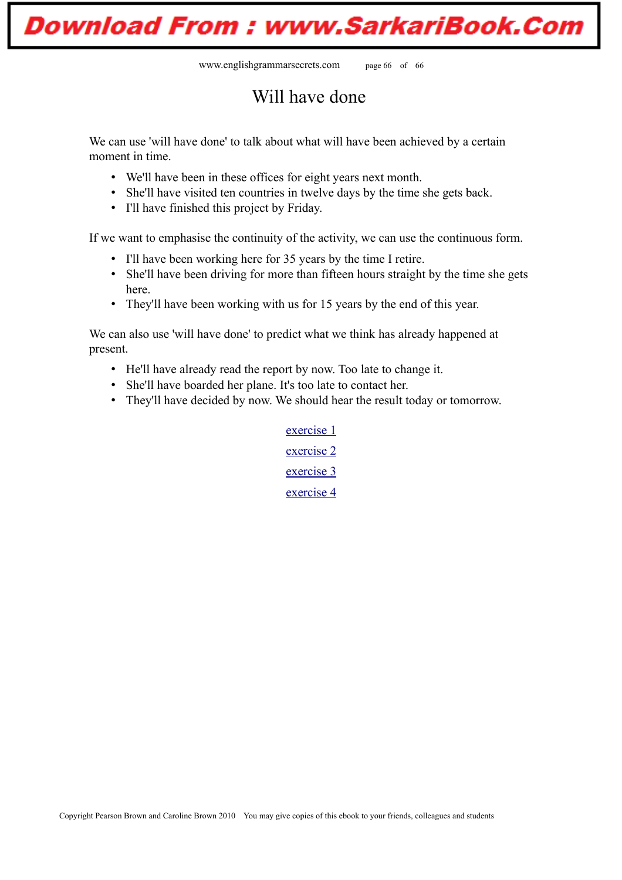# Will have done

We can use 'will have done' to talk about what will have been achieved by a certain moment in time.

- We'll have been in these offices for eight years next month.
- She'll have visited ten countries in twelve days by the time she gets back.
- I'll have finished this project by Friday.

If we want to emphasise the continuity of the activity, we can use the continuous form.

- I'll have been working here for 35 years by the time I retire.
- She'll have been driving for more than fifteen hours straight by the time she gets here.
- They'll have been working with us for 15 years by the end of this year.

We can also use 'will have done' to predict what we think has already happened at present.

- He'll have already read the report by now. Too late to change it.
- She'll have boarded her plane. It's too late to contact her.
- They'll have decided by now. We should hear the result today or tomorrow.

exercise 1

exercise 2

exercise 3

exercise 4